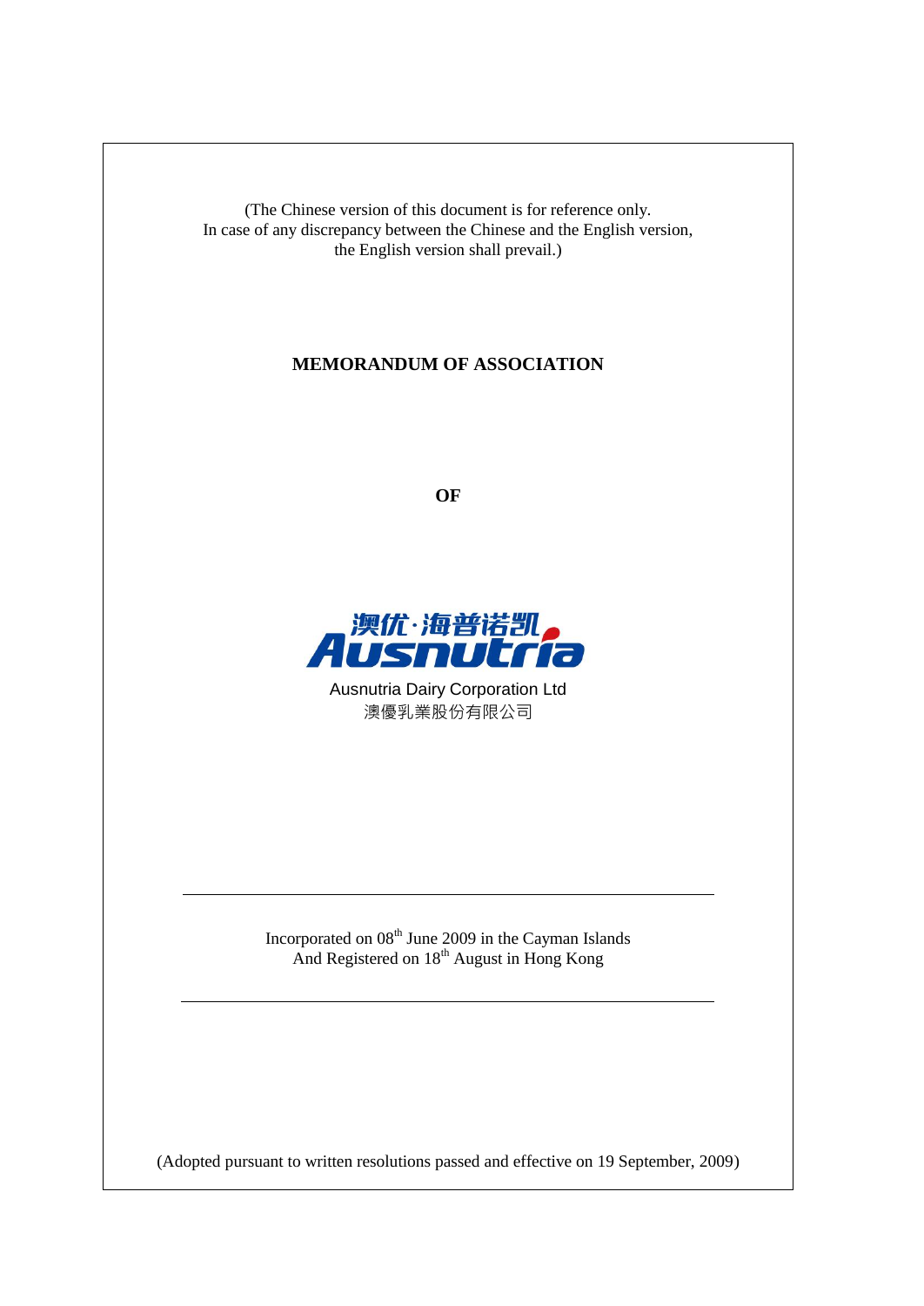(The Chinese version of this document is for reference only.
In case of any discrepancy between the Chinese and the English version,
the English version shall prevail.)

# MEMORANDUM OF ASSOCIATION

**OF**

澳优·海普诺凯

Ausnutria

Ausnutria Dairy Corporation Ltd

澳優乳業股份有限公司

---

Incorporated on 08th June 2009 in the Cayman Islands
And Registered on 18th August in Hong Kong

---

(Adopted pursuant to written resolutions passed and effective on 19 September, 2009)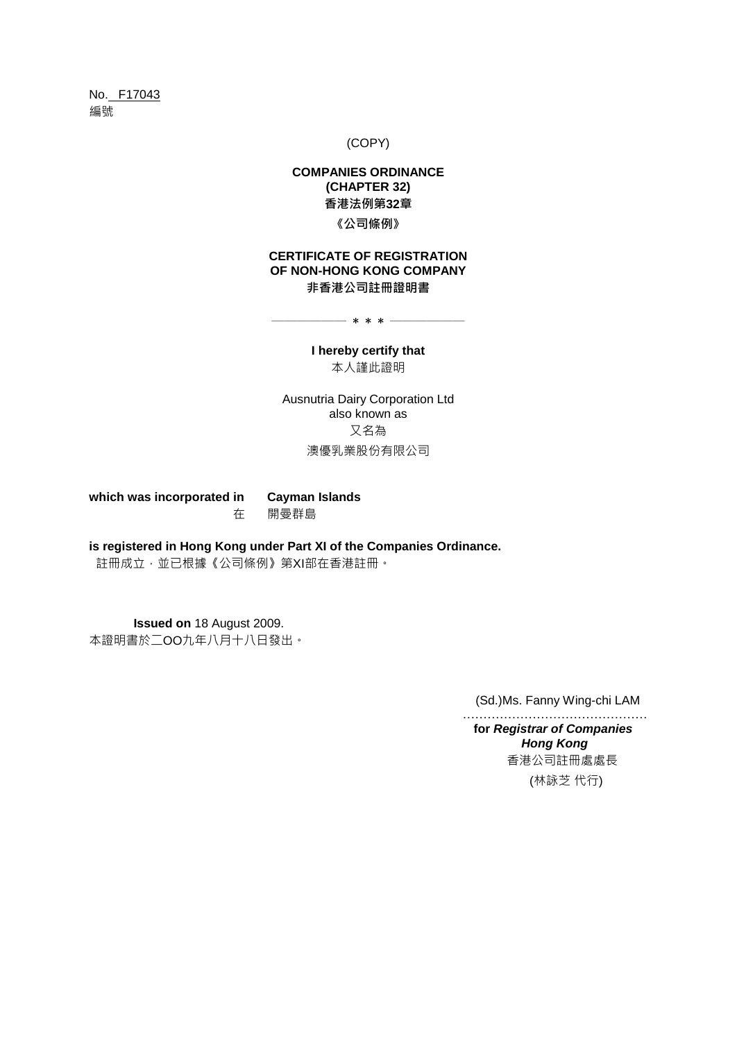No. F17043

編號

(COPY)

**COMPANIES ORDINANCE**
**(CHAPTER 32)**
**香港法例第32章**

**《公司條例》**

**CERTIFICATE OF REGISTRATION**
**OF NON-HONG KONG COMPANY**
**非香港公司註冊證明書**

\* \* \*

**I hereby certify that**

本人謹此證明

Ausnutria Dairy Corporation Ltd
also known as
又名為
澳優乳業股份有限公司

**which was incorporated in** **Cayman Islands**

在 開曼群島

**is registered in Hong Kong under Part XI of the Companies Ordinance.**

註冊成立，並已根據《公司條例》第XI部在香港註冊。

**Issued on** 18 August 2009.

本證明書於二OO九年八月十八日發出。

(Sd.)Ms. Fanny Wing-chi LAM

……………………………………

**for *Registrar of Companies***
***Hong Kong***
香港公司註冊處處長
(林詠芝 代行)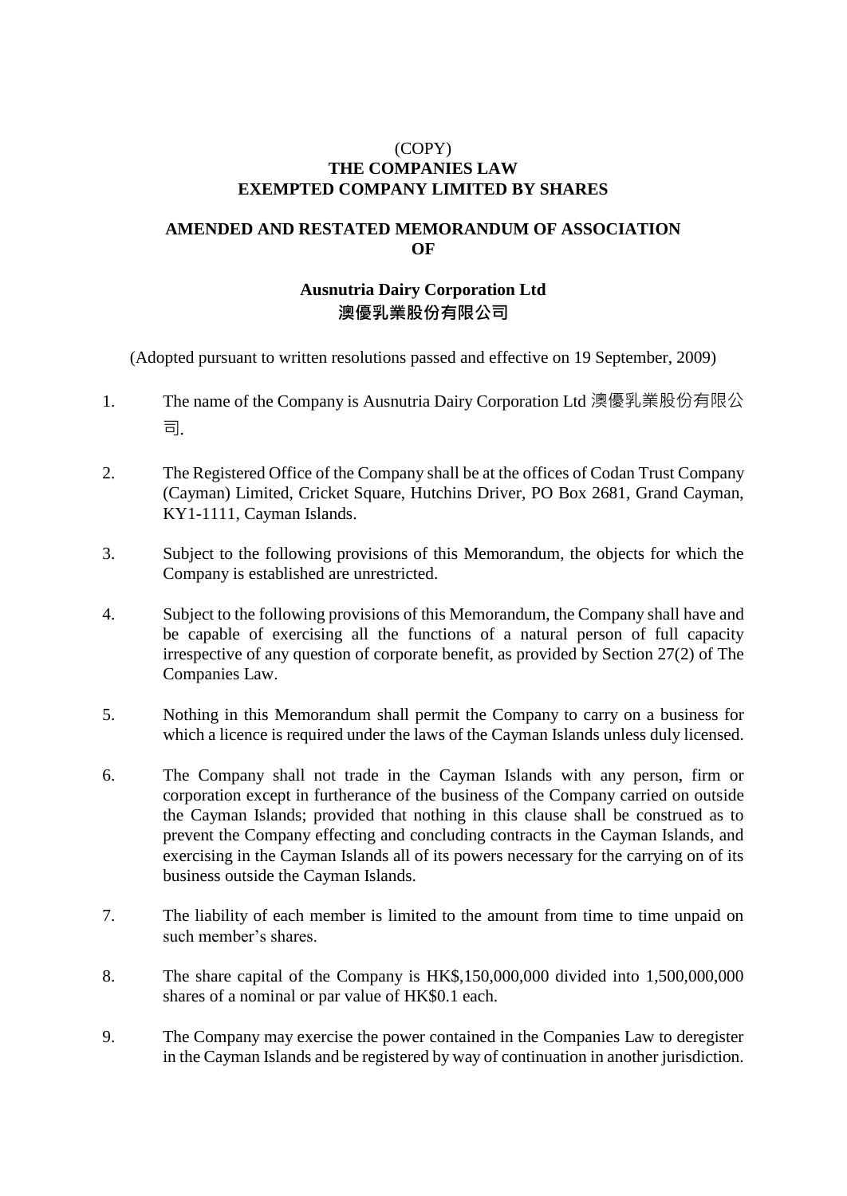(COPY)

**THE COMPANIES LAW**

**EXEMPTED COMPANY LIMITED BY SHARES**

**AMENDED AND RESTATED MEMORANDUM OF ASSOCIATION OF**

**Ausnutria Dairy Corporation Ltd**

**澳優乳業股份有限公司**

(Adopted pursuant to written resolutions passed and effective on 19 September, 2009)

1. The name of the Company is Ausnutria Dairy Corporation Ltd 澳優乳業股份有限公司.

2. The Registered Office of the Company shall be at the offices of Codan Trust Company (Cayman) Limited, Cricket Square, Hutchins Driver, PO Box 2681, Grand Cayman, KY1-1111, Cayman Islands.

3. Subject to the following provisions of this Memorandum, the objects for which the Company is established are unrestricted.

4. Subject to the following provisions of this Memorandum, the Company shall have and be capable of exercising all the functions of a natural person of full capacity irrespective of any question of corporate benefit, as provided by Section 27(2) of The Companies Law.

5. Nothing in this Memorandum shall permit the Company to carry on a business for which a licence is required under the laws of the Cayman Islands unless duly licensed.

6. The Company shall not trade in the Cayman Islands with any person, firm or corporation except in furtherance of the business of the Company carried on outside the Cayman Islands; provided that nothing in this clause shall be construed as to prevent the Company effecting and concluding contracts in the Cayman Islands, and exercising in the Cayman Islands all of its powers necessary for the carrying on of its business outside the Cayman Islands.

7. The liability of each member is limited to the amount from time to time unpaid on such member's shares.

8. The share capital of the Company is HK$,150,000,000 divided into 1,500,000,000 shares of a nominal or par value of HK$0.1 each.

9. The Company may exercise the power contained in the Companies Law to deregister in the Cayman Islands and be registered by way of continuation in another jurisdiction.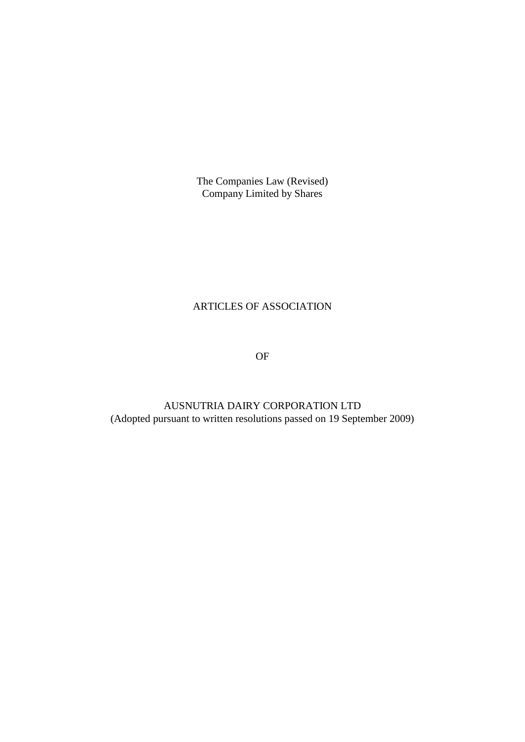The Companies Law (Revised)
Company Limited by Shares

# ARTICLES OF ASSOCIATION

OF

AUSNUTRIA DAIRY CORPORATION LTD
(Adopted pursuant to written resolutions passed on 19 September 2009)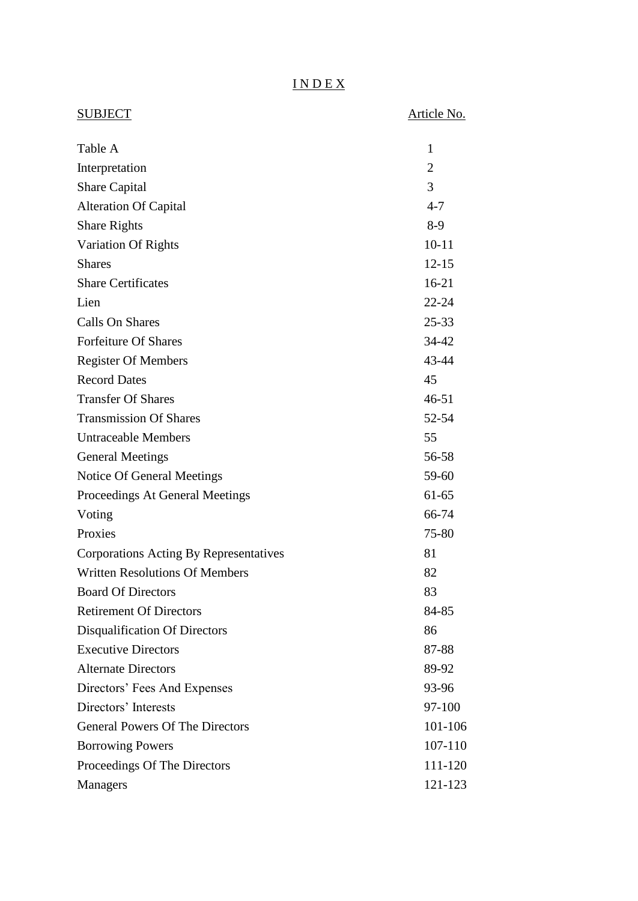# I N D E X

| SUBJECT | Article No. |
|---|---|
| Table A | 1 |
| Interpretation | 2 |
| Share Capital | 3 |
| Alteration Of Capital | 4-7 |
| Share Rights | 8-9 |
| Variation Of Rights | 10-11 |
| Shares | 12-15 |
| Share Certificates | 16-21 |
| Lien | 22-24 |
| Calls On Shares | 25-33 |
| Forfeiture Of Shares | 34-42 |
| Register Of Members | 43-44 |
| Record Dates | 45 |
| Transfer Of Shares | 46-51 |
| Transmission Of Shares | 52-54 |
| Untraceable Members | 55 |
| General Meetings | 56-58 |
| Notice Of General Meetings | 59-60 |
| Proceedings At General Meetings | 61-65 |
| Voting | 66-74 |
| Proxies | 75-80 |
| Corporations Acting By Representatives | 81 |
| Written Resolutions Of Members | 82 |
| Board Of Directors | 83 |
| Retirement Of Directors | 84-85 |
| Disqualification Of Directors | 86 |
| Executive Directors | 87-88 |
| Alternate Directors | 89-92 |
| Directors' Fees And Expenses | 93-96 |
| Directors' Interests | 97-100 |
| General Powers Of The Directors | 101-106 |
| Borrowing Powers | 107-110 |
| Proceedings Of The Directors | 111-120 |
| Managers | 121-123 |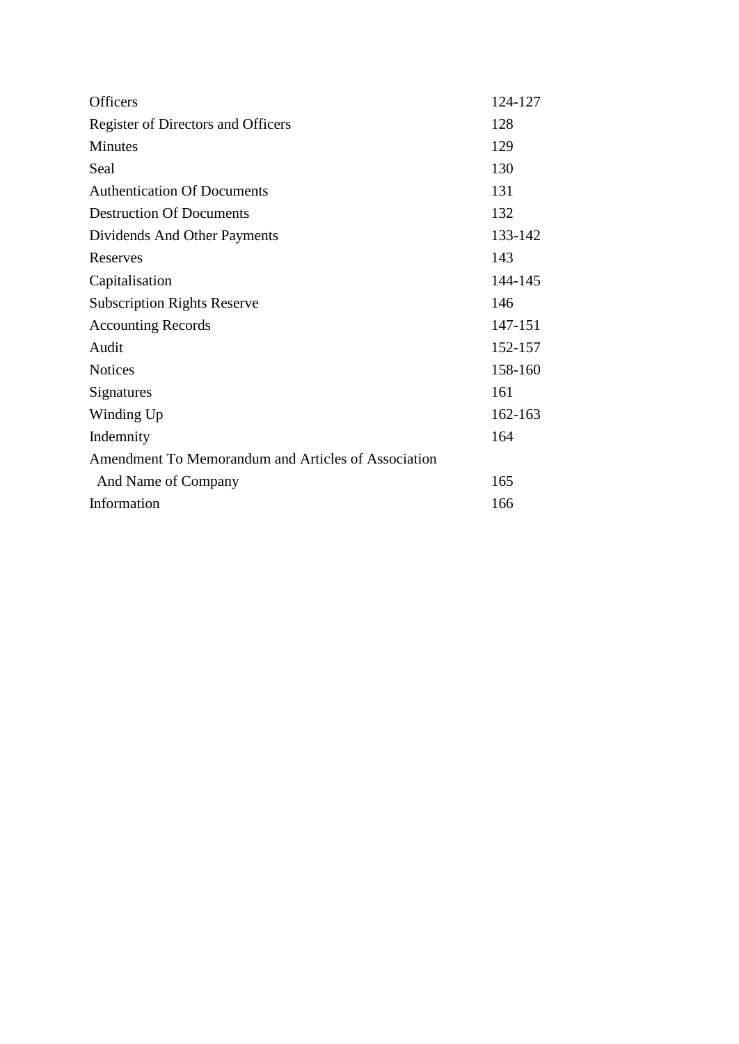| | |
|---|---|
| Officers | 124-127 |
| Register of Directors and Officers | 128 |
| Minutes | 129 |
| Seal | 130 |
| Authentication Of Documents | 131 |
| Destruction Of Documents | 132 |
| Dividends And Other Payments | 133-142 |
| Reserves | 143 |
| Capitalisation | 144-145 |
| Subscription Rights Reserve | 146 |
| Accounting Records | 147-151 |
| Audit | 152-157 |
| Notices | 158-160 |
| Signatures | 161 |
| Winding Up | 162-163 |
| Indemnity | 164 |
| Amendment To Memorandum and Articles of Association And Name of Company | 165 |
| Information | 166 |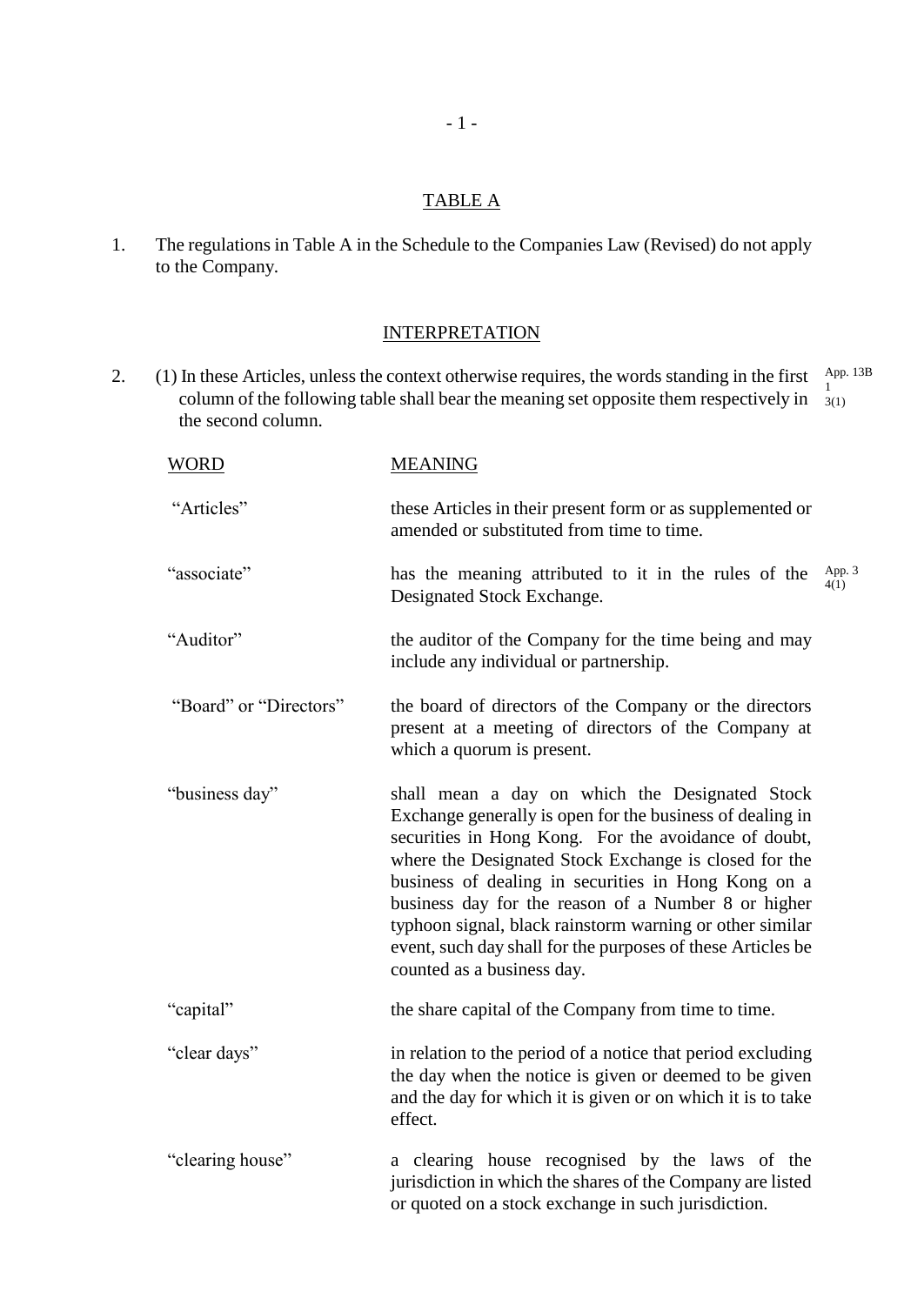## TABLE A

1. The regulations in Table A in the Schedule to the Companies Law (Revised) do not apply to the Company.

## INTERPRETATION

2. (1) In these Articles, unless the context otherwise requires, the words standing in the first column of the following table shall bear the meaning set opposite them respectively in the second column. App. 13B 1 3(1)

| WORD | MEANING |
|---|---|
| "Articles" | these Articles in their present form or as supplemented or amended or substituted from time to time. |
| "associate" | has the meaning attributed to it in the rules of the Designated Stock Exchange. App. 3 4(1) |
| "Auditor" | the auditor of the Company for the time being and may include any individual or partnership. |
| "Board" or "Directors" | the board of directors of the Company or the directors present at a meeting of directors of the Company at which a quorum is present. |
| "business day" | shall mean a day on which the Designated Stock Exchange generally is open for the business of dealing in securities in Hong Kong. For the avoidance of doubt, where the Designated Stock Exchange is closed for the business of dealing in securities in Hong Kong on a business day for the reason of a Number 8 or higher typhoon signal, black rainstorm warning or other similar event, such day shall for the purposes of these Articles be counted as a business day. |
| "capital" | the share capital of the Company from time to time. |
| "clear days" | in relation to the period of a notice that period excluding the day when the notice is given or deemed to be given and the day for which it is given or on which it is to take effect. |
| "clearing house" | a clearing house recognised by the laws of the jurisdiction in which the shares of the Company are listed or quoted on a stock exchange in such jurisdiction. |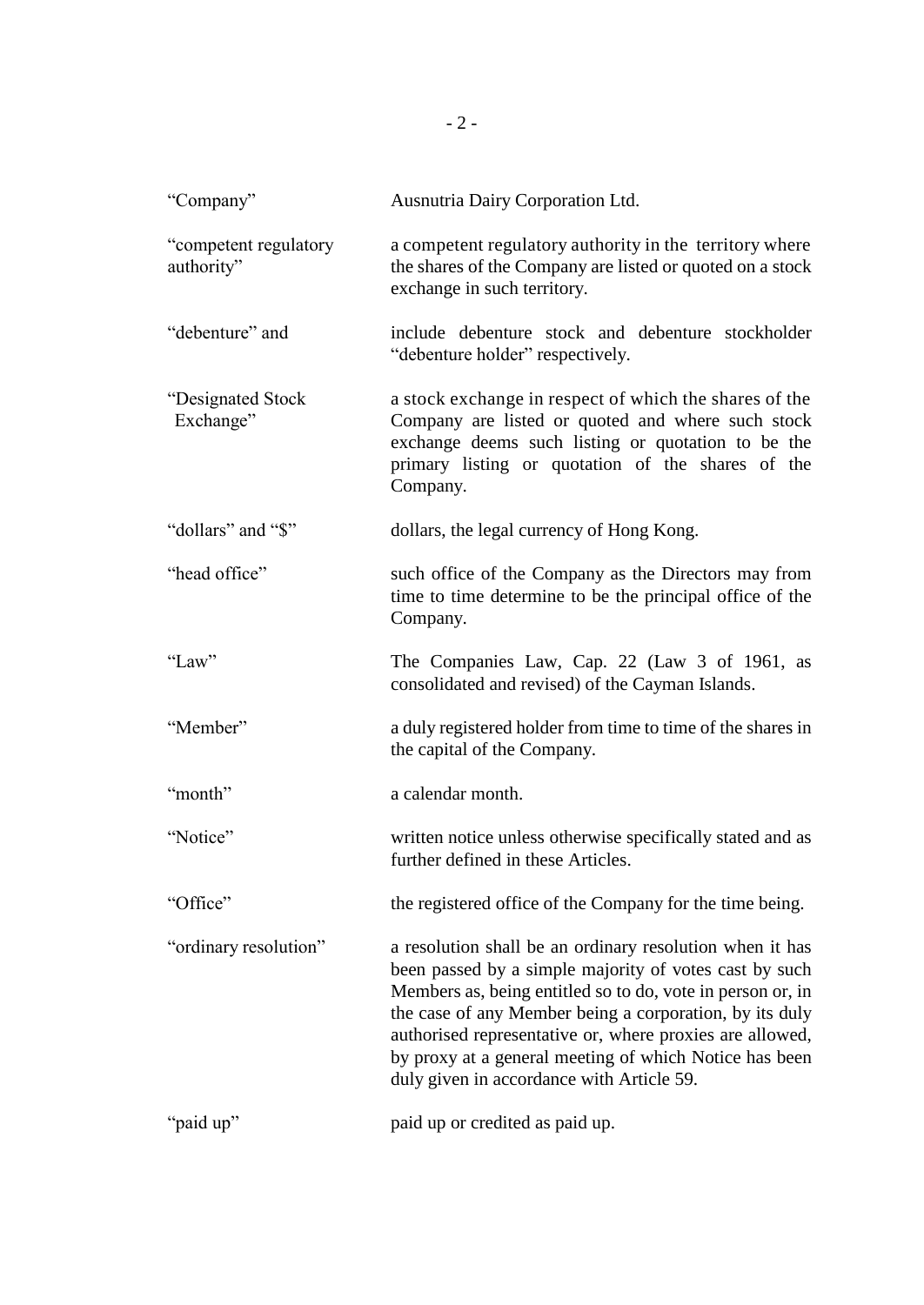| | |
|---|---|
| "Company" | Ausnutria Dairy Corporation Ltd. |
| "competent regulatory authority" | a competent regulatory authority in the territory where the shares of the Company are listed or quoted on a stock exchange in such territory. |
| "debenture" and "debenture holder" | include debenture stock and debenture stockholder respectively. |
| "Designated Stock Exchange" | a stock exchange in respect of which the shares of the Company are listed or quoted and where such stock exchange deems such listing or quotation to be the primary listing or quotation of the shares of the Company. |
| "dollars" and "$" | dollars, the legal currency of Hong Kong. |
| "head office" | such office of the Company as the Directors may from time to time determine to be the principal office of the Company. |
| "Law" | The Companies Law, Cap. 22 (Law 3 of 1961, as consolidated and revised) of the Cayman Islands. |
| "Member" | a duly registered holder from time to time of the shares in the capital of the Company. |
| "month" | a calendar month. |
| "Notice" | written notice unless otherwise specifically stated and as further defined in these Articles. |
| "Office" | the registered office of the Company for the time being. |
| "ordinary resolution" | a resolution shall be an ordinary resolution when it has been passed by a simple majority of votes cast by such Members as, being entitled so to do, vote in person or, in the case of any Member being a corporation, by its duly authorised representative or, where proxies are allowed, by proxy at a general meeting of which Notice has been duly given in accordance with Article 59. |
| "paid up" | paid up or credited as paid up. |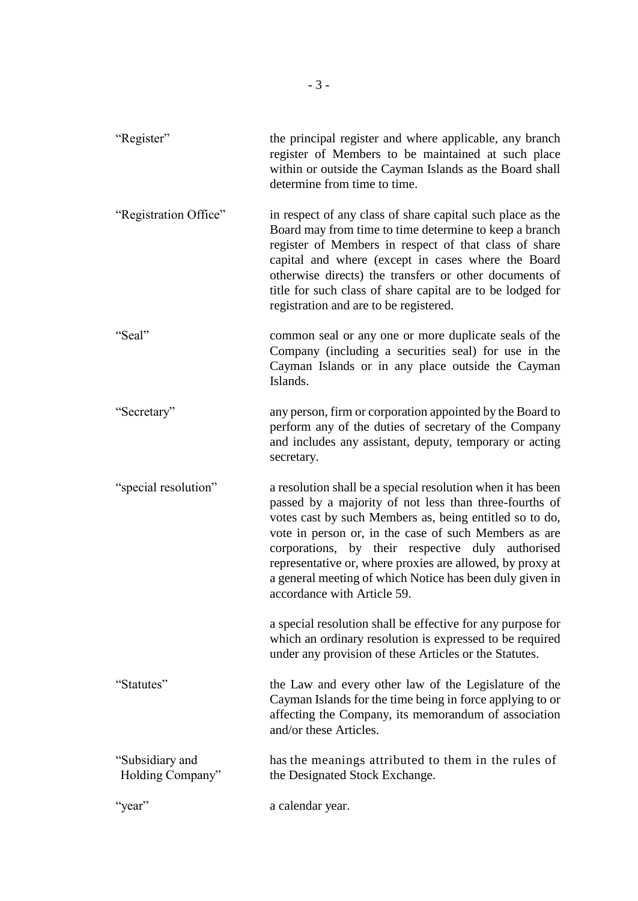| | |
|---|---|
| "Register" | the principal register and where applicable, any branch register of Members to be maintained at such place within or outside the Cayman Islands as the Board shall determine from time to time. |
| "Registration Office" | in respect of any class of share capital such place as the Board may from time to time determine to keep a branch register of Members in respect of that class of share capital and where (except in cases where the Board otherwise directs) the transfers or other documents of title for such class of share capital are to be lodged for registration and are to be registered. |
| "Seal" | common seal or any one or more duplicate seals of the Company (including a securities seal) for use in the Cayman Islands or in any place outside the Cayman Islands. |
| "Secretary" | any person, firm or corporation appointed by the Board to perform any of the duties of secretary of the Company and includes any assistant, deputy, temporary or acting secretary. |
| "special resolution" | a resolution shall be a special resolution when it has been passed by a majority of not less than three-fourths of votes cast by such Members as, being entitled so to do, vote in person or, in the case of such Members as are corporations, by their respective duly authorised representative or, where proxies are allowed, by proxy at a general meeting of which Notice has been duly given in accordance with Article 59.<br><br>a special resolution shall be effective for any purpose for which an ordinary resolution is expressed to be required under any provision of these Articles or the Statutes. |
| "Statutes" | the Law and every other law of the Legislature of the Cayman Islands for the time being in force applying to or affecting the Company, its memorandum of association and/or these Articles. |
| "Subsidiary and Holding Company" | has the meanings attributed to them in the rules of the Designated Stock Exchange. |
| "year" | a calendar year. |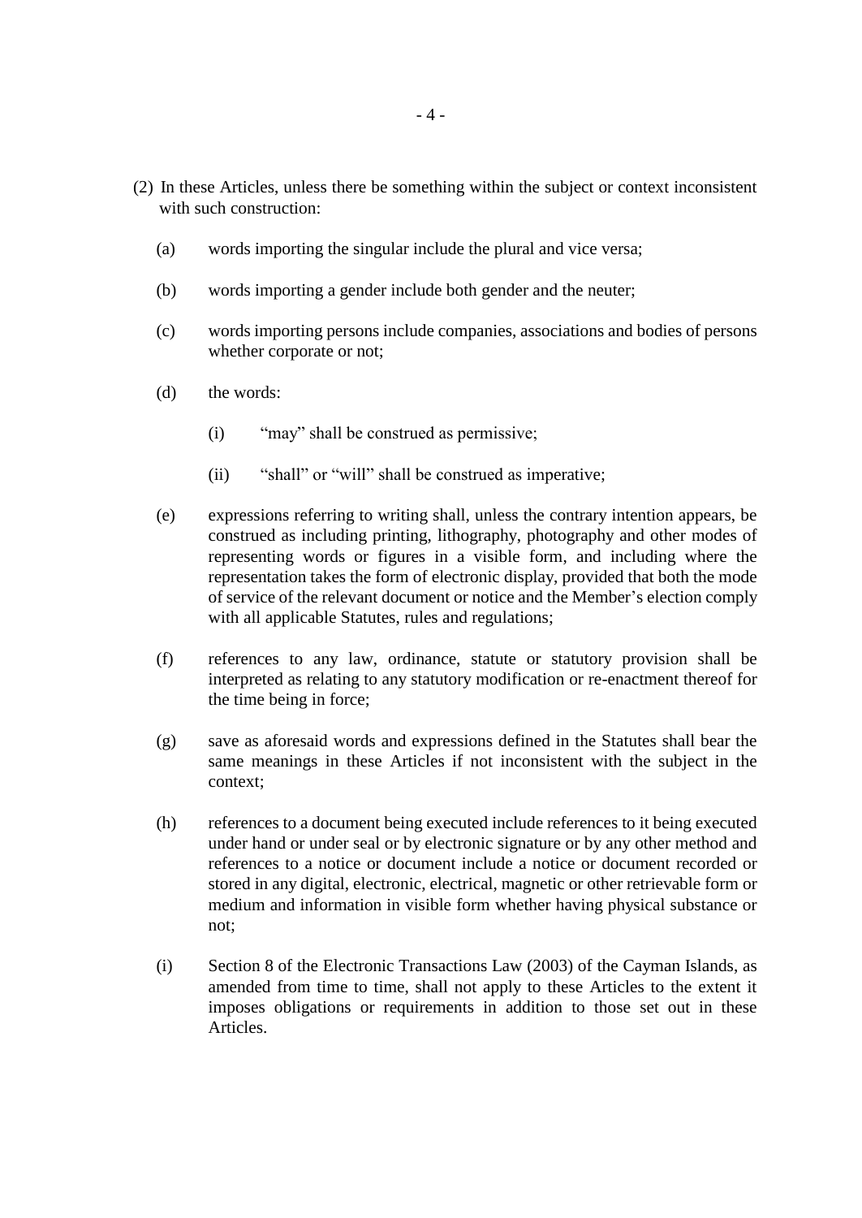(2) In these Articles, unless there be something within the subject or context inconsistent with such construction:

(a) words importing the singular include the plural and vice versa;

(b) words importing a gender include both gender and the neuter;

(c) words importing persons include companies, associations and bodies of persons whether corporate or not;

(d) the words:

(i) “may” shall be construed as permissive;

(ii) “shall” or “will” shall be construed as imperative;

(e) expressions referring to writing shall, unless the contrary intention appears, be construed as including printing, lithography, photography and other modes of representing words or figures in a visible form, and including where the representation takes the form of electronic display, provided that both the mode of service of the relevant document or notice and the Member’s election comply with all applicable Statutes, rules and regulations;

(f) references to any law, ordinance, statute or statutory provision shall be interpreted as relating to any statutory modification or re-enactment thereof for the time being in force;

(g) save as aforesaid words and expressions defined in the Statutes shall bear the same meanings in these Articles if not inconsistent with the subject in the context;

(h) references to a document being executed include references to it being executed under hand or under seal or by electronic signature or by any other method and references to a notice or document include a notice or document recorded or stored in any digital, electronic, electrical, magnetic or other retrievable form or medium and information in visible form whether having physical substance or not;

(i) Section 8 of the Electronic Transactions Law (2003) of the Cayman Islands, as amended from time to time, shall not apply to these Articles to the extent it imposes obligations or requirements in addition to those set out in these Articles.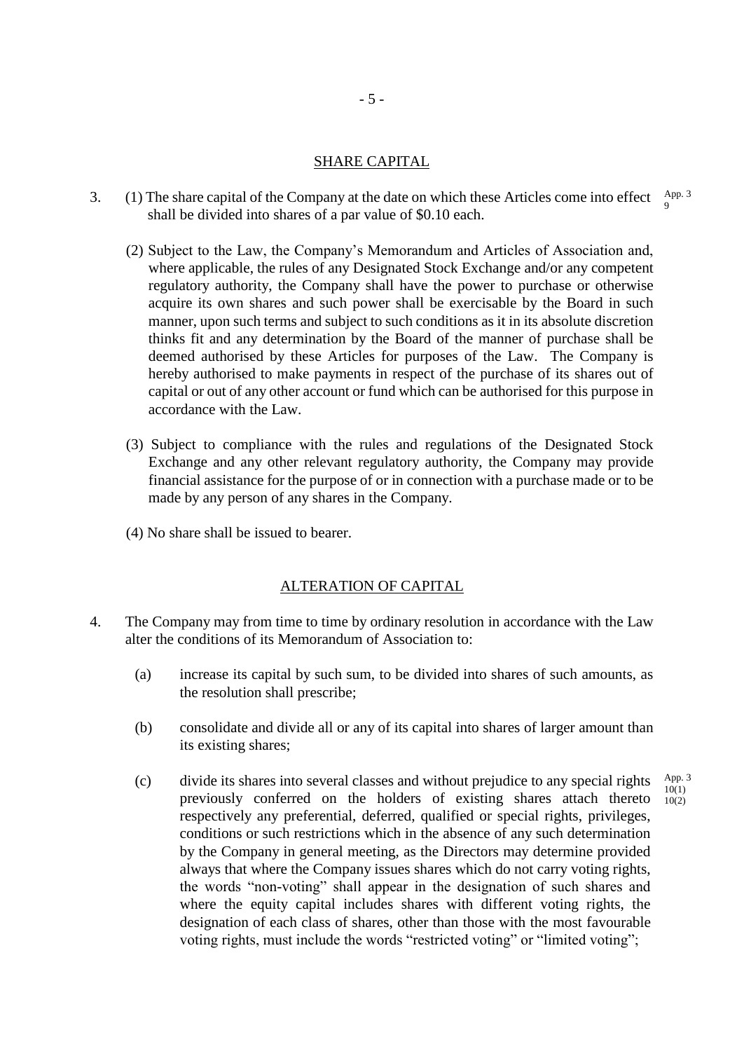## SHARE CAPITAL

3. (1) The share capital of the Company at the date on which these Articles come into effect shall be divided into shares of a par value of $0.10 each. App. 3 9

(2) Subject to the Law, the Company's Memorandum and Articles of Association and, where applicable, the rules of any Designated Stock Exchange and/or any competent regulatory authority, the Company shall have the power to purchase or otherwise acquire its own shares and such power shall be exercisable by the Board in such manner, upon such terms and subject to such conditions as it in its absolute discretion thinks fit and any determination by the Board of the manner of purchase shall be deemed authorised by these Articles for purposes of the Law. The Company is hereby authorised to make payments in respect of the purchase of its shares out of capital or out of any other account or fund which can be authorised for this purpose in accordance with the Law.

(3) Subject to compliance with the rules and regulations of the Designated Stock Exchange and any other relevant regulatory authority, the Company may provide financial assistance for the purpose of or in connection with a purchase made or to be made by any person of any shares in the Company.

(4) No share shall be issued to bearer.

## ALTERATION OF CAPITAL

4. The Company may from time to time by ordinary resolution in accordance with the Law alter the conditions of its Memorandum of Association to:

(a) increase its capital by such sum, to be divided into shares of such amounts, as the resolution shall prescribe;

(b) consolidate and divide all or any of its capital into shares of larger amount than its existing shares;

(c) divide its shares into several classes and without prejudice to any special rights previously conferred on the holders of existing shares attach thereto respectively any preferential, deferred, qualified or special rights, privileges, conditions or such restrictions which in the absence of any such determination by the Company in general meeting, as the Directors may determine provided always that where the Company issues shares which do not carry voting rights, the words "non-voting" shall appear in the designation of such shares and where the equity capital includes shares with different voting rights, the designation of each class of shares, other than those with the most favourable voting rights, must include the words "restricted voting" or "limited voting"; App. 3 10(1) 10(2)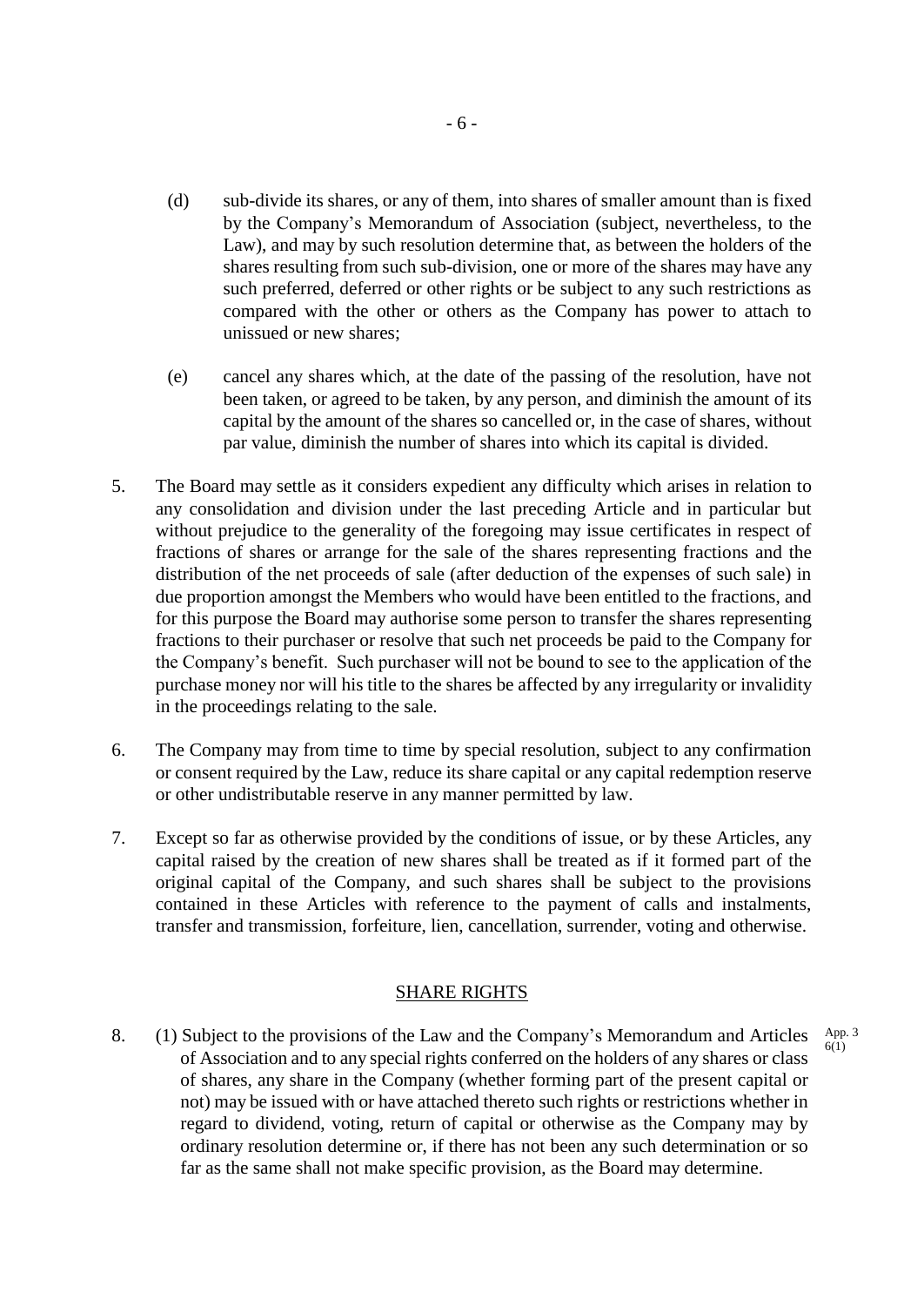(d) sub-divide its shares, or any of them, into shares of smaller amount than is fixed by the Company's Memorandum of Association (subject, nevertheless, to the Law), and may by such resolution determine that, as between the holders of the shares resulting from such sub-division, one or more of the shares may have any such preferred, deferred or other rights or be subject to any such restrictions as compared with the other or others as the Company has power to attach to unissued or new shares;

(e) cancel any shares which, at the date of the passing of the resolution, have not been taken, or agreed to be taken, by any person, and diminish the amount of its capital by the amount of the shares so cancelled or, in the case of shares, without par value, diminish the number of shares into which its capital is divided.

5. The Board may settle as it considers expedient any difficulty which arises in relation to any consolidation and division under the last preceding Article and in particular but without prejudice to the generality of the foregoing may issue certificates in respect of fractions of shares or arrange for the sale of the shares representing fractions and the distribution of the net proceeds of sale (after deduction of the expenses of such sale) in due proportion amongst the Members who would have been entitled to the fractions, and for this purpose the Board may authorise some person to transfer the shares representing fractions to their purchaser or resolve that such net proceeds be paid to the Company for the Company's benefit. Such purchaser will not be bound to see to the application of the purchase money nor will his title to the shares be affected by any irregularity or invalidity in the proceedings relating to the sale.

6. The Company may from time to time by special resolution, subject to any confirmation or consent required by the Law, reduce its share capital or any capital redemption reserve or other undistributable reserve in any manner permitted by law.

7. Except so far as otherwise provided by the conditions of issue, or by these Articles, any capital raised by the creation of new shares shall be treated as if it formed part of the original capital of the Company, and such shares shall be subject to the provisions contained in these Articles with reference to the payment of calls and instalments, transfer and transmission, forfeiture, lien, cancellation, surrender, voting and otherwise.

## SHARE RIGHTS

8. (1) Subject to the provisions of the Law and the Company's Memorandum and Articles of Association and to any special rights conferred on the holders of any shares or class of shares, any share in the Company (whether forming part of the present capital or not) may be issued with or have attached thereto such rights or restrictions whether in regard to dividend, voting, return of capital or otherwise as the Company may by ordinary resolution determine or, if there has not been any such determination or so far as the same shall not make specific provision, as the Board may determine.

App. 3 6(1)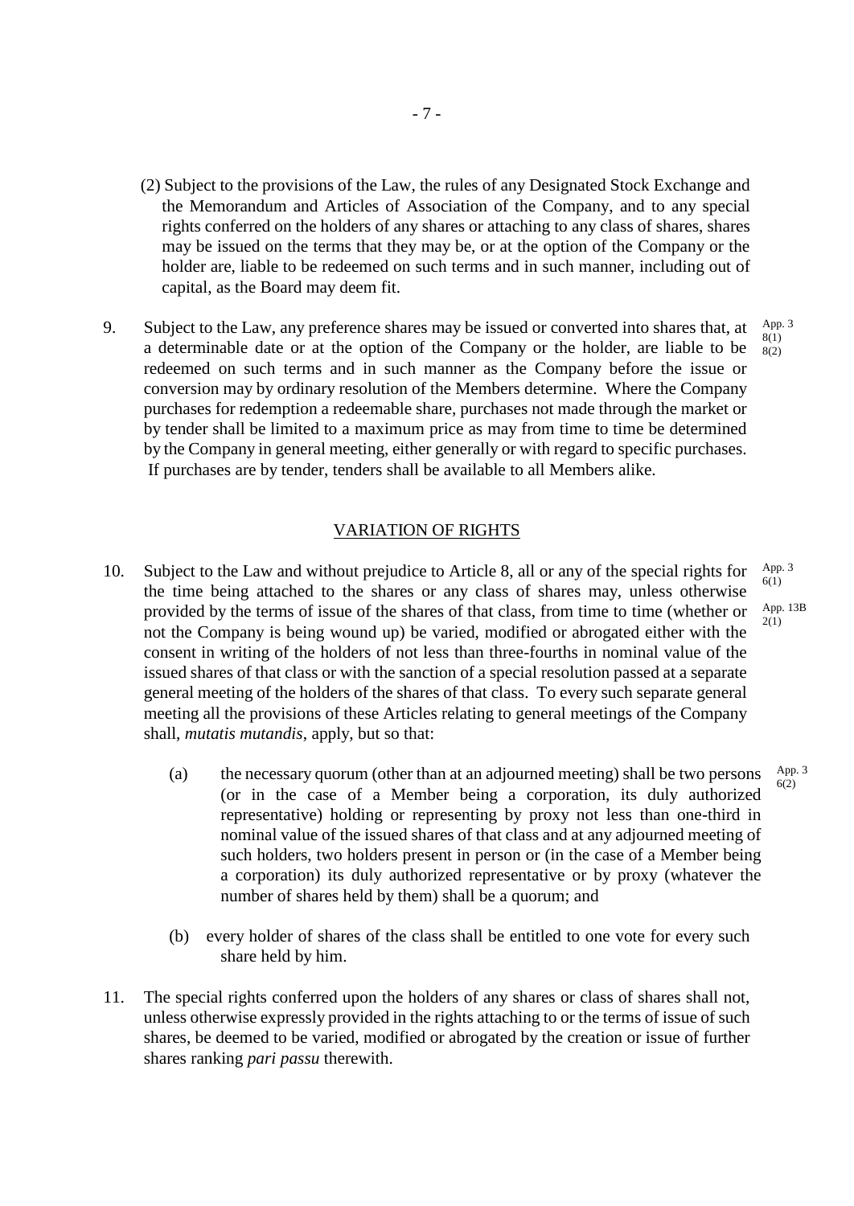(2) Subject to the provisions of the Law, the rules of any Designated Stock Exchange and the Memorandum and Articles of Association of the Company, and to any special rights conferred on the holders of any shares or attaching to any class of shares, shares may be issued on the terms that they may be, or at the option of the Company or the holder are, liable to be redeemed on such terms and in such manner, including out of capital, as the Board may deem fit.

9. Subject to the Law, any preference shares may be issued or converted into shares that, at a determinable date or at the option of the Company or the holder, are liable to be redeemed on such terms and in such manner as the Company before the issue or conversion may by ordinary resolution of the Members determine. Where the Company purchases for redemption a redeemable share, purchases not made through the market or by tender shall be limited to a maximum price as may from time to time be determined by the Company in general meeting, either generally or with regard to specific purchases. If purchases are by tender, tenders shall be available to all Members alike.

App. 3 8(1) 8(2)

## VARIATION OF RIGHTS

10. Subject to the Law and without prejudice to Article 8, all or any of the special rights for the time being attached to the shares or any class of shares may, unless otherwise provided by the terms of issue of the shares of that class, from time to time (whether or not the Company is being wound up) be varied, modified or abrogated either with the consent in writing of the holders of not less than three-fourths in nominal value of the issued shares of that class or with the sanction of a special resolution passed at a separate general meeting of the holders of the shares of that class. To every such separate general meeting all the provisions of these Articles relating to general meetings of the Company shall, *mutatis mutandis*, apply, but so that:

App. 3 6(1)

App. 13B 2(1)

(a) the necessary quorum (other than at an adjourned meeting) shall be two persons (or in the case of a Member being a corporation, its duly authorized representative) holding or representing by proxy not less than one-third in nominal value of the issued shares of that class and at any adjourned meeting of such holders, two holders present in person or (in the case of a Member being a corporation) its duly authorized representative or by proxy (whatever the number of shares held by them) shall be a quorum; and

App. 3 6(2)

(b) every holder of shares of the class shall be entitled to one vote for every such share held by him.

11. The special rights conferred upon the holders of any shares or class of shares shall not, unless otherwise expressly provided in the rights attaching to or the terms of issue of such shares, be deemed to be varied, modified or abrogated by the creation or issue of further shares ranking *pari passu* therewith.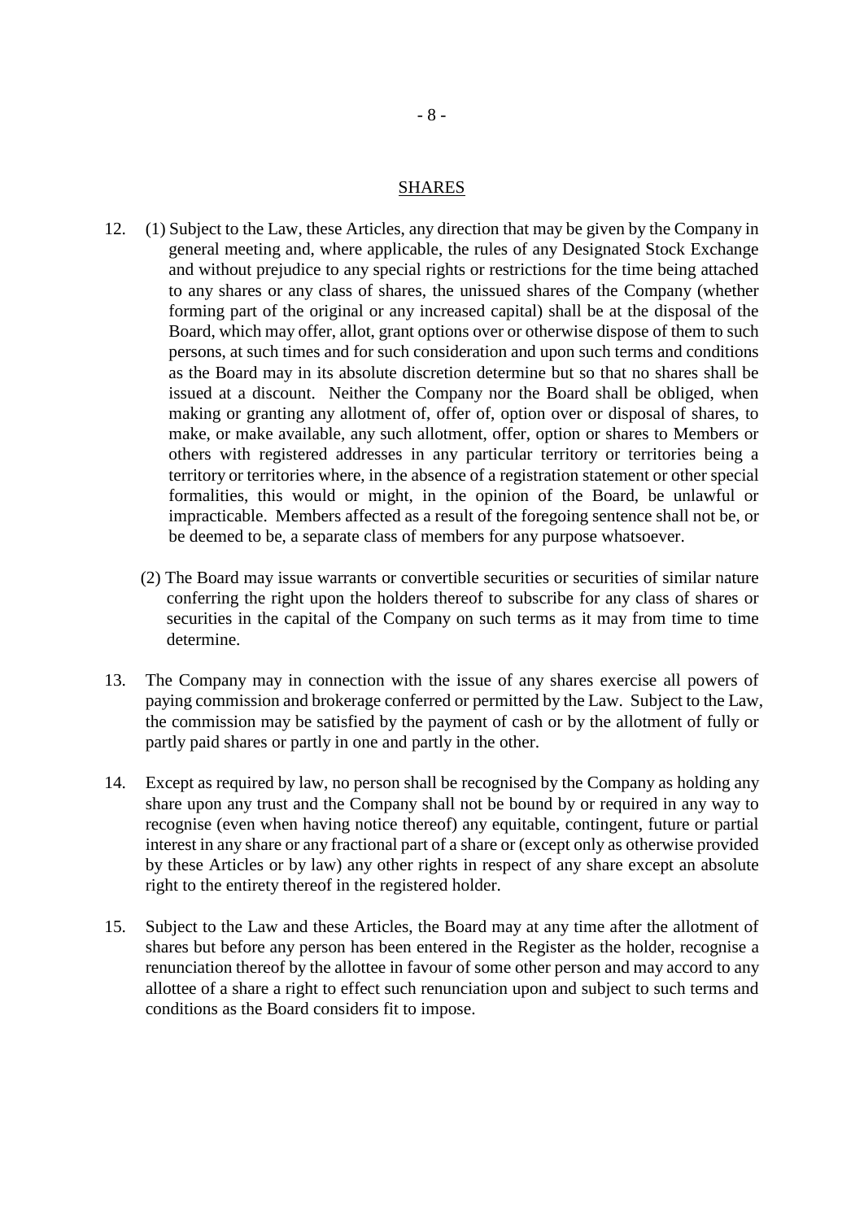## SHARES

12. (1) Subject to the Law, these Articles, any direction that may be given by the Company in general meeting and, where applicable, the rules of any Designated Stock Exchange and without prejudice to any special rights or restrictions for the time being attached to any shares or any class of shares, the unissued shares of the Company (whether forming part of the original or any increased capital) shall be at the disposal of the Board, which may offer, allot, grant options over or otherwise dispose of them to such persons, at such times and for such consideration and upon such terms and conditions as the Board may in its absolute discretion determine but so that no shares shall be issued at a discount. Neither the Company nor the Board shall be obliged, when making or granting any allotment of, offer of, option over or disposal of shares, to make, or make available, any such allotment, offer, option or shares to Members or others with registered addresses in any particular territory or territories being a territory or territories where, in the absence of a registration statement or other special formalities, this would or might, in the opinion of the Board, be unlawful or impracticable. Members affected as a result of the foregoing sentence shall not be, or be deemed to be, a separate class of members for any purpose whatsoever.

    (2) The Board may issue warrants or convertible securities or securities of similar nature conferring the right upon the holders thereof to subscribe for any class of shares or securities in the capital of the Company on such terms as it may from time to time determine.

13. The Company may in connection with the issue of any shares exercise all powers of paying commission and brokerage conferred or permitted by the Law. Subject to the Law, the commission may be satisfied by the payment of cash or by the allotment of fully or partly paid shares or partly in one and partly in the other.

14. Except as required by law, no person shall be recognised by the Company as holding any share upon any trust and the Company shall not be bound by or required in any way to recognise (even when having notice thereof) any equitable, contingent, future or partial interest in any share or any fractional part of a share or (except only as otherwise provided by these Articles or by law) any other rights in respect of any share except an absolute right to the entirety thereof in the registered holder.

15. Subject to the Law and these Articles, the Board may at any time after the allotment of shares but before any person has been entered in the Register as the holder, recognise a renunciation thereof by the allottee in favour of some other person and may accord to any allottee of a share a right to effect such renunciation upon and subject to such terms and conditions as the Board considers fit to impose.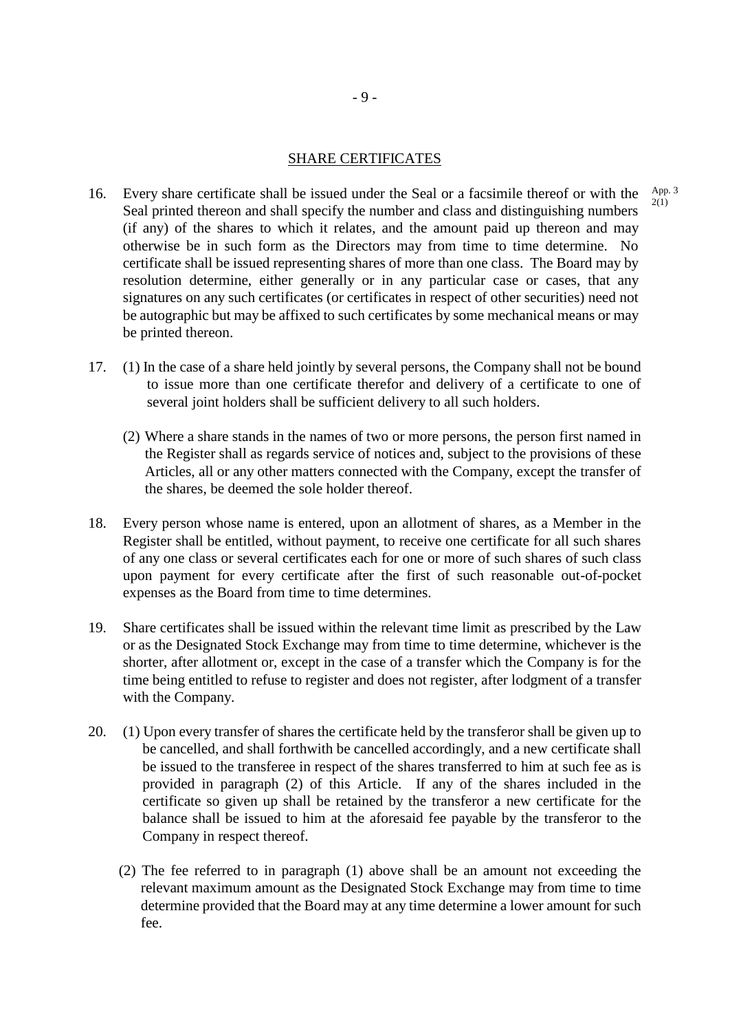## SHARE CERTIFICATES

16. Every share certificate shall be issued under the Seal or a facsimile thereof or with the Seal printed thereon and shall specify the number and class and distinguishing numbers (if any) of the shares to which it relates, and the amount paid up thereon and may otherwise be in such form as the Directors may from time to time determine. No certificate shall be issued representing shares of more than one class. The Board may by resolution determine, either generally or in any particular case or cases, that any signatures on any such certificates (or certificates in respect of other securities) need not be autographic but may be affixed to such certificates by some mechanical means or may be printed thereon. App. 3 2(1)

17. (1) In the case of a share held jointly by several persons, the Company shall not be bound to issue more than one certificate therefor and delivery of a certificate to one of several joint holders shall be sufficient delivery to all such holders.

    (2) Where a share stands in the names of two or more persons, the person first named in the Register shall as regards service of notices and, subject to the provisions of these Articles, all or any other matters connected with the Company, except the transfer of the shares, be deemed the sole holder thereof.

18. Every person whose name is entered, upon an allotment of shares, as a Member in the Register shall be entitled, without payment, to receive one certificate for all such shares of any one class or several certificates each for one or more of such shares of such class upon payment for every certificate after the first of such reasonable out-of-pocket expenses as the Board from time to time determines.

19. Share certificates shall be issued within the relevant time limit as prescribed by the Law or as the Designated Stock Exchange may from time to time determine, whichever is the shorter, after allotment or, except in the case of a transfer which the Company is for the time being entitled to refuse to register and does not register, after lodgment of a transfer with the Company.

20. (1) Upon every transfer of shares the certificate held by the transferor shall be given up to be cancelled, and shall forthwith be cancelled accordingly, and a new certificate shall be issued to the transferee in respect of the shares transferred to him at such fee as is provided in paragraph (2) of this Article. If any of the shares included in the certificate so given up shall be retained by the transferor a new certificate for the balance shall be issued to him at the aforesaid fee payable by the transferor to the Company in respect thereof.

    (2) The fee referred to in paragraph (1) above shall be an amount not exceeding the relevant maximum amount as the Designated Stock Exchange may from time to time determine provided that the Board may at any time determine a lower amount for such fee.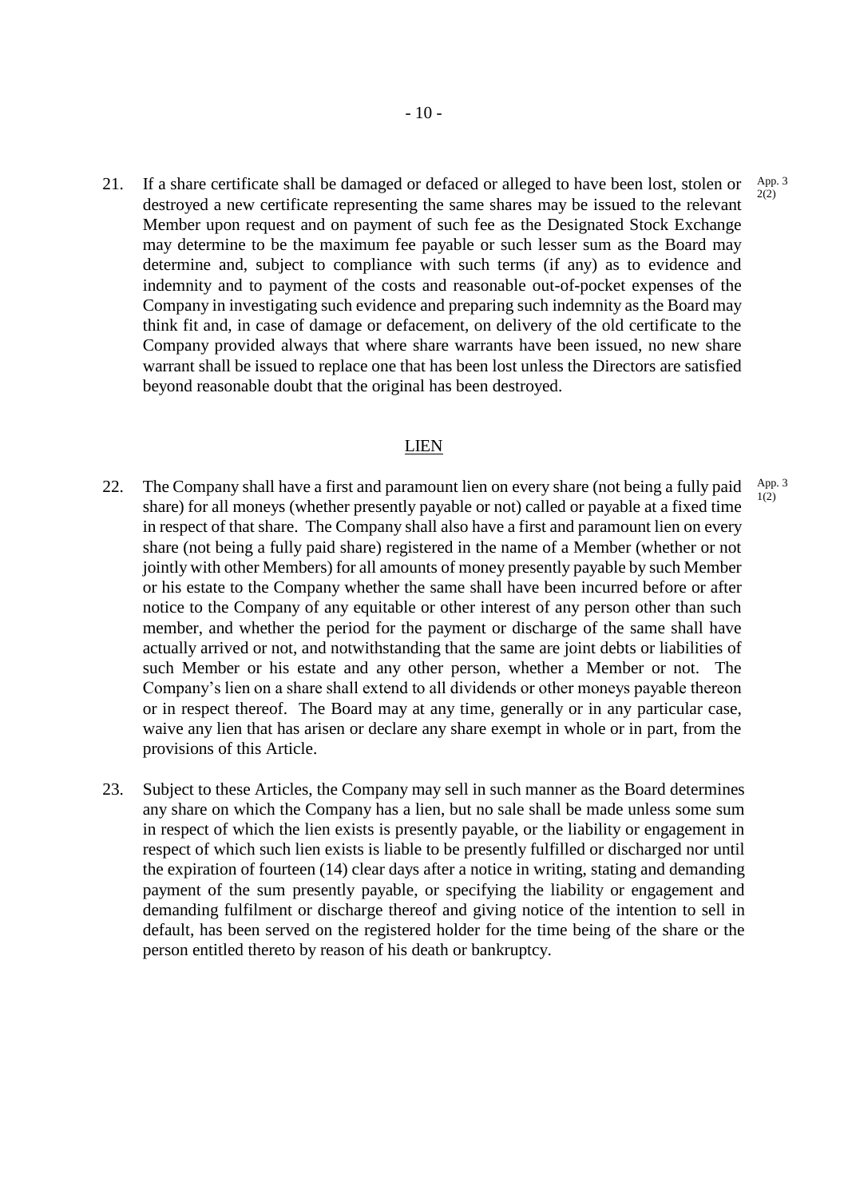21. If a share certificate shall be damaged or defaced or alleged to have been lost, stolen or destroyed a new certificate representing the same shares may be issued to the relevant Member upon request and on payment of such fee as the Designated Stock Exchange may determine to be the maximum fee payable or such lesser sum as the Board may determine and, subject to compliance with such terms (if any) as to evidence and indemnity and to payment of the costs and reasonable out-of-pocket expenses of the Company in investigating such evidence and preparing such indemnity as the Board may think fit and, in case of damage or defacement, on delivery of the old certificate to the Company provided always that where share warrants have been issued, no new share warrant shall be issued to replace one that has been lost unless the Directors are satisfied beyond reasonable doubt that the original has been destroyed. App. 3 2(2)

## LIEN

22. The Company shall have a first and paramount lien on every share (not being a fully paid share) for all moneys (whether presently payable or not) called or payable at a fixed time in respect of that share. The Company shall also have a first and paramount lien on every share (not being a fully paid share) registered in the name of a Member (whether or not jointly with other Members) for all amounts of money presently payable by such Member or his estate to the Company whether the same shall have been incurred before or after notice to the Company of any equitable or other interest of any person other than such member, and whether the period for the payment or discharge of the same shall have actually arrived or not, and notwithstanding that the same are joint debts or liabilities of such Member or his estate and any other person, whether a Member or not. The Company's lien on a share shall extend to all dividends or other moneys payable thereon or in respect thereof. The Board may at any time, generally or in any particular case, waive any lien that has arisen or declare any share exempt in whole or in part, from the provisions of this Article. App. 3 1(2)

23. Subject to these Articles, the Company may sell in such manner as the Board determines any share on which the Company has a lien, but no sale shall be made unless some sum in respect of which the lien exists is presently payable, or the liability or engagement in respect of which such lien exists is liable to be presently fulfilled or discharged nor until the expiration of fourteen (14) clear days after a notice in writing, stating and demanding payment of the sum presently payable, or specifying the liability or engagement and demanding fulfilment or discharge thereof and giving notice of the intention to sell in default, has been served on the registered holder for the time being of the share or the person entitled thereto by reason of his death or bankruptcy.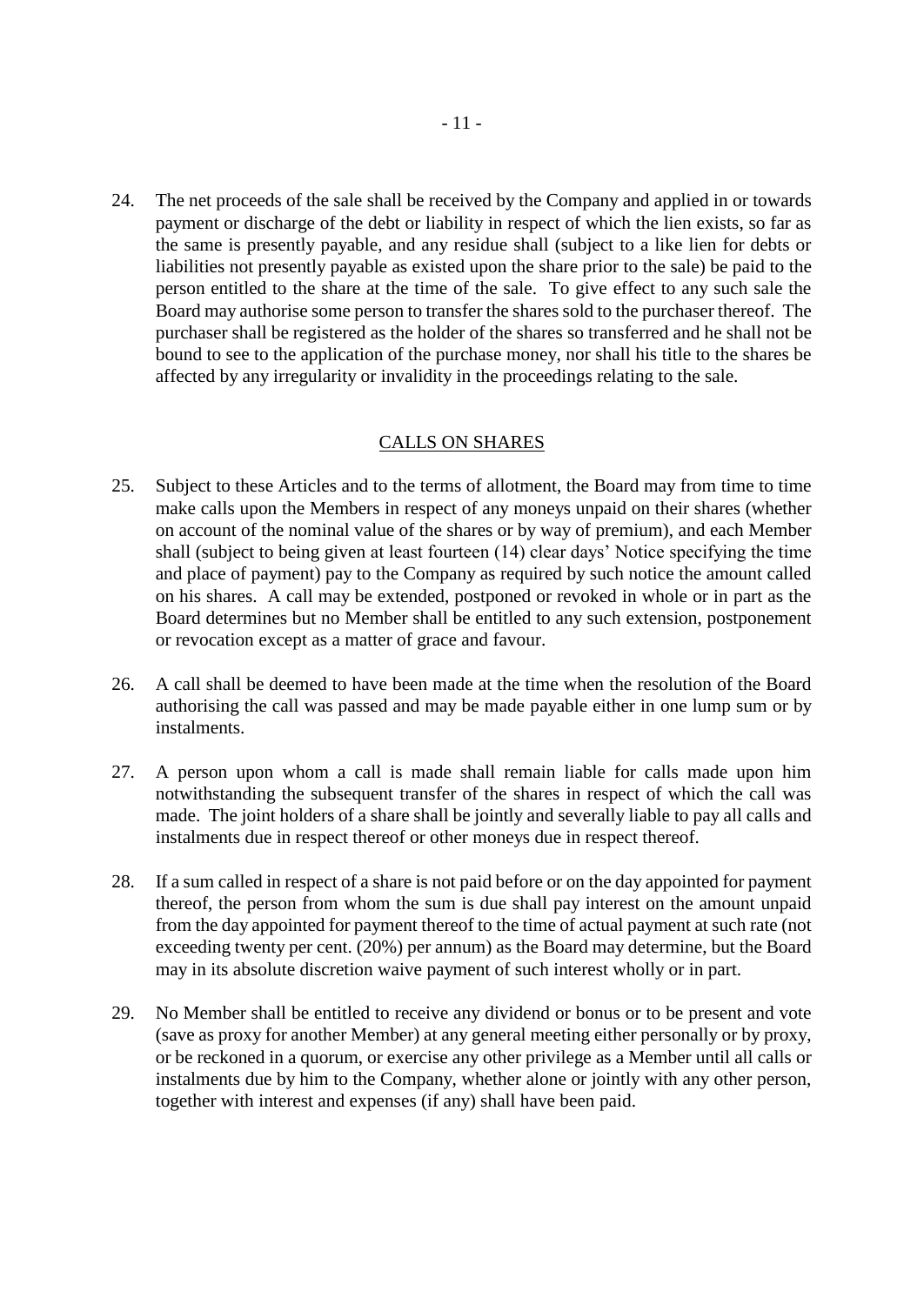24. The net proceeds of the sale shall be received by the Company and applied in or towards payment or discharge of the debt or liability in respect of which the lien exists, so far as the same is presently payable, and any residue shall (subject to a like lien for debts or liabilities not presently payable as existed upon the share prior to the sale) be paid to the person entitled to the share at the time of the sale. To give effect to any such sale the Board may authorise some person to transfer the shares sold to the purchaser thereof. The purchaser shall be registered as the holder of the shares so transferred and he shall not be bound to see to the application of the purchase money, nor shall his title to the shares be affected by any irregularity or invalidity in the proceedings relating to the sale.

## CALLS ON SHARES

25. Subject to these Articles and to the terms of allotment, the Board may from time to time make calls upon the Members in respect of any moneys unpaid on their shares (whether on account of the nominal value of the shares or by way of premium), and each Member shall (subject to being given at least fourteen (14) clear days' Notice specifying the time and place of payment) pay to the Company as required by such notice the amount called on his shares. A call may be extended, postponed or revoked in whole or in part as the Board determines but no Member shall be entitled to any such extension, postponement or revocation except as a matter of grace and favour.

26. A call shall be deemed to have been made at the time when the resolution of the Board authorising the call was passed and may be made payable either in one lump sum or by instalments.

27. A person upon whom a call is made shall remain liable for calls made upon him notwithstanding the subsequent transfer of the shares in respect of which the call was made. The joint holders of a share shall be jointly and severally liable to pay all calls and instalments due in respect thereof or other moneys due in respect thereof.

28. If a sum called in respect of a share is not paid before or on the day appointed for payment thereof, the person from whom the sum is due shall pay interest on the amount unpaid from the day appointed for payment thereof to the time of actual payment at such rate (not exceeding twenty per cent. (20%) per annum) as the Board may determine, but the Board may in its absolute discretion waive payment of such interest wholly or in part.

29. No Member shall be entitled to receive any dividend or bonus or to be present and vote (save as proxy for another Member) at any general meeting either personally or by proxy, or be reckoned in a quorum, or exercise any other privilege as a Member until all calls or instalments due by him to the Company, whether alone or jointly with any other person, together with interest and expenses (if any) shall have been paid.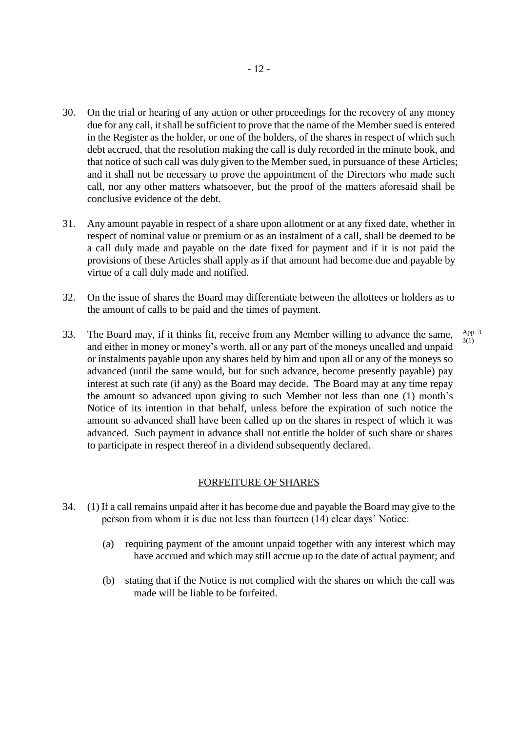30. On the trial or hearing of any action or other proceedings for the recovery of any money due for any call, it shall be sufficient to prove that the name of the Member sued is entered in the Register as the holder, or one of the holders, of the shares in respect of which such debt accrued, that the resolution making the call is duly recorded in the minute book, and that notice of such call was duly given to the Member sued, in pursuance of these Articles; and it shall not be necessary to prove the appointment of the Directors who made such call, nor any other matters whatsoever, but the proof of the matters aforesaid shall be conclusive evidence of the debt.

31. Any amount payable in respect of a share upon allotment or at any fixed date, whether in respect of nominal value or premium or as an instalment of a call, shall be deemed to be a call duly made and payable on the date fixed for payment and if it is not paid the provisions of these Articles shall apply as if that amount had become due and payable by virtue of a call duly made and notified.

32. On the issue of shares the Board may differentiate between the allottees or holders as to the amount of calls to be paid and the times of payment.

33. The Board may, if it thinks fit, receive from any Member willing to advance the same, and either in money or money's worth, all or any part of the moneys uncalled and unpaid or instalments payable upon any shares held by him and upon all or any of the moneys so advanced (until the same would, but for such advance, become presently payable) pay interest at such rate (if any) as the Board may decide. The Board may at any time repay the amount so advanced upon giving to such Member not less than one (1) month's Notice of its intention in that behalf, unless before the expiration of such notice the amount so advanced shall have been called up on the shares in respect of which it was advanced. Such payment in advance shall not entitle the holder of such share or shares to participate in respect thereof in a dividend subsequently declared.

App. 3 3(1)

## FORFEITURE OF SHARES

34. (1) If a call remains unpaid after it has become due and payable the Board may give to the person from whom it is due not less than fourteen (14) clear days' Notice:

    (a) requiring payment of the amount unpaid together with any interest which may have accrued and which may still accrue up to the date of actual payment; and

    (b) stating that if the Notice is not complied with the shares on which the call was made will be liable to be forfeited.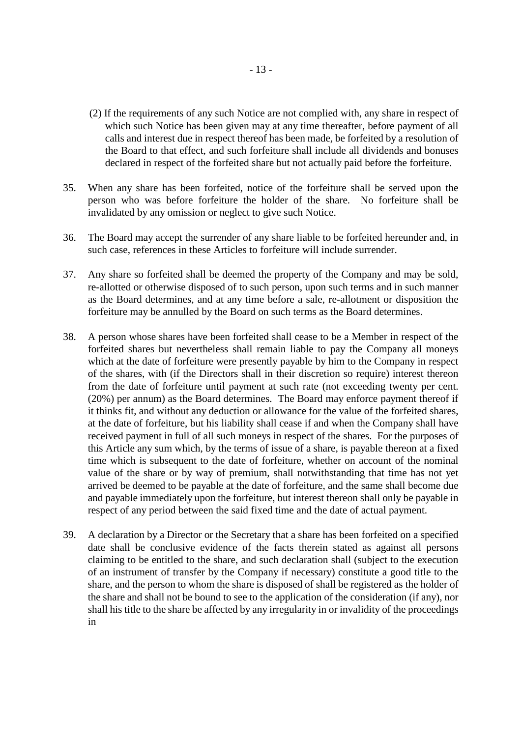(2) If the requirements of any such Notice are not complied with, any share in respect of which such Notice has been given may at any time thereafter, before payment of all calls and interest due in respect thereof has been made, be forfeited by a resolution of the Board to that effect, and such forfeiture shall include all dividends and bonuses declared in respect of the forfeited share but not actually paid before the forfeiture.

35. When any share has been forfeited, notice of the forfeiture shall be served upon the person who was before forfeiture the holder of the share. No forfeiture shall be invalidated by any omission or neglect to give such Notice.

36. The Board may accept the surrender of any share liable to be forfeited hereunder and, in such case, references in these Articles to forfeiture will include surrender.

37. Any share so forfeited shall be deemed the property of the Company and may be sold, re-allotted or otherwise disposed of to such person, upon such terms and in such manner as the Board determines, and at any time before a sale, re-allotment or disposition the forfeiture may be annulled by the Board on such terms as the Board determines.

38. A person whose shares have been forfeited shall cease to be a Member in respect of the forfeited shares but nevertheless shall remain liable to pay the Company all moneys which at the date of forfeiture were presently payable by him to the Company in respect of the shares, with (if the Directors shall in their discretion so require) interest thereon from the date of forfeiture until payment at such rate (not exceeding twenty per cent. (20%) per annum) as the Board determines. The Board may enforce payment thereof if it thinks fit, and without any deduction or allowance for the value of the forfeited shares, at the date of forfeiture, but his liability shall cease if and when the Company shall have received payment in full of all such moneys in respect of the shares. For the purposes of this Article any sum which, by the terms of issue of a share, is payable thereon at a fixed time which is subsequent to the date of forfeiture, whether on account of the nominal value of the share or by way of premium, shall notwithstanding that time has not yet arrived be deemed to be payable at the date of forfeiture, and the same shall become due and payable immediately upon the forfeiture, but interest thereon shall only be payable in respect of any period between the said fixed time and the date of actual payment.

39. A declaration by a Director or the Secretary that a share has been forfeited on a specified date shall be conclusive evidence of the facts therein stated as against all persons claiming to be entitled to the share, and such declaration shall (subject to the execution of an instrument of transfer by the Company if necessary) constitute a good title to the share, and the person to whom the share is disposed of shall be registered as the holder of the share and shall not be bound to see to the application of the consideration (if any), nor shall his title to the share be affected by any irregularity in or invalidity of the proceedings in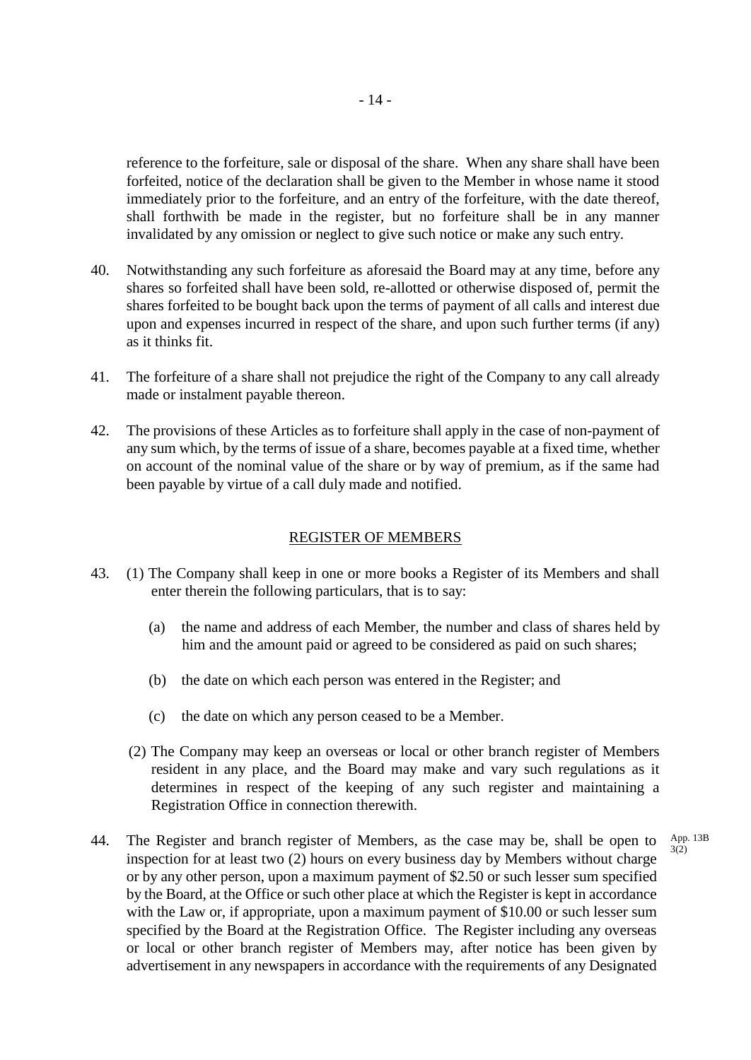reference to the forfeiture, sale or disposal of the share. When any share shall have been forfeited, notice of the declaration shall be given to the Member in whose name it stood immediately prior to the forfeiture, and an entry of the forfeiture, with the date thereof, shall forthwith be made in the register, but no forfeiture shall be in any manner invalidated by any omission or neglect to give such notice or make any such entry.

40. Notwithstanding any such forfeiture as aforesaid the Board may at any time, before any shares so forfeited shall have been sold, re-allotted or otherwise disposed of, permit the shares forfeited to be bought back upon the terms of payment of all calls and interest due upon and expenses incurred in respect of the share, and upon such further terms (if any) as it thinks fit.

41. The forfeiture of a share shall not prejudice the right of the Company to any call already made or instalment payable thereon.

42. The provisions of these Articles as to forfeiture shall apply in the case of non-payment of any sum which, by the terms of issue of a share, becomes payable at a fixed time, whether on account of the nominal value of the share or by way of premium, as if the same had been payable by virtue of a call duly made and notified.

## REGISTER OF MEMBERS

43. (1) The Company shall keep in one or more books a Register of its Members and shall enter therein the following particulars, that is to say:

    (a) the name and address of each Member, the number and class of shares held by him and the amount paid or agreed to be considered as paid on such shares;

    (b) the date on which each person was entered in the Register; and

    (c) the date on which any person ceased to be a Member.

    (2) The Company may keep an overseas or local or other branch register of Members resident in any place, and the Board may make and vary such regulations as it determines in respect of the keeping of any such register and maintaining a Registration Office in connection therewith.

44. The Register and branch register of Members, as the case may be, shall be open to inspection for at least two (2) hours on every business day by Members without charge or by any other person, upon a maximum payment of $2.50 or such lesser sum specified by the Board, at the Office or such other place at which the Register is kept in accordance with the Law or, if appropriate, upon a maximum payment of $10.00 or such lesser sum specified by the Board at the Registration Office. The Register including any overseas or local or other branch register of Members may, after notice has been given by advertisement in any newspapers in accordance with the requirements of any Designated

App. 13B 3(2)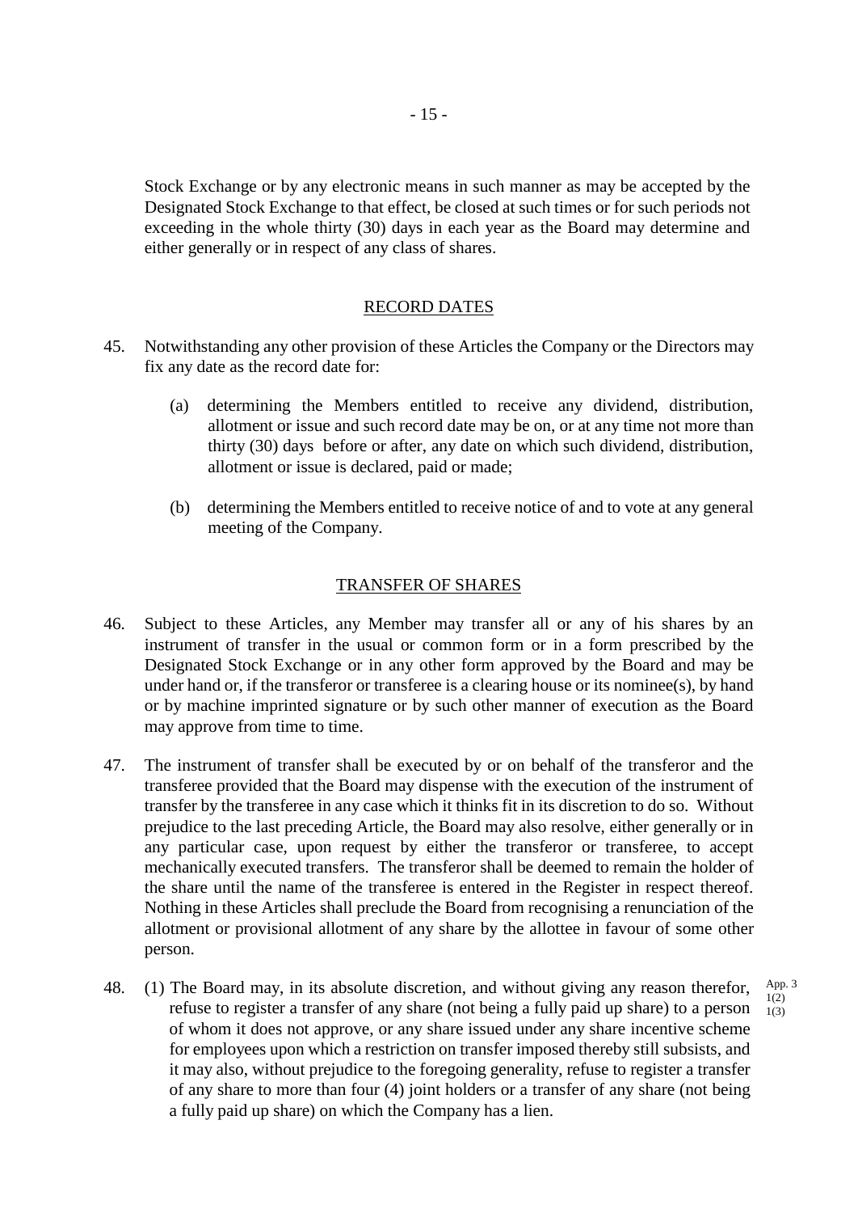Stock Exchange or by any electronic means in such manner as may be accepted by the Designated Stock Exchange to that effect, be closed at such times or for such periods not exceeding in the whole thirty (30) days in each year as the Board may determine and either generally or in respect of any class of shares.

## RECORD DATES

45. Notwithstanding any other provision of these Articles the Company or the Directors may fix any date as the record date for:

    (a) determining the Members entitled to receive any dividend, distribution, allotment or issue and such record date may be on, or at any time not more than thirty (30) days before or after, any date on which such dividend, distribution, allotment or issue is declared, paid or made;

    (b) determining the Members entitled to receive notice of and to vote at any general meeting of the Company.

## TRANSFER OF SHARES

46. Subject to these Articles, any Member may transfer all or any of his shares by an instrument of transfer in the usual or common form or in a form prescribed by the Designated Stock Exchange or in any other form approved by the Board and may be under hand or, if the transferor or transferee is a clearing house or its nominee(s), by hand or by machine imprinted signature or by such other manner of execution as the Board may approve from time to time.

47. The instrument of transfer shall be executed by or on behalf of the transferor and the transferee provided that the Board may dispense with the execution of the instrument of transfer by the transferee in any case which it thinks fit in its discretion to do so. Without prejudice to the last preceding Article, the Board may also resolve, either generally or in any particular case, upon request by either the transferor or transferee, to accept mechanically executed transfers. The transferor shall be deemed to remain the holder of the share until the name of the transferee is entered in the Register in respect thereof. Nothing in these Articles shall preclude the Board from recognising a renunciation of the allotment or provisional allotment of any share by the allottee in favour of some other person.

48. (1) The Board may, in its absolute discretion, and without giving any reason therefor, refuse to register a transfer of any share (not being a fully paid up share) to a person of whom it does not approve, or any share issued under any share incentive scheme for employees upon which a restriction on transfer imposed thereby still subsists, and it may also, without prejudice to the foregoing generality, refuse to register a transfer of any share to more than four (4) joint holders or a transfer of any share (not being a fully paid up share) on which the Company has a lien.

App. 3 1(2) 1(3)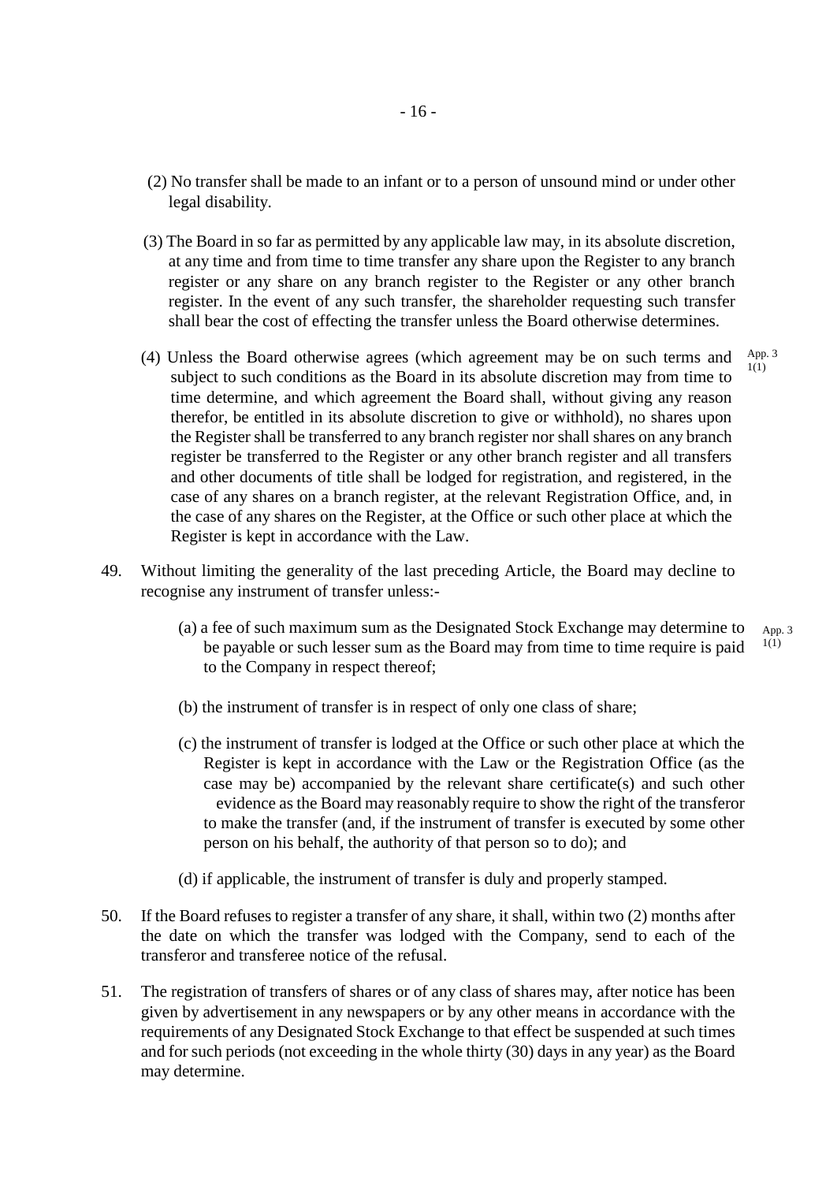(2) No transfer shall be made to an infant or to a person of unsound mind or under other legal disability.

(3) The Board in so far as permitted by any applicable law may, in its absolute discretion, at any time and from time to time transfer any share upon the Register to any branch register or any share on any branch register to the Register or any other branch register. In the event of any such transfer, the shareholder requesting such transfer shall bear the cost of effecting the transfer unless the Board otherwise determines.

(4) Unless the Board otherwise agrees (which agreement may be on such terms and subject to such conditions as the Board in its absolute discretion may from time to time determine, and which agreement the Board shall, without giving any reason therefor, be entitled in its absolute discretion to give or withhold), no shares upon the Register shall be transferred to any branch register nor shall shares on any branch register be transferred to the Register or any other branch register and all transfers and other documents of title shall be lodged for registration, and registered, in the case of any shares on a branch register, at the relevant Registration Office, and, in the case of any shares on the Register, at the Office or such other place at which the Register is kept in accordance with the Law. App. 3 1(1)

49. Without limiting the generality of the last preceding Article, the Board may decline to recognise any instrument of transfer unless:-

(a) a fee of such maximum sum as the Designated Stock Exchange may determine to be payable or such lesser sum as the Board may from time to time require is paid to the Company in respect thereof; App. 3 1(1)

(b) the instrument of transfer is in respect of only one class of share;

(c) the instrument of transfer is lodged at the Office or such other place at which the Register is kept in accordance with the Law or the Registration Office (as the case may be) accompanied by the relevant share certificate(s) and such other evidence as the Board may reasonably require to show the right of the transferor to make the transfer (and, if the instrument of transfer is executed by some other person on his behalf, the authority of that person so to do); and

(d) if applicable, the instrument of transfer is duly and properly stamped.

50. If the Board refuses to register a transfer of any share, it shall, within two (2) months after the date on which the transfer was lodged with the Company, send to each of the transferor and transferee notice of the refusal.

51. The registration of transfers of shares or of any class of shares may, after notice has been given by advertisement in any newspapers or by any other means in accordance with the requirements of any Designated Stock Exchange to that effect be suspended at such times and for such periods (not exceeding in the whole thirty (30) days in any year) as the Board may determine.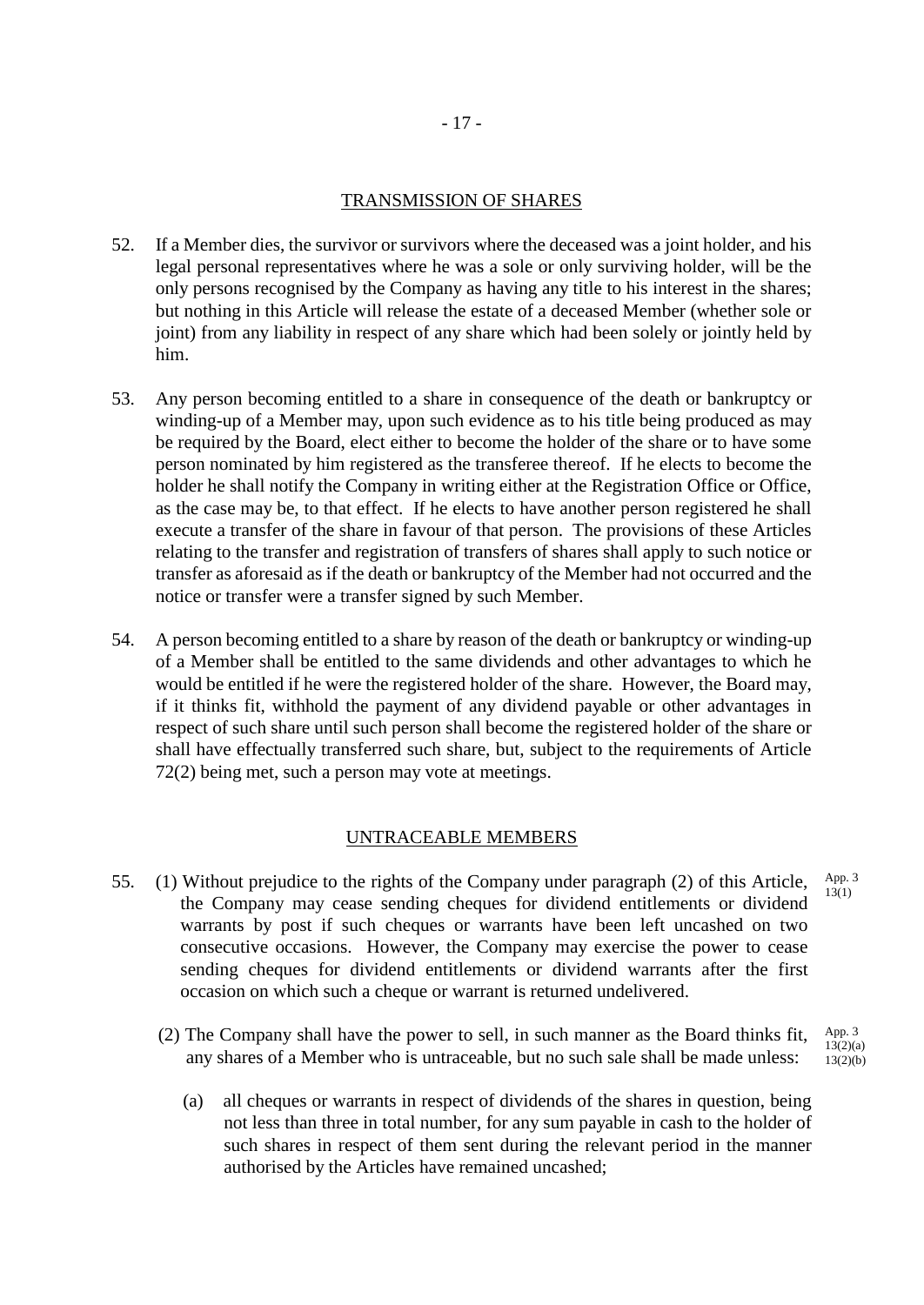## TRANSMISSION OF SHARES

52. If a Member dies, the survivor or survivors where the deceased was a joint holder, and his legal personal representatives where he was a sole or only surviving holder, will be the only persons recognised by the Company as having any title to his interest in the shares; but nothing in this Article will release the estate of a deceased Member (whether sole or joint) from any liability in respect of any share which had been solely or jointly held by him.

53. Any person becoming entitled to a share in consequence of the death or bankruptcy or winding-up of a Member may, upon such evidence as to his title being produced as may be required by the Board, elect either to become the holder of the share or to have some person nominated by him registered as the transferee thereof. If he elects to become the holder he shall notify the Company in writing either at the Registration Office or Office, as the case may be, to that effect. If he elects to have another person registered he shall execute a transfer of the share in favour of that person. The provisions of these Articles relating to the transfer and registration of transfers of shares shall apply to such notice or transfer as aforesaid as if the death or bankruptcy of the Member had not occurred and the notice or transfer were a transfer signed by such Member.

54. A person becoming entitled to a share by reason of the death or bankruptcy or winding-up of a Member shall be entitled to the same dividends and other advantages to which he would be entitled if he were the registered holder of the share. However, the Board may, if it thinks fit, withhold the payment of any dividend payable or other advantages in respect of such share until such person shall become the registered holder of the share or shall have effectually transferred such share, but, subject to the requirements of Article 72(2) being met, such a person may vote at meetings.

## UNTRACEABLE MEMBERS

55. (1) Without prejudice to the rights of the Company under paragraph (2) of this Article, the Company may cease sending cheques for dividend entitlements or dividend warrants by post if such cheques or warrants have been left uncashed on two consecutive occasions. However, the Company may exercise the power to cease sending cheques for dividend entitlements or dividend warrants after the first occasion on which such a cheque or warrant is returned undelivered. *App. 3 13(1)*

(2) The Company shall have the power to sell, in such manner as the Board thinks fit, any shares of a Member who is untraceable, but no such sale shall be made unless: *App. 3 13(2)(a) 13(2)(b)*

(a) all cheques or warrants in respect of dividends of the shares in question, being not less than three in total number, for any sum payable in cash to the holder of such shares in respect of them sent during the relevant period in the manner authorised by the Articles have remained uncashed;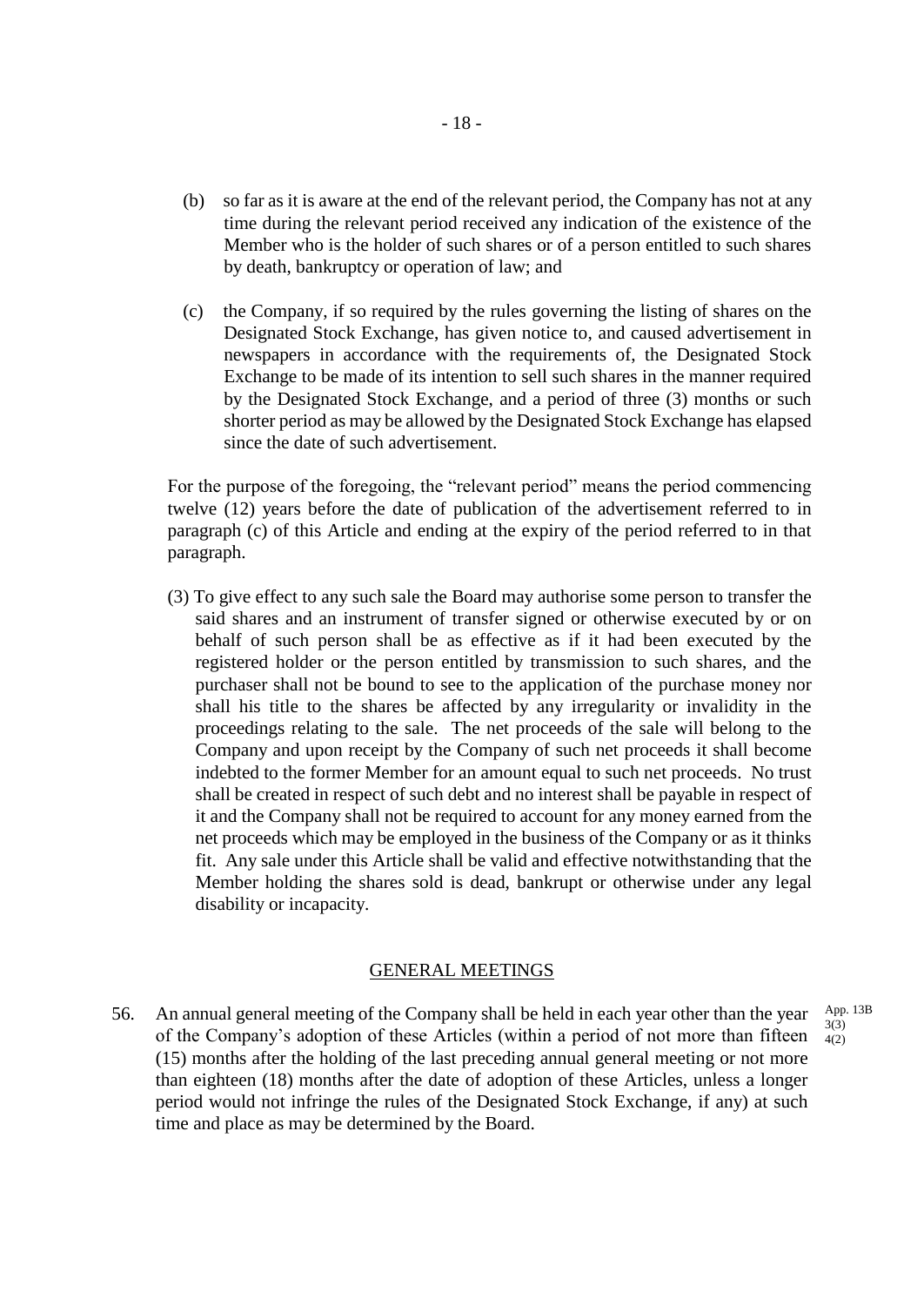(b) so far as it is aware at the end of the relevant period, the Company has not at any time during the relevant period received any indication of the existence of the Member who is the holder of such shares or of a person entitled to such shares by death, bankruptcy or operation of law; and

(c) the Company, if so required by the rules governing the listing of shares on the Designated Stock Exchange, has given notice to, and caused advertisement in newspapers in accordance with the requirements of, the Designated Stock Exchange to be made of its intention to sell such shares in the manner required by the Designated Stock Exchange, and a period of three (3) months or such shorter period as may be allowed by the Designated Stock Exchange has elapsed since the date of such advertisement.

For the purpose of the foregoing, the "relevant period" means the period commencing twelve (12) years before the date of publication of the advertisement referred to in paragraph (c) of this Article and ending at the expiry of the period referred to in that paragraph.

(3) To give effect to any such sale the Board may authorise some person to transfer the said shares and an instrument of transfer signed or otherwise executed by or on behalf of such person shall be as effective as if it had been executed by the registered holder or the person entitled by transmission to such shares, and the purchaser shall not be bound to see to the application of the purchase money nor shall his title to the shares be affected by any irregularity or invalidity in the proceedings relating to the sale. The net proceeds of the sale will belong to the Company and upon receipt by the Company of such net proceeds it shall become indebted to the former Member for an amount equal to such net proceeds. No trust shall be created in respect of such debt and no interest shall be payable in respect of it and the Company shall not be required to account for any money earned from the net proceeds which may be employed in the business of the Company or as it thinks fit. Any sale under this Article shall be valid and effective notwithstanding that the Member holding the shares sold is dead, bankrupt or otherwise under any legal disability or incapacity.

## GENERAL MEETINGS

56. An annual general meeting of the Company shall be held in each year other than the year of the Company's adoption of these Articles (within a period of not more than fifteen (15) months after the holding of the last preceding annual general meeting or not more than eighteen (18) months after the date of adoption of these Articles, unless a longer period would not infringe the rules of the Designated Stock Exchange, if any) at such time and place as may be determined by the Board.

App. 13B 3(3) 4(2)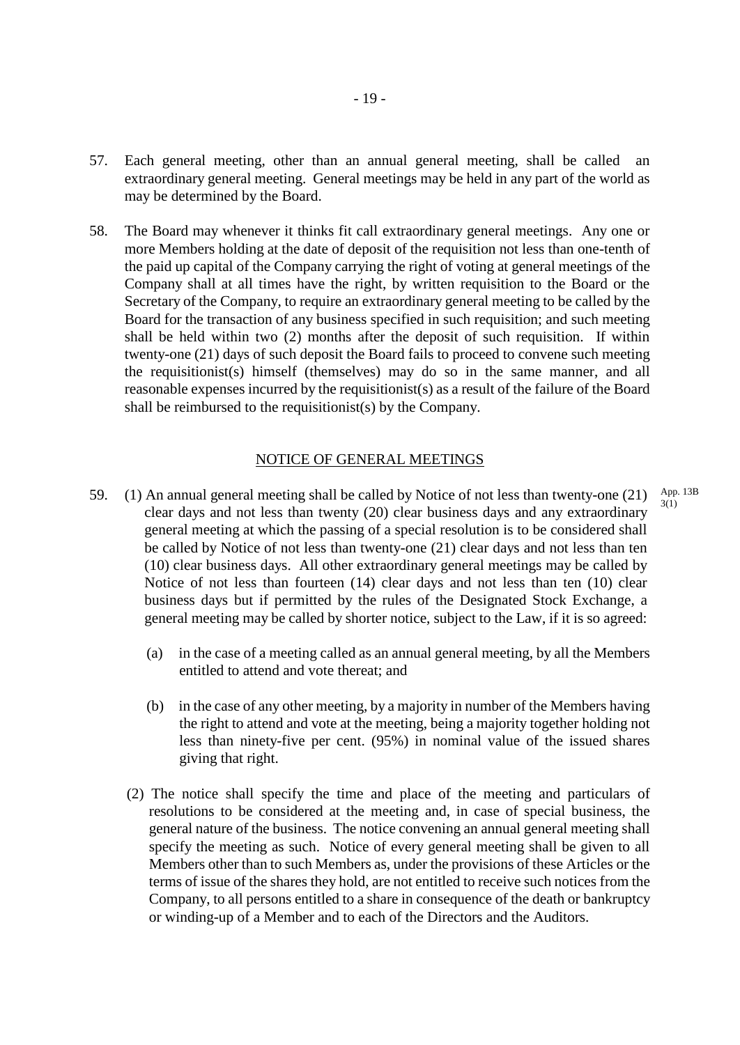57. Each general meeting, other than an annual general meeting, shall be called an extraordinary general meeting. General meetings may be held in any part of the world as may be determined by the Board.

58. The Board may whenever it thinks fit call extraordinary general meetings. Any one or more Members holding at the date of deposit of the requisition not less than one-tenth of the paid up capital of the Company carrying the right of voting at general meetings of the Company shall at all times have the right, by written requisition to the Board or the Secretary of the Company, to require an extraordinary general meeting to be called by the Board for the transaction of any business specified in such requisition; and such meeting shall be held within two (2) months after the deposit of such requisition. If within twenty-one (21) days of such deposit the Board fails to proceed to convene such meeting the requisitionist(s) himself (themselves) may do so in the same manner, and all reasonable expenses incurred by the requisitionist(s) as a result of the failure of the Board shall be reimbursed to the requisitionist(s) by the Company.

## NOTICE OF GENERAL MEETINGS

59. (1) An annual general meeting shall be called by Notice of not less than twenty-one (21) clear days and not less than twenty (20) clear business days and any extraordinary general meeting at which the passing of a special resolution is to be considered shall be called by Notice of not less than twenty-one (21) clear days and not less than ten (10) clear business days. All other extraordinary general meetings may be called by Notice of not less than fourteen (14) clear days and not less than ten (10) clear business days but if permitted by the rules of the Designated Stock Exchange, a general meeting may be called by shorter notice, subject to the Law, if it is so agreed:

App. 13B 3(1)

(a) in the case of a meeting called as an annual general meeting, by all the Members entitled to attend and vote thereat; and

(b) in the case of any other meeting, by a majority in number of the Members having the right to attend and vote at the meeting, being a majority together holding not less than ninety-five per cent. (95%) in nominal value of the issued shares giving that right.

(2) The notice shall specify the time and place of the meeting and particulars of resolutions to be considered at the meeting and, in case of special business, the general nature of the business. The notice convening an annual general meeting shall specify the meeting as such. Notice of every general meeting shall be given to all Members other than to such Members as, under the provisions of these Articles or the terms of issue of the shares they hold, are not entitled to receive such notices from the Company, to all persons entitled to a share in consequence of the death or bankruptcy or winding-up of a Member and to each of the Directors and the Auditors.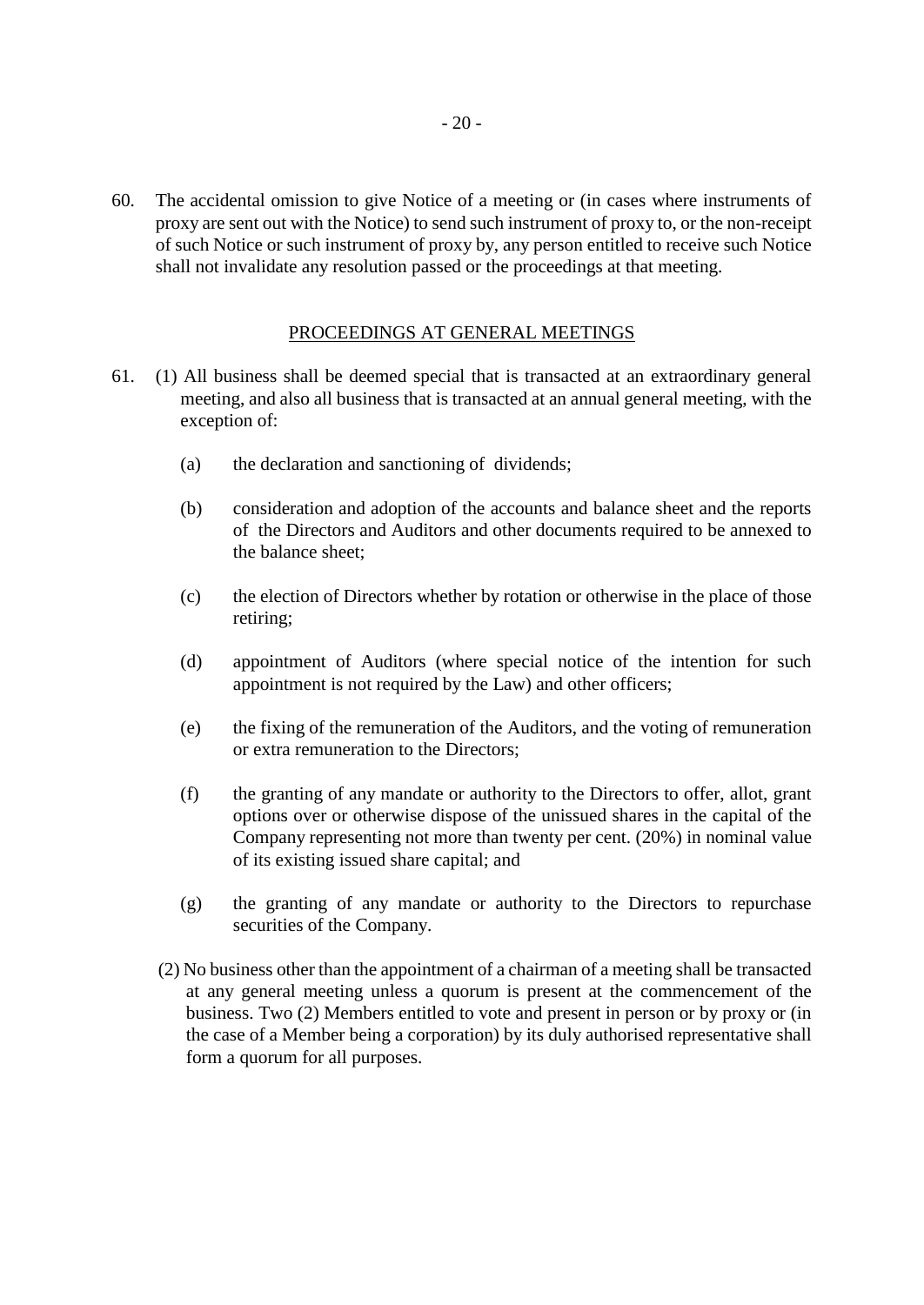60. The accidental omission to give Notice of a meeting or (in cases where instruments of proxy are sent out with the Notice) to send such instrument of proxy to, or the non-receipt of such Notice or such instrument of proxy by, any person entitled to receive such Notice shall not invalidate any resolution passed or the proceedings at that meeting.

## PROCEEDINGS AT GENERAL MEETINGS

61. (1) All business shall be deemed special that is transacted at an extraordinary general meeting, and also all business that is transacted at an annual general meeting, with the exception of:

    (a) the declaration and sanctioning of dividends;

    (b) consideration and adoption of the accounts and balance sheet and the reports of the Directors and Auditors and other documents required to be annexed to the balance sheet;

    (c) the election of Directors whether by rotation or otherwise in the place of those retiring;

    (d) appointment of Auditors (where special notice of the intention for such appointment is not required by the Law) and other officers;

    (e) the fixing of the remuneration of the Auditors, and the voting of remuneration or extra remuneration to the Directors;

    (f) the granting of any mandate or authority to the Directors to offer, allot, grant options over or otherwise dispose of the unissued shares in the capital of the Company representing not more than twenty per cent. (20%) in nominal value of its existing issued share capital; and

    (g) the granting of any mandate or authority to the Directors to repurchase securities of the Company.

    (2) No business other than the appointment of a chairman of a meeting shall be transacted at any general meeting unless a quorum is present at the commencement of the business. Two (2) Members entitled to vote and present in person or by proxy or (in the case of a Member being a corporation) by its duly authorised representative shall form a quorum for all purposes.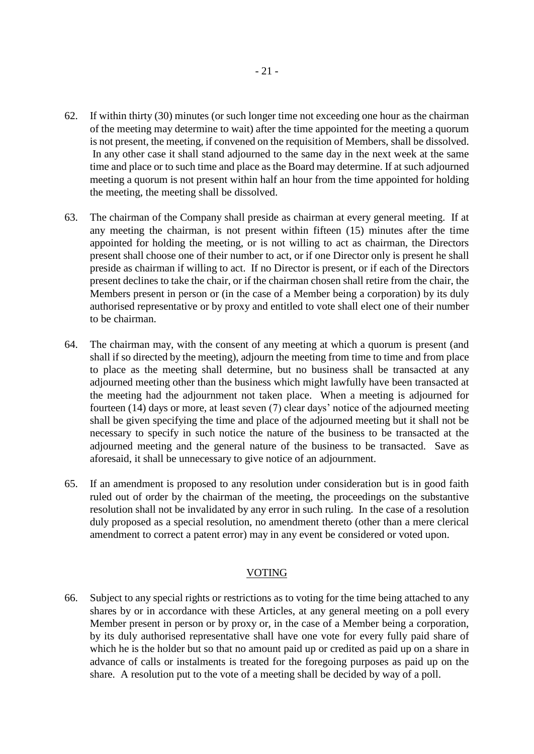62. If within thirty (30) minutes (or such longer time not exceeding one hour as the chairman of the meeting may determine to wait) after the time appointed for the meeting a quorum is not present, the meeting, if convened on the requisition of Members, shall be dissolved. In any other case it shall stand adjourned to the same day in the next week at the same time and place or to such time and place as the Board may determine. If at such adjourned meeting a quorum is not present within half an hour from the time appointed for holding the meeting, the meeting shall be dissolved.

63. The chairman of the Company shall preside as chairman at every general meeting. If at any meeting the chairman, is not present within fifteen (15) minutes after the time appointed for holding the meeting, or is not willing to act as chairman, the Directors present shall choose one of their number to act, or if one Director only is present he shall preside as chairman if willing to act. If no Director is present, or if each of the Directors present declines to take the chair, or if the chairman chosen shall retire from the chair, the Members present in person or (in the case of a Member being a corporation) by its duly authorised representative or by proxy and entitled to vote shall elect one of their number to be chairman.

64. The chairman may, with the consent of any meeting at which a quorum is present (and shall if so directed by the meeting), adjourn the meeting from time to time and from place to place as the meeting shall determine, but no business shall be transacted at any adjourned meeting other than the business which might lawfully have been transacted at the meeting had the adjournment not taken place. When a meeting is adjourned for fourteen (14) days or more, at least seven (7) clear days' notice of the adjourned meeting shall be given specifying the time and place of the adjourned meeting but it shall not be necessary to specify in such notice the nature of the business to be transacted at the adjourned meeting and the general nature of the business to be transacted. Save as aforesaid, it shall be unnecessary to give notice of an adjournment.

65. If an amendment is proposed to any resolution under consideration but is in good faith ruled out of order by the chairman of the meeting, the proceedings on the substantive resolution shall not be invalidated by any error in such ruling. In the case of a resolution duly proposed as a special resolution, no amendment thereto (other than a mere clerical amendment to correct a patent error) may in any event be considered or voted upon.

## VOTING

66. Subject to any special rights or restrictions as to voting for the time being attached to any shares by or in accordance with these Articles, at any general meeting on a poll every Member present in person or by proxy or, in the case of a Member being a corporation, by its duly authorised representative shall have one vote for every fully paid share of which he is the holder but so that no amount paid up or credited as paid up on a share in advance of calls or instalments is treated for the foregoing purposes as paid up on the share. A resolution put to the vote of a meeting shall be decided by way of a poll.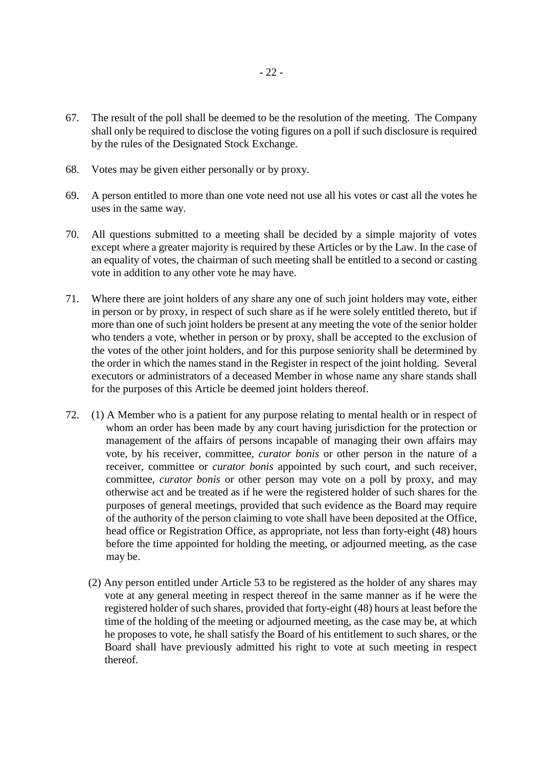67. The result of the poll shall be deemed to be the resolution of the meeting. The Company shall only be required to disclose the voting figures on a poll if such disclosure is required by the rules of the Designated Stock Exchange.

68. Votes may be given either personally or by proxy.

69. A person entitled to more than one vote need not use all his votes or cast all the votes he uses in the same way.

70. All questions submitted to a meeting shall be decided by a simple majority of votes except where a greater majority is required by these Articles or by the Law. In the case of an equality of votes, the chairman of such meeting shall be entitled to a second or casting vote in addition to any other vote he may have.

71. Where there are joint holders of any share any one of such joint holders may vote, either in person or by proxy, in respect of such share as if he were solely entitled thereto, but if more than one of such joint holders be present at any meeting the vote of the senior holder who tenders a vote, whether in person or by proxy, shall be accepted to the exclusion of the votes of the other joint holders, and for this purpose seniority shall be determined by the order in which the names stand in the Register in respect of the joint holding. Several executors or administrators of a deceased Member in whose name any share stands shall for the purposes of this Article be deemed joint holders thereof.

72. (1) A Member who is a patient for any purpose relating to mental health or in respect of whom an order has been made by any court having jurisdiction for the protection or management of the affairs of persons incapable of managing their own affairs may vote, by his receiver, committee, *curator bonis* or other person in the nature of a receiver, committee or *curator bonis* appointed by such court, and such receiver, committee, *curator bonis* or other person may vote on a poll by proxy, and may otherwise act and be treated as if he were the registered holder of such shares for the purposes of general meetings, provided that such evidence as the Board may require of the authority of the person claiming to vote shall have been deposited at the Office, head office or Registration Office, as appropriate, not less than forty-eight (48) hours before the time appointed for holding the meeting, or adjourned meeting, as the case may be.

    (2) Any person entitled under Article 53 to be registered as the holder of any shares may vote at any general meeting in respect thereof in the same manner as if he were the registered holder of such shares, provided that forty-eight (48) hours at least before the time of the holding of the meeting or adjourned meeting, as the case may be, at which he proposes to vote, he shall satisfy the Board of his entitlement to such shares, or the Board shall have previously admitted his right to vote at such meeting in respect thereof.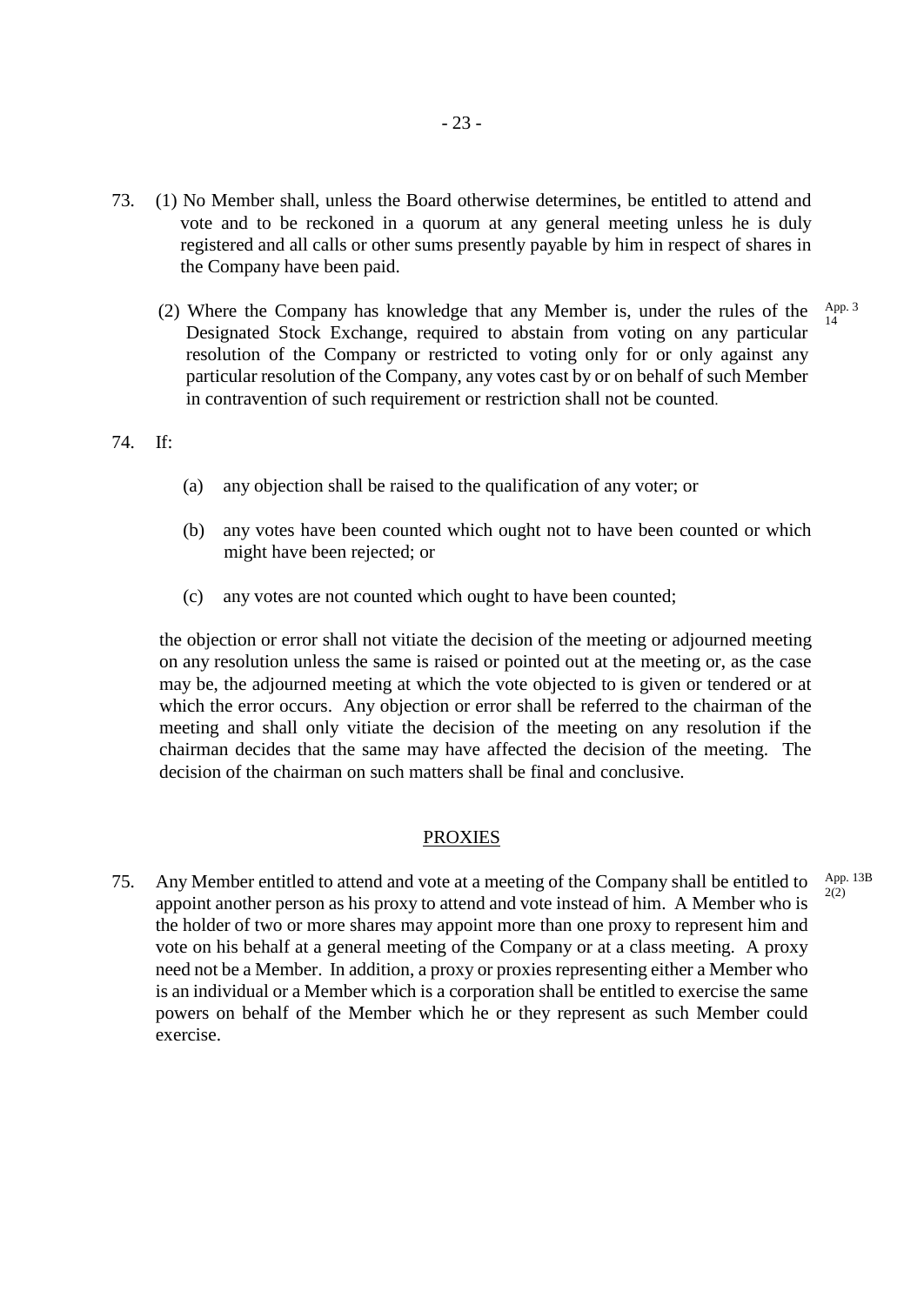73. (1) No Member shall, unless the Board otherwise determines, be entitled to attend and vote and to be reckoned in a quorum at any general meeting unless he is duly registered and all calls or other sums presently payable by him in respect of shares in the Company have been paid.

(2) Where the Company has knowledge that any Member is, under the rules of the Designated Stock Exchange, required to abstain from voting on any particular resolution of the Company or restricted to voting only for or only against any particular resolution of the Company, any votes cast by or on behalf of such Member in contravention of such requirement or restriction shall not be counted. App. 3 14

74. If:

(a) any objection shall be raised to the qualification of any voter; or

(b) any votes have been counted which ought not to have been counted or which might have been rejected; or

(c) any votes are not counted which ought to have been counted;

the objection or error shall not vitiate the decision of the meeting or adjourned meeting on any resolution unless the same is raised or pointed out at the meeting or, as the case may be, the adjourned meeting at which the vote objected to is given or tendered or at which the error occurs. Any objection or error shall be referred to the chairman of the meeting and shall only vitiate the decision of the meeting on any resolution if the chairman decides that the same may have affected the decision of the meeting. The decision of the chairman on such matters shall be final and conclusive.

## PROXIES

75. Any Member entitled to attend and vote at a meeting of the Company shall be entitled to appoint another person as his proxy to attend and vote instead of him. A Member who is the holder of two or more shares may appoint more than one proxy to represent him and vote on his behalf at a general meeting of the Company or at a class meeting. A proxy need not be a Member. In addition, a proxy or proxies representing either a Member who is an individual or a Member which is a corporation shall be entitled to exercise the same powers on behalf of the Member which he or they represent as such Member could exercise. App. 13B 2(2)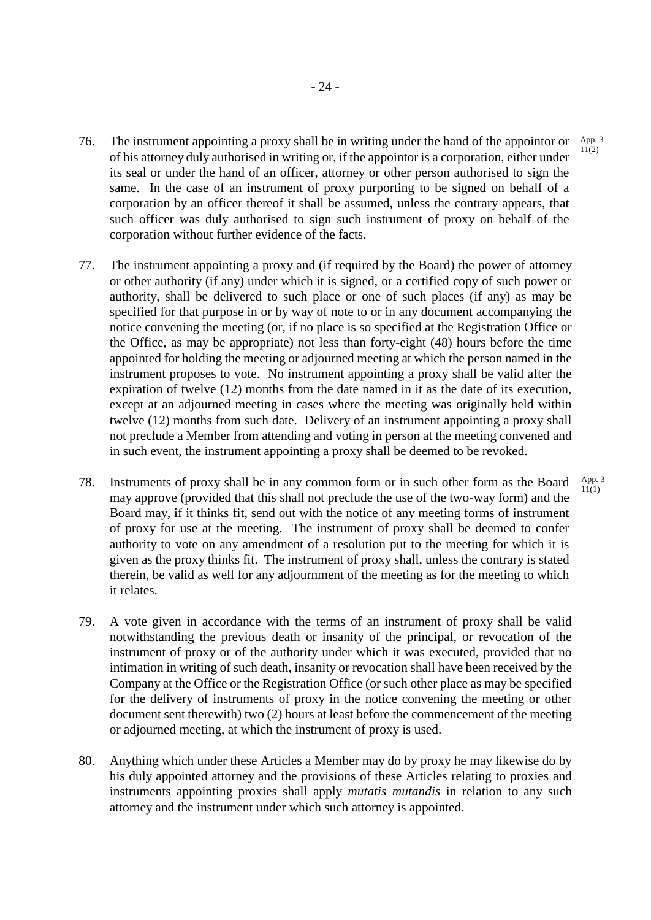76. The instrument appointing a proxy shall be in writing under the hand of the appointor or of his attorney duly authorised in writing or, if the appointor is a corporation, either under its seal or under the hand of an officer, attorney or other person authorised to sign the same. In the case of an instrument of proxy purporting to be signed on behalf of a corporation by an officer thereof it shall be assumed, unless the contrary appears, that such officer was duly authorised to sign such instrument of proxy on behalf of the corporation without further evidence of the facts. App. 3 11(2)

77. The instrument appointing a proxy and (if required by the Board) the power of attorney or other authority (if any) under which it is signed, or a certified copy of such power or authority, shall be delivered to such place or one of such places (if any) as may be specified for that purpose in or by way of note to or in any document accompanying the notice convening the meeting (or, if no place is so specified at the Registration Office or the Office, as may be appropriate) not less than forty-eight (48) hours before the time appointed for holding the meeting or adjourned meeting at which the person named in the instrument proposes to vote. No instrument appointing a proxy shall be valid after the expiration of twelve (12) months from the date named in it as the date of its execution, except at an adjourned meeting in cases where the meeting was originally held within twelve (12) months from such date. Delivery of an instrument appointing a proxy shall not preclude a Member from attending and voting in person at the meeting convened and in such event, the instrument appointing a proxy shall be deemed to be revoked.

78. Instruments of proxy shall be in any common form or in such other form as the Board may approve (provided that this shall not preclude the use of the two-way form) and the Board may, if it thinks fit, send out with the notice of any meeting forms of instrument of proxy for use at the meeting. The instrument of proxy shall be deemed to confer authority to vote on any amendment of a resolution put to the meeting for which it is given as the proxy thinks fit. The instrument of proxy shall, unless the contrary is stated therein, be valid as well for any adjournment of the meeting as for the meeting to which it relates. App. 3 11(1)

79. A vote given in accordance with the terms of an instrument of proxy shall be valid notwithstanding the previous death or insanity of the principal, or revocation of the instrument of proxy or of the authority under which it was executed, provided that no intimation in writing of such death, insanity or revocation shall have been received by the Company at the Office or the Registration Office (or such other place as may be specified for the delivery of instruments of proxy in the notice convening the meeting or other document sent therewith) two (2) hours at least before the commencement of the meeting or adjourned meeting, at which the instrument of proxy is used.

80. Anything which under these Articles a Member may do by proxy he may likewise do by his duly appointed attorney and the provisions of these Articles relating to proxies and instruments appointing proxies shall apply *mutatis mutandis* in relation to any such attorney and the instrument under which such attorney is appointed.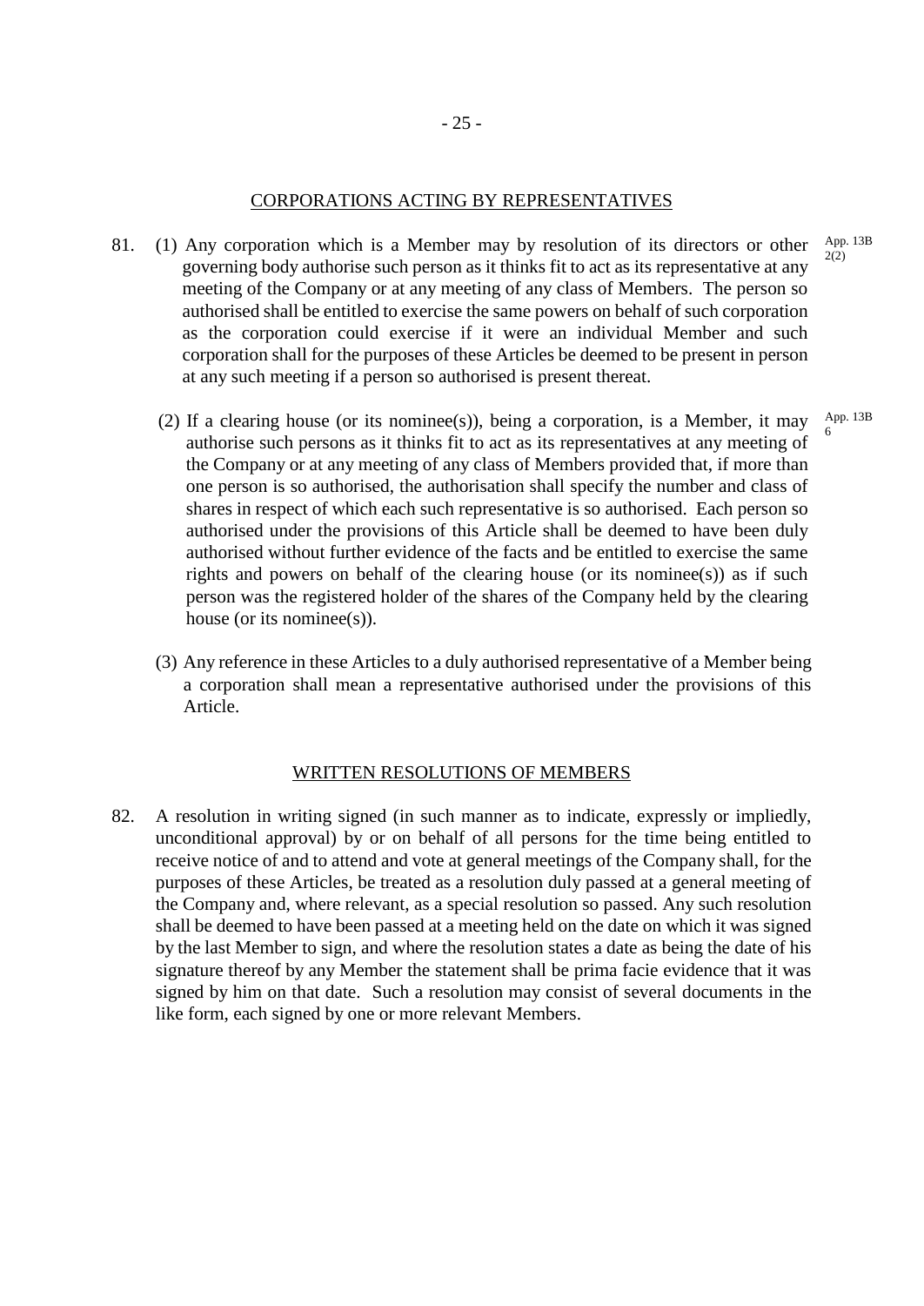## CORPORATIONS ACTING BY REPRESENTATIVES

81. (1) Any corporation which is a Member may by resolution of its directors or other governing body authorise such person as it thinks fit to act as its representative at any meeting of the Company or at any meeting of any class of Members. The person so authorised shall be entitled to exercise the same powers on behalf of such corporation as the corporation could exercise if it were an individual Member and such corporation shall for the purposes of these Articles be deemed to be present in person at any such meeting if a person so authorised is present thereat.

App. 13B 2(2)

(2) If a clearing house (or its nominee(s)), being a corporation, is a Member, it may authorise such persons as it thinks fit to act as its representatives at any meeting of the Company or at any meeting of any class of Members provided that, if more than one person is so authorised, the authorisation shall specify the number and class of shares in respect of which each such representative is so authorised. Each person so authorised under the provisions of this Article shall be deemed to have been duly authorised without further evidence of the facts and be entitled to exercise the same rights and powers on behalf of the clearing house (or its nominee(s)) as if such person was the registered holder of the shares of the Company held by the clearing house (or its nominee(s)).

App. 13B 6

(3) Any reference in these Articles to a duly authorised representative of a Member being a corporation shall mean a representative authorised under the provisions of this Article.

## WRITTEN RESOLUTIONS OF MEMBERS

82. A resolution in writing signed (in such manner as to indicate, expressly or impliedly, unconditional approval) by or on behalf of all persons for the time being entitled to receive notice of and to attend and vote at general meetings of the Company shall, for the purposes of these Articles, be treated as a resolution duly passed at a general meeting of the Company and, where relevant, as a special resolution so passed. Any such resolution shall be deemed to have been passed at a meeting held on the date on which it was signed by the last Member to sign, and where the resolution states a date as being the date of his signature thereof by any Member the statement shall be prima facie evidence that it was signed by him on that date. Such a resolution may consist of several documents in the like form, each signed by one or more relevant Members.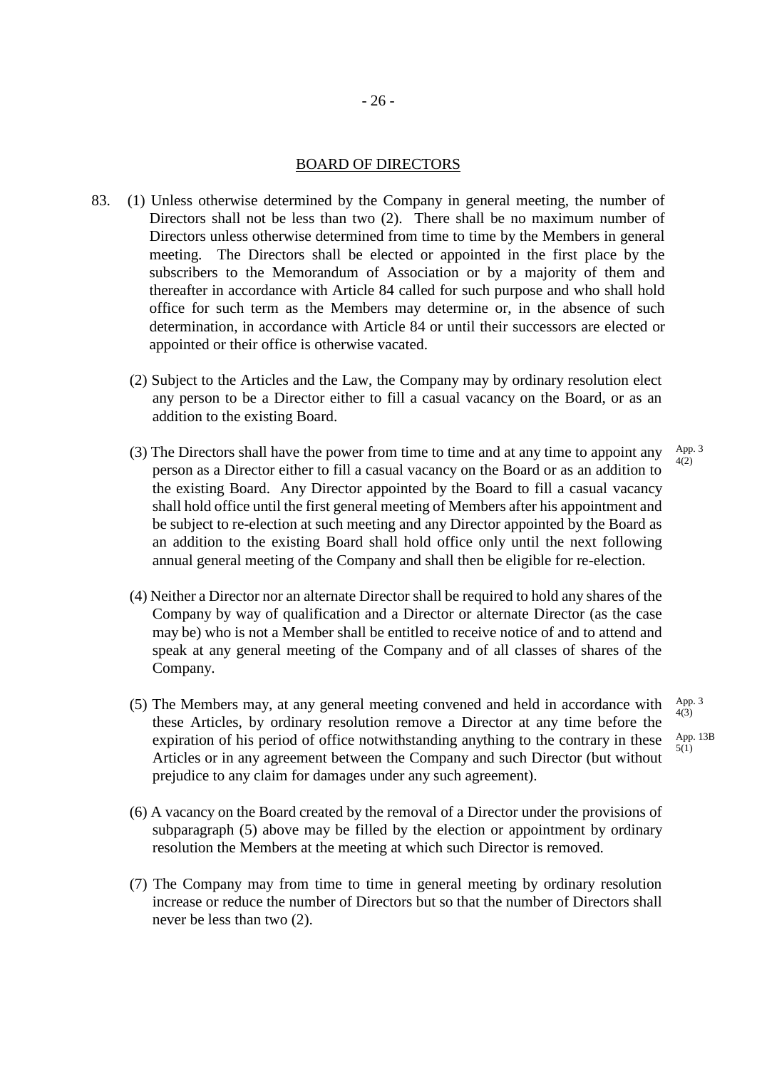## BOARD OF DIRECTORS

83. (1) Unless otherwise determined by the Company in general meeting, the number of Directors shall not be less than two (2). There shall be no maximum number of Directors unless otherwise determined from time to time by the Members in general meeting. The Directors shall be elected or appointed in the first place by the subscribers to the Memorandum of Association or by a majority of them and thereafter in accordance with Article 84 called for such purpose and who shall hold office for such term as the Members may determine or, in the absence of such determination, in accordance with Article 84 or until their successors are elected or appointed or their office is otherwise vacated.

(2) Subject to the Articles and the Law, the Company may by ordinary resolution elect any person to be a Director either to fill a casual vacancy on the Board, or as an addition to the existing Board.

(3) The Directors shall have the power from time to time and at any time to appoint any person as a Director either to fill a casual vacancy on the Board or as an addition to the existing Board. Any Director appointed by the Board to fill a casual vacancy shall hold office until the first general meeting of Members after his appointment and be subject to re-election at such meeting and any Director appointed by the Board as an addition to the existing Board shall hold office only until the next following annual general meeting of the Company and shall then be eligible for re-election.

App. 3 4(2)

(4) Neither a Director nor an alternate Director shall be required to hold any shares of the Company by way of qualification and a Director or alternate Director (as the case may be) who is not a Member shall be entitled to receive notice of and to attend and speak at any general meeting of the Company and of all classes of shares of the Company.

(5) The Members may, at any general meeting convened and held in accordance with these Articles, by ordinary resolution remove a Director at any time before the expiration of his period of office notwithstanding anything to the contrary in these Articles or in any agreement between the Company and such Director (but without prejudice to any claim for damages under any such agreement).

App. 3 4(3)

App. 13B 5(1)

(6) A vacancy on the Board created by the removal of a Director under the provisions of subparagraph (5) above may be filled by the election or appointment by ordinary resolution the Members at the meeting at which such Director is removed.

(7) The Company may from time to time in general meeting by ordinary resolution increase or reduce the number of Directors but so that the number of Directors shall never be less than two (2).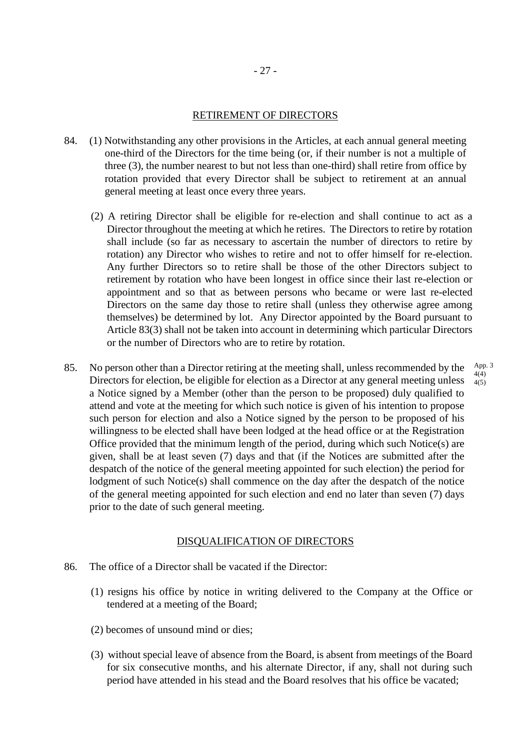## RETIREMENT OF DIRECTORS

84. (1) Notwithstanding any other provisions in the Articles, at each annual general meeting one-third of the Directors for the time being (or, if their number is not a multiple of three (3), the number nearest to but not less than one-third) shall retire from office by rotation provided that every Director shall be subject to retirement at an annual general meeting at least once every three years.

(2) A retiring Director shall be eligible for re-election and shall continue to act as a Director throughout the meeting at which he retires. The Directors to retire by rotation shall include (so far as necessary to ascertain the number of directors to retire by rotation) any Director who wishes to retire and not to offer himself for re-election. Any further Directors so to retire shall be those of the other Directors subject to retirement by rotation who have been longest in office since their last re-election or appointment and so that as between persons who became or were last re-elected Directors on the same day those to retire shall (unless they otherwise agree among themselves) be determined by lot. Any Director appointed by the Board pursuant to Article 83(3) shall not be taken into account in determining which particular Directors or the number of Directors who are to retire by rotation.

85. No person other than a Director retiring at the meeting shall, unless recommended by the Directors for election, be eligible for election as a Director at any general meeting unless a Notice signed by a Member (other than the person to be proposed) duly qualified to attend and vote at the meeting for which such notice is given of his intention to propose such person for election and also a Notice signed by the person to be proposed of his willingness to be elected shall have been lodged at the head office or at the Registration Office provided that the minimum length of the period, during which such Notice(s) are given, shall be at least seven (7) days and that (if the Notices are submitted after the despatch of the notice of the general meeting appointed for such election) the period for lodgment of such Notice(s) shall commence on the day after the despatch of the notice of the general meeting appointed for such election and end no later than seven (7) days prior to the date of such general meeting.

App. 3 4(4) 4(5)

## DISQUALIFICATION OF DIRECTORS

86. The office of a Director shall be vacated if the Director:

(1) resigns his office by notice in writing delivered to the Company at the Office or tendered at a meeting of the Board;

(2) becomes of unsound mind or dies;

(3) without special leave of absence from the Board, is absent from meetings of the Board for six consecutive months, and his alternate Director, if any, shall not during such period have attended in his stead and the Board resolves that his office be vacated;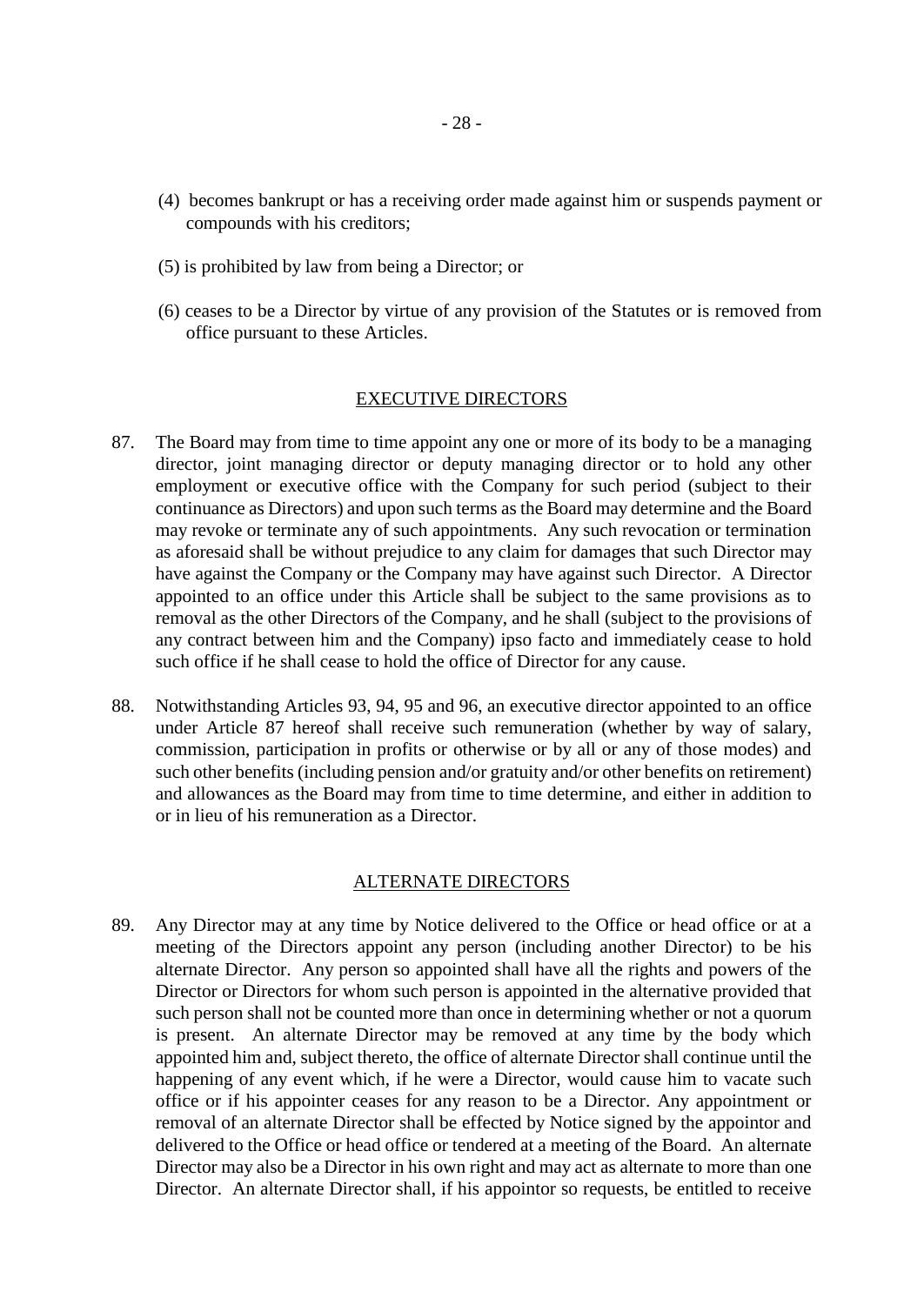(4) becomes bankrupt or has a receiving order made against him or suspends payment or compounds with his creditors;

(5) is prohibited by law from being a Director; or

(6) ceases to be a Director by virtue of any provision of the Statutes or is removed from office pursuant to these Articles.

## EXECUTIVE DIRECTORS

87. The Board may from time to time appoint any one or more of its body to be a managing director, joint managing director or deputy managing director or to hold any other employment or executive office with the Company for such period (subject to their continuance as Directors) and upon such terms as the Board may determine and the Board may revoke or terminate any of such appointments. Any such revocation or termination as aforesaid shall be without prejudice to any claim for damages that such Director may have against the Company or the Company may have against such Director. A Director appointed to an office under this Article shall be subject to the same provisions as to removal as the other Directors of the Company, and he shall (subject to the provisions of any contract between him and the Company) ipso facto and immediately cease to hold such office if he shall cease to hold the office of Director for any cause.

88. Notwithstanding Articles 93, 94, 95 and 96, an executive director appointed to an office under Article 87 hereof shall receive such remuneration (whether by way of salary, commission, participation in profits or otherwise or by all or any of those modes) and such other benefits (including pension and/or gratuity and/or other benefits on retirement) and allowances as the Board may from time to time determine, and either in addition to or in lieu of his remuneration as a Director.

## ALTERNATE DIRECTORS

89. Any Director may at any time by Notice delivered to the Office or head office or at a meeting of the Directors appoint any person (including another Director) to be his alternate Director. Any person so appointed shall have all the rights and powers of the Director or Directors for whom such person is appointed in the alternative provided that such person shall not be counted more than once in determining whether or not a quorum is present. An alternate Director may be removed at any time by the body which appointed him and, subject thereto, the office of alternate Director shall continue until the happening of any event which, if he were a Director, would cause him to vacate such office or if his appointer ceases for any reason to be a Director. Any appointment or removal of an alternate Director shall be effected by Notice signed by the appointor and delivered to the Office or head office or tendered at a meeting of the Board. An alternate Director may also be a Director in his own right and may act as alternate to more than one Director. An alternate Director shall, if his appointor so requests, be entitled to receive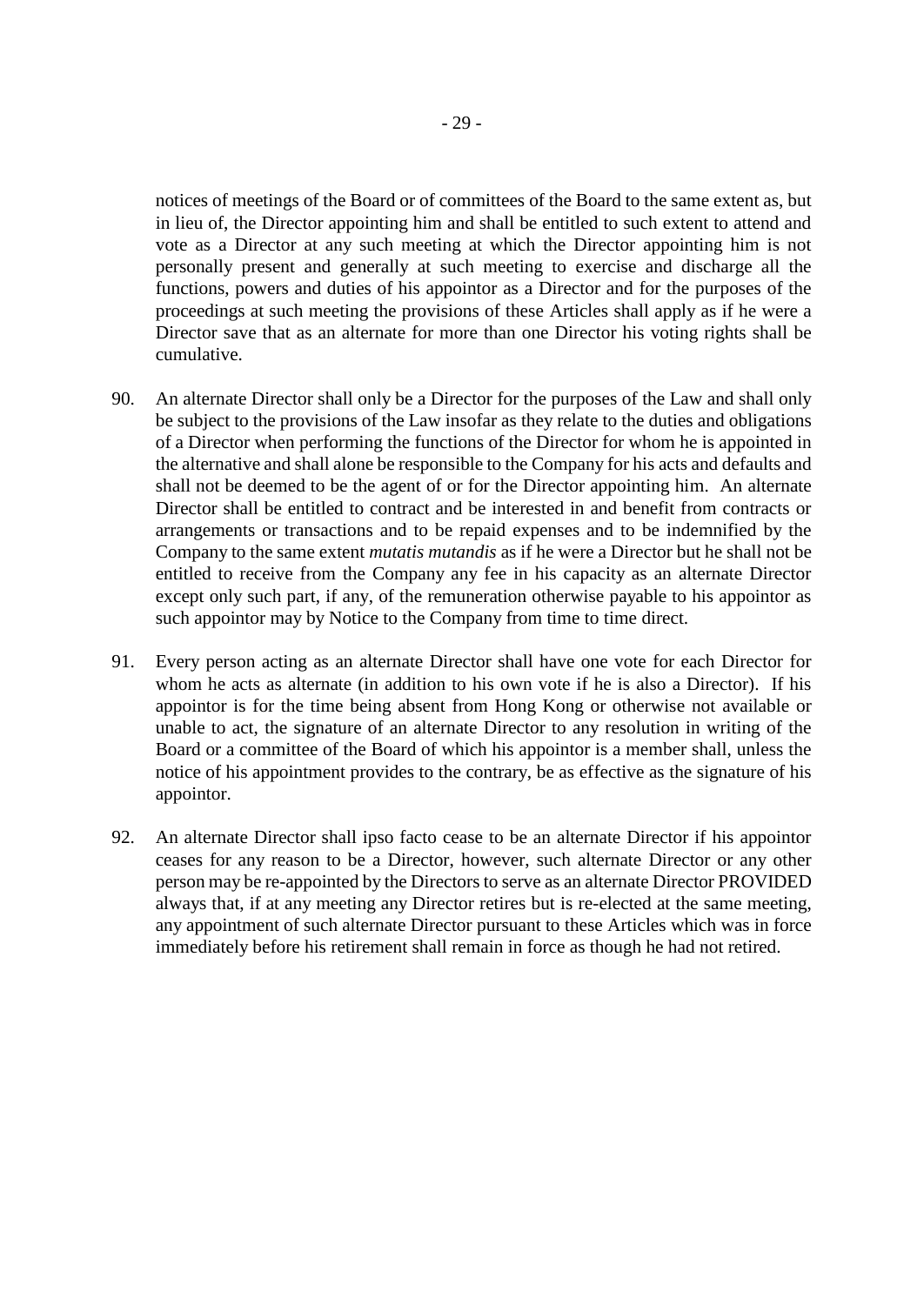notices of meetings of the Board or of committees of the Board to the same extent as, but in lieu of, the Director appointing him and shall be entitled to such extent to attend and vote as a Director at any such meeting at which the Director appointing him is not personally present and generally at such meeting to exercise and discharge all the functions, powers and duties of his appointor as a Director and for the purposes of the proceedings at such meeting the provisions of these Articles shall apply as if he were a Director save that as an alternate for more than one Director his voting rights shall be cumulative.

90. An alternate Director shall only be a Director for the purposes of the Law and shall only be subject to the provisions of the Law insofar as they relate to the duties and obligations of a Director when performing the functions of the Director for whom he is appointed in the alternative and shall alone be responsible to the Company for his acts and defaults and shall not be deemed to be the agent of or for the Director appointing him. An alternate Director shall be entitled to contract and be interested in and benefit from contracts or arrangements or transactions and to be repaid expenses and to be indemnified by the Company to the same extent *mutatis mutandis* as if he were a Director but he shall not be entitled to receive from the Company any fee in his capacity as an alternate Director except only such part, if any, of the remuneration otherwise payable to his appointor as such appointor may by Notice to the Company from time to time direct.

91. Every person acting as an alternate Director shall have one vote for each Director for whom he acts as alternate (in addition to his own vote if he is also a Director). If his appointor is for the time being absent from Hong Kong or otherwise not available or unable to act, the signature of an alternate Director to any resolution in writing of the Board or a committee of the Board of which his appointor is a member shall, unless the notice of his appointment provides to the contrary, be as effective as the signature of his appointor.

92. An alternate Director shall ipso facto cease to be an alternate Director if his appointor ceases for any reason to be a Director, however, such alternate Director or any other person may be re-appointed by the Directors to serve as an alternate Director PROVIDED always that, if at any meeting any Director retires but is re-elected at the same meeting, any appointment of such alternate Director pursuant to these Articles which was in force immediately before his retirement shall remain in force as though he had not retired.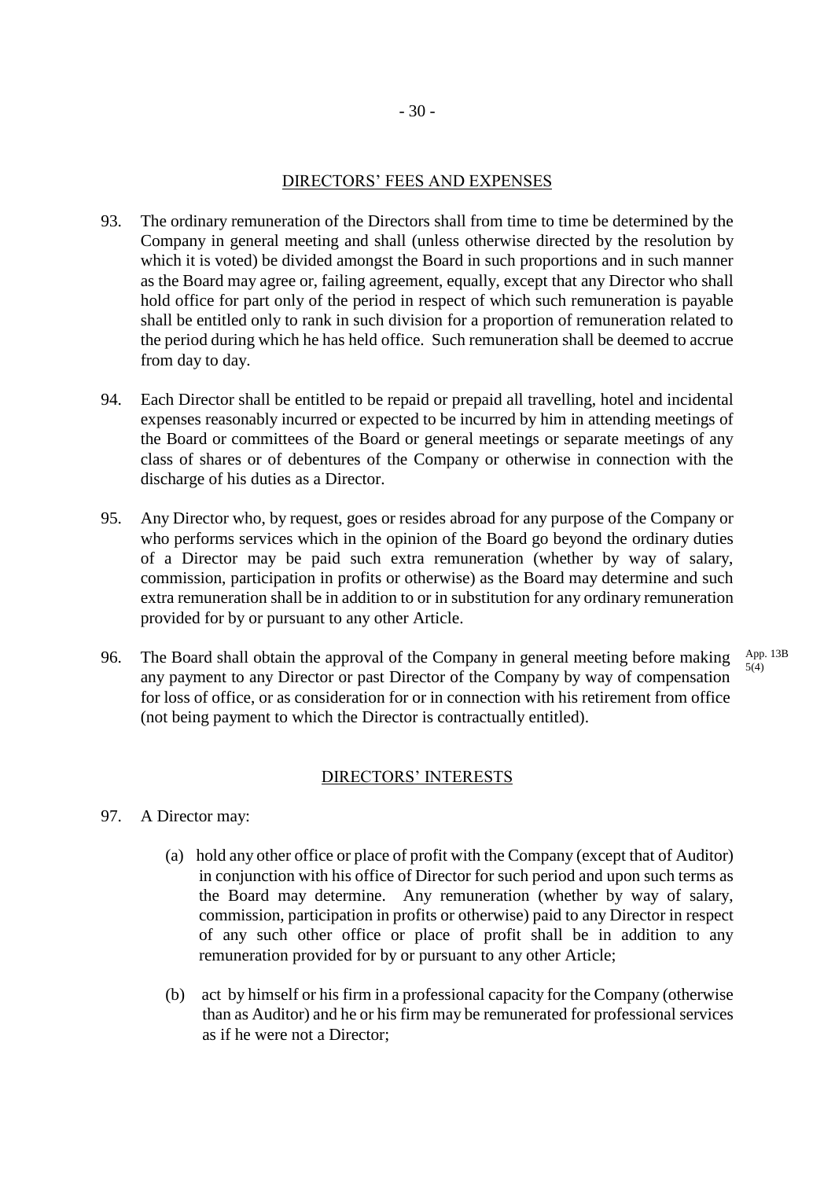## DIRECTORS' FEES AND EXPENSES

93. The ordinary remuneration of the Directors shall from time to time be determined by the Company in general meeting and shall (unless otherwise directed by the resolution by which it is voted) be divided amongst the Board in such proportions and in such manner as the Board may agree or, failing agreement, equally, except that any Director who shall hold office for part only of the period in respect of which such remuneration is payable shall be entitled only to rank in such division for a proportion of remuneration related to the period during which he has held office. Such remuneration shall be deemed to accrue from day to day.

94. Each Director shall be entitled to be repaid or prepaid all travelling, hotel and incidental expenses reasonably incurred or expected to be incurred by him in attending meetings of the Board or committees of the Board or general meetings or separate meetings of any class of shares or of debentures of the Company or otherwise in connection with the discharge of his duties as a Director.

95. Any Director who, by request, goes or resides abroad for any purpose of the Company or who performs services which in the opinion of the Board go beyond the ordinary duties of a Director may be paid such extra remuneration (whether by way of salary, commission, participation in profits or otherwise) as the Board may determine and such extra remuneration shall be in addition to or in substitution for any ordinary remuneration provided for by or pursuant to any other Article.

96. The Board shall obtain the approval of the Company in general meeting before making any payment to any Director or past Director of the Company by way of compensation for loss of office, or as consideration for or in connection with his retirement from office (not being payment to which the Director is contractually entitled).

App. 13B 5(4)

## DIRECTORS' INTERESTS

97. A Director may:

    (a) hold any other office or place of profit with the Company (except that of Auditor) in conjunction with his office of Director for such period and upon such terms as the Board may determine. Any remuneration (whether by way of salary, commission, participation in profits or otherwise) paid to any Director in respect of any such other office or place of profit shall be in addition to any remuneration provided for by or pursuant to any other Article;

    (b) act by himself or his firm in a professional capacity for the Company (otherwise than as Auditor) and he or his firm may be remunerated for professional services as if he were not a Director;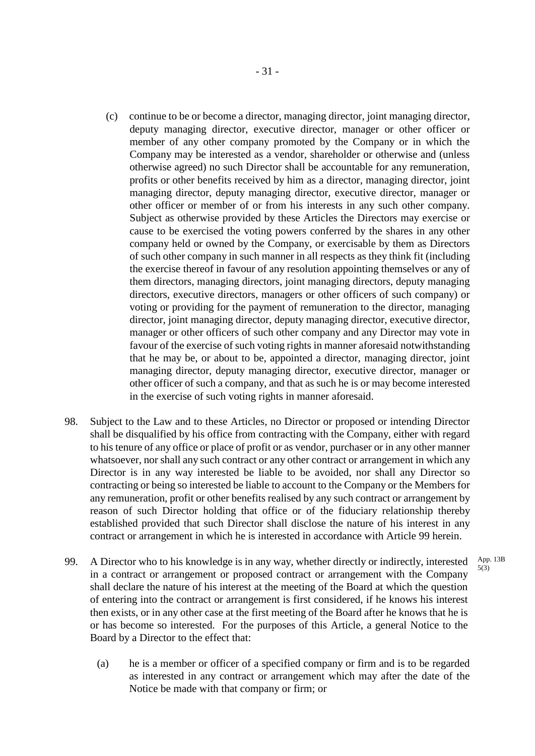(c) continue to be or become a director, managing director, joint managing director, deputy managing director, executive director, manager or other officer or member of any other company promoted by the Company or in which the Company may be interested as a vendor, shareholder or otherwise and (unless otherwise agreed) no such Director shall be accountable for any remuneration, profits or other benefits received by him as a director, managing director, joint managing director, deputy managing director, executive director, manager or other officer or member of or from his interests in any such other company. Subject as otherwise provided by these Articles the Directors may exercise or cause to be exercised the voting powers conferred by the shares in any other company held or owned by the Company, or exercisable by them as Directors of such other company in such manner in all respects as they think fit (including the exercise thereof in favour of any resolution appointing themselves or any of them directors, managing directors, joint managing directors, deputy managing directors, executive directors, managers or other officers of such company) or voting or providing for the payment of remuneration to the director, managing director, joint managing director, deputy managing director, executive director, manager or other officers of such other company and any Director may vote in favour of the exercise of such voting rights in manner aforesaid notwithstanding that he may be, or about to be, appointed a director, managing director, joint managing director, deputy managing director, executive director, manager or other officer of such a company, and that as such he is or may become interested in the exercise of such voting rights in manner aforesaid.

98. Subject to the Law and to these Articles, no Director or proposed or intending Director shall be disqualified by his office from contracting with the Company, either with regard to his tenure of any office or place of profit or as vendor, purchaser or in any other manner whatsoever, nor shall any such contract or any other contract or arrangement in which any Director is in any way interested be liable to be avoided, nor shall any Director so contracting or being so interested be liable to account to the Company or the Members for any remuneration, profit or other benefits realised by any such contract or arrangement by reason of such Director holding that office or of the fiduciary relationship thereby established provided that such Director shall disclose the nature of his interest in any contract or arrangement in which he is interested in accordance with Article 99 herein.

99. A Director who to his knowledge is in any way, whether directly or indirectly, interested in a contract or arrangement or proposed contract or arrangement with the Company shall declare the nature of his interest at the meeting of the Board at which the question of entering into the contract or arrangement is first considered, if he knows his interest then exists, or in any other case at the first meeting of the Board after he knows that he is or has become so interested. For the purposes of this Article, a general Notice to the Board by a Director to the effect that:

App. 13B 5(3)

(a) he is a member or officer of a specified company or firm and is to be regarded as interested in any contract or arrangement which may after the date of the Notice be made with that company or firm; or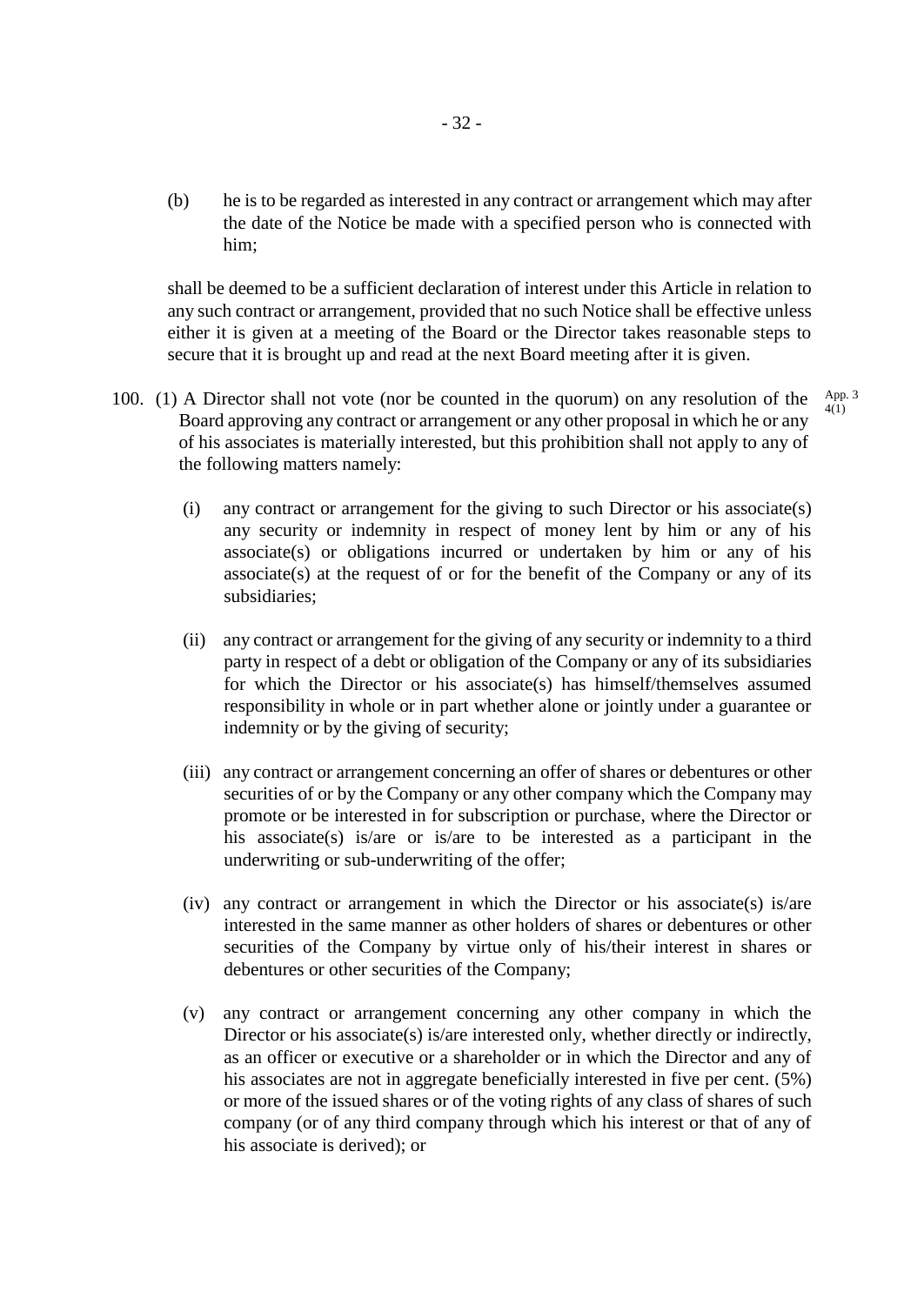(b) he is to be regarded as interested in any contract or arrangement which may after the date of the Notice be made with a specified person who is connected with him;

shall be deemed to be a sufficient declaration of interest under this Article in relation to any such contract or arrangement, provided that no such Notice shall be effective unless either it is given at a meeting of the Board or the Director takes reasonable steps to secure that it is brought up and read at the next Board meeting after it is given.

100. (1) A Director shall not vote (nor be counted in the quorum) on any resolution of the Board approving any contract or arrangement or any other proposal in which he or any of his associates is materially interested, but this prohibition shall not apply to any of the following matters namely:

App. 3 4(1)

(i) any contract or arrangement for the giving to such Director or his associate(s) any security or indemnity in respect of money lent by him or any of his associate(s) or obligations incurred or undertaken by him or any of his associate(s) at the request of or for the benefit of the Company or any of its subsidiaries;

(ii) any contract or arrangement for the giving of any security or indemnity to a third party in respect of a debt or obligation of the Company or any of its subsidiaries for which the Director or his associate(s) has himself/themselves assumed responsibility in whole or in part whether alone or jointly under a guarantee or indemnity or by the giving of security;

(iii) any contract or arrangement concerning an offer of shares or debentures or other securities of or by the Company or any other company which the Company may promote or be interested in for subscription or purchase, where the Director or his associate(s) is/are or is/are to be interested as a participant in the underwriting or sub-underwriting of the offer;

(iv) any contract or arrangement in which the Director or his associate(s) is/are interested in the same manner as other holders of shares or debentures or other securities of the Company by virtue only of his/their interest in shares or debentures or other securities of the Company;

(v) any contract or arrangement concerning any other company in which the Director or his associate(s) is/are interested only, whether directly or indirectly, as an officer or executive or a shareholder or in which the Director and any of his associates are not in aggregate beneficially interested in five per cent. (5%) or more of the issued shares or of the voting rights of any class of shares of such company (or of any third company through which his interest or that of any of his associate is derived); or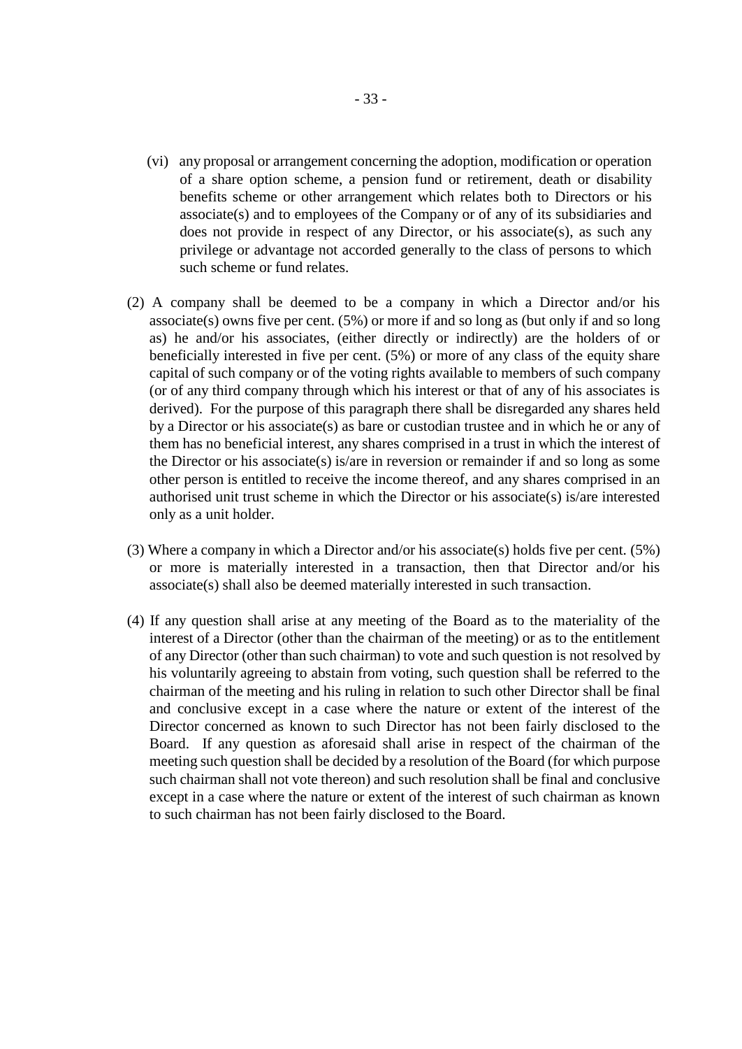(vi) any proposal or arrangement concerning the adoption, modification or operation of a share option scheme, a pension fund or retirement, death or disability benefits scheme or other arrangement which relates both to Directors or his associate(s) and to employees of the Company or of any of its subsidiaries and does not provide in respect of any Director, or his associate(s), as such any privilege or advantage not accorded generally to the class of persons to which such scheme or fund relates.

(2) A company shall be deemed to be a company in which a Director and/or his associate(s) owns five per cent. (5%) or more if and so long as (but only if and so long as) he and/or his associates, (either directly or indirectly) are the holders of or beneficially interested in five per cent. (5%) or more of any class of the equity share capital of such company or of the voting rights available to members of such company (or of any third company through which his interest or that of any of his associates is derived). For the purpose of this paragraph there shall be disregarded any shares held by a Director or his associate(s) as bare or custodian trustee and in which he or any of them has no beneficial interest, any shares comprised in a trust in which the interest of the Director or his associate(s) is/are in reversion or remainder if and so long as some other person is entitled to receive the income thereof, and any shares comprised in an authorised unit trust scheme in which the Director or his associate(s) is/are interested only as a unit holder.

(3) Where a company in which a Director and/or his associate(s) holds five per cent. (5%) or more is materially interested in a transaction, then that Director and/or his associate(s) shall also be deemed materially interested in such transaction.

(4) If any question shall arise at any meeting of the Board as to the materiality of the interest of a Director (other than the chairman of the meeting) or as to the entitlement of any Director (other than such chairman) to vote and such question is not resolved by his voluntarily agreeing to abstain from voting, such question shall be referred to the chairman of the meeting and his ruling in relation to such other Director shall be final and conclusive except in a case where the nature or extent of the interest of the Director concerned as known to such Director has not been fairly disclosed to the Board. If any question as aforesaid shall arise in respect of the chairman of the meeting such question shall be decided by a resolution of the Board (for which purpose such chairman shall not vote thereon) and such resolution shall be final and conclusive except in a case where the nature or extent of the interest of such chairman as known to such chairman has not been fairly disclosed to the Board.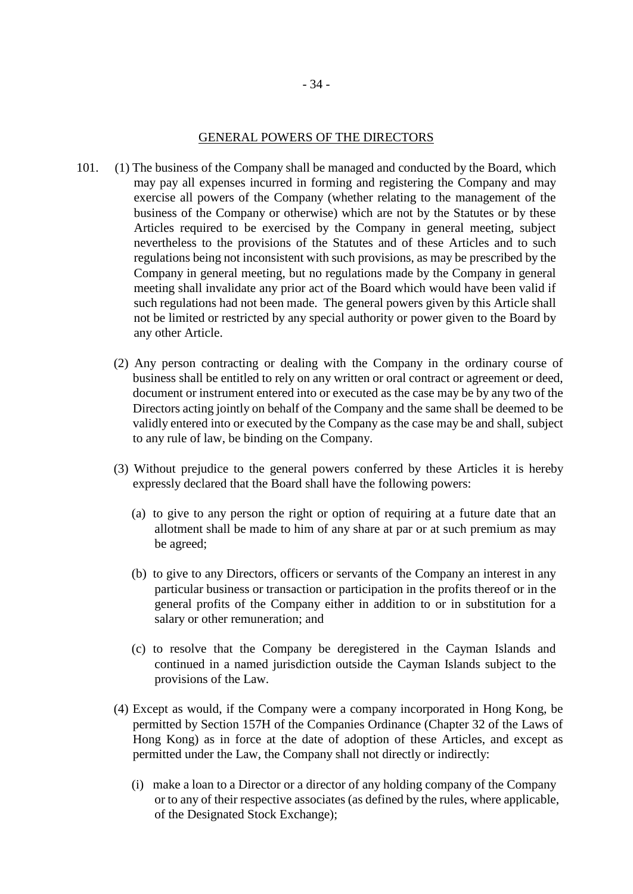## GENERAL POWERS OF THE DIRECTORS

101. (1) The business of the Company shall be managed and conducted by the Board, which may pay all expenses incurred in forming and registering the Company and may exercise all powers of the Company (whether relating to the management of the business of the Company or otherwise) which are not by the Statutes or by these Articles required to be exercised by the Company in general meeting, subject nevertheless to the provisions of the Statutes and of these Articles and to such regulations being not inconsistent with such provisions, as may be prescribed by the Company in general meeting, but no regulations made by the Company in general meeting shall invalidate any prior act of the Board which would have been valid if such regulations had not been made. The general powers given by this Article shall not be limited or restricted by any special authority or power given to the Board by any other Article.

(2) Any person contracting or dealing with the Company in the ordinary course of business shall be entitled to rely on any written or oral contract or agreement or deed, document or instrument entered into or executed as the case may be by any two of the Directors acting jointly on behalf of the Company and the same shall be deemed to be validly entered into or executed by the Company as the case may be and shall, subject to any rule of law, be binding on the Company.

(3) Without prejudice to the general powers conferred by these Articles it is hereby expressly declared that the Board shall have the following powers:

(a) to give to any person the right or option of requiring at a future date that an allotment shall be made to him of any share at par or at such premium as may be agreed;

(b) to give to any Directors, officers or servants of the Company an interest in any particular business or transaction or participation in the profits thereof or in the general profits of the Company either in addition to or in substitution for a salary or other remuneration; and

(c) to resolve that the Company be deregistered in the Cayman Islands and continued in a named jurisdiction outside the Cayman Islands subject to the provisions of the Law.

(4) Except as would, if the Company were a company incorporated in Hong Kong, be permitted by Section 157H of the Companies Ordinance (Chapter 32 of the Laws of Hong Kong) as in force at the date of adoption of these Articles, and except as permitted under the Law, the Company shall not directly or indirectly:

(i) make a loan to a Director or a director of any holding company of the Company or to any of their respective associates (as defined by the rules, where applicable, of the Designated Stock Exchange);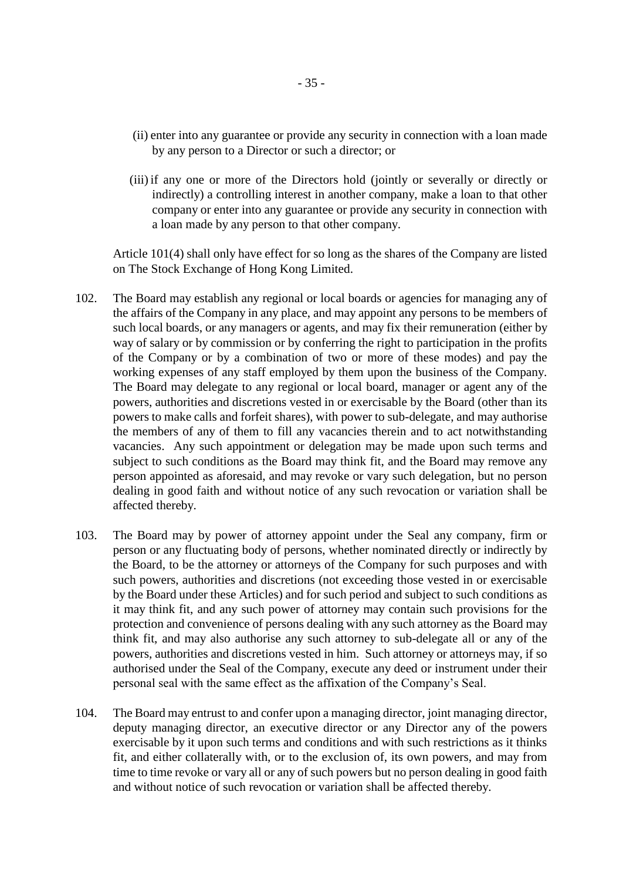(ii) enter into any guarantee or provide any security in connection with a loan made by any person to a Director or such a director; or

(iii) if any one or more of the Directors hold (jointly or severally or directly or indirectly) a controlling interest in another company, make a loan to that other company or enter into any guarantee or provide any security in connection with a loan made by any person to that other company.

Article 101(4) shall only have effect for so long as the shares of the Company are listed on The Stock Exchange of Hong Kong Limited.

102. The Board may establish any regional or local boards or agencies for managing any of the affairs of the Company in any place, and may appoint any persons to be members of such local boards, or any managers or agents, and may fix their remuneration (either by way of salary or by commission or by conferring the right to participation in the profits of the Company or by a combination of two or more of these modes) and pay the working expenses of any staff employed by them upon the business of the Company. The Board may delegate to any regional or local board, manager or agent any of the powers, authorities and discretions vested in or exercisable by the Board (other than its powers to make calls and forfeit shares), with power to sub-delegate, and may authorise the members of any of them to fill any vacancies therein and to act notwithstanding vacancies. Any such appointment or delegation may be made upon such terms and subject to such conditions as the Board may think fit, and the Board may remove any person appointed as aforesaid, and may revoke or vary such delegation, but no person dealing in good faith and without notice of any such revocation or variation shall be affected thereby.

103. The Board may by power of attorney appoint under the Seal any company, firm or person or any fluctuating body of persons, whether nominated directly or indirectly by the Board, to be the attorney or attorneys of the Company for such purposes and with such powers, authorities and discretions (not exceeding those vested in or exercisable by the Board under these Articles) and for such period and subject to such conditions as it may think fit, and any such power of attorney may contain such provisions for the protection and convenience of persons dealing with any such attorney as the Board may think fit, and may also authorise any such attorney to sub-delegate all or any of the powers, authorities and discretions vested in him. Such attorney or attorneys may, if so authorised under the Seal of the Company, execute any deed or instrument under their personal seal with the same effect as the affixation of the Company's Seal.

104. The Board may entrust to and confer upon a managing director, joint managing director, deputy managing director, an executive director or any Director any of the powers exercisable by it upon such terms and conditions and with such restrictions as it thinks fit, and either collaterally with, or to the exclusion of, its own powers, and may from time to time revoke or vary all or any of such powers but no person dealing in good faith and without notice of such revocation or variation shall be affected thereby.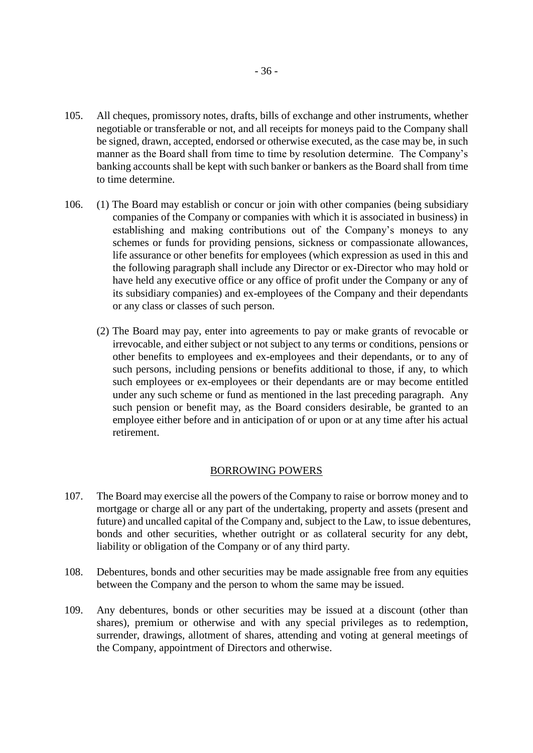105. All cheques, promissory notes, drafts, bills of exchange and other instruments, whether negotiable or transferable or not, and all receipts for moneys paid to the Company shall be signed, drawn, accepted, endorsed or otherwise executed, as the case may be, in such manner as the Board shall from time to time by resolution determine. The Company's banking accounts shall be kept with such banker or bankers as the Board shall from time to time determine.

106. (1) The Board may establish or concur or join with other companies (being subsidiary companies of the Company or companies with which it is associated in business) in establishing and making contributions out of the Company's moneys to any schemes or funds for providing pensions, sickness or compassionate allowances, life assurance or other benefits for employees (which expression as used in this and the following paragraph shall include any Director or ex-Director who may hold or have held any executive office or any office of profit under the Company or any of its subsidiary companies) and ex-employees of the Company and their dependants or any class or classes of such person.

(2) The Board may pay, enter into agreements to pay or make grants of revocable or irrevocable, and either subject or not subject to any terms or conditions, pensions or other benefits to employees and ex-employees and their dependants, or to any of such persons, including pensions or benefits additional to those, if any, to which such employees or ex-employees or their dependants are or may become entitled under any such scheme or fund as mentioned in the last preceding paragraph. Any such pension or benefit may, as the Board considers desirable, be granted to an employee either before and in anticipation of or upon or at any time after his actual retirement.

## BORROWING POWERS

107. The Board may exercise all the powers of the Company to raise or borrow money and to mortgage or charge all or any part of the undertaking, property and assets (present and future) and uncalled capital of the Company and, subject to the Law, to issue debentures, bonds and other securities, whether outright or as collateral security for any debt, liability or obligation of the Company or of any third party.

108. Debentures, bonds and other securities may be made assignable free from any equities between the Company and the person to whom the same may be issued.

109. Any debentures, bonds or other securities may be issued at a discount (other than shares), premium or otherwise and with any special privileges as to redemption, surrender, drawings, allotment of shares, attending and voting at general meetings of the Company, appointment of Directors and otherwise.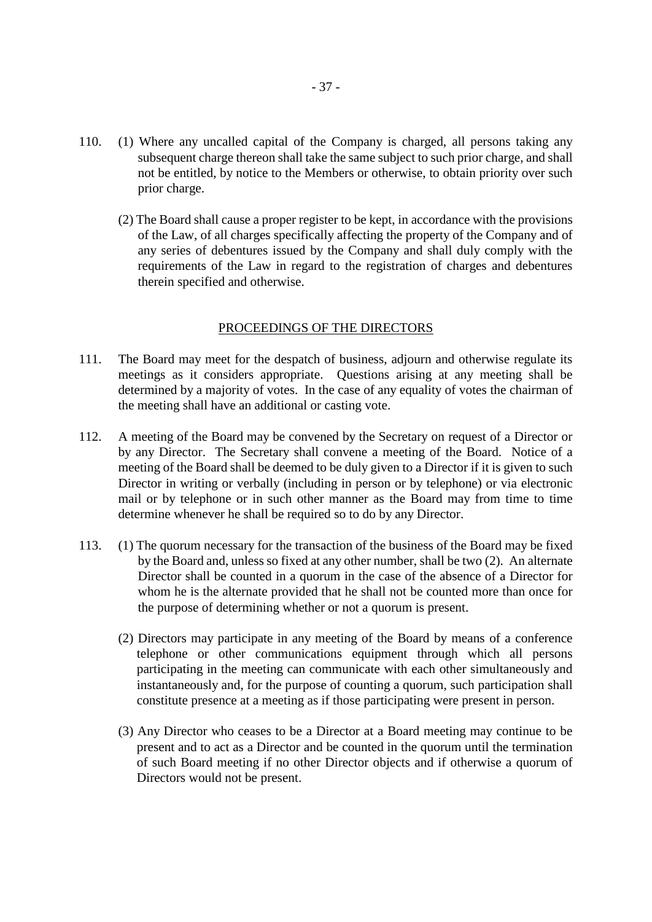110. (1) Where any uncalled capital of the Company is charged, all persons taking any subsequent charge thereon shall take the same subject to such prior charge, and shall not be entitled, by notice to the Members or otherwise, to obtain priority over such prior charge.

(2) The Board shall cause a proper register to be kept, in accordance with the provisions of the Law, of all charges specifically affecting the property of the Company and of any series of debentures issued by the Company and shall duly comply with the requirements of the Law in regard to the registration of charges and debentures therein specified and otherwise.

## PROCEEDINGS OF THE DIRECTORS

111. The Board may meet for the despatch of business, adjourn and otherwise regulate its meetings as it considers appropriate. Questions arising at any meeting shall be determined by a majority of votes. In the case of any equality of votes the chairman of the meeting shall have an additional or casting vote.

112. A meeting of the Board may be convened by the Secretary on request of a Director or by any Director. The Secretary shall convene a meeting of the Board. Notice of a meeting of the Board shall be deemed to be duly given to a Director if it is given to such Director in writing or verbally (including in person or by telephone) or via electronic mail or by telephone or in such other manner as the Board may from time to time determine whenever he shall be required so to do by any Director.

113. (1) The quorum necessary for the transaction of the business of the Board may be fixed by the Board and, unless so fixed at any other number, shall be two (2). An alternate Director shall be counted in a quorum in the case of the absence of a Director for whom he is the alternate provided that he shall not be counted more than once for the purpose of determining whether or not a quorum is present.

(2) Directors may participate in any meeting of the Board by means of a conference telephone or other communications equipment through which all persons participating in the meeting can communicate with each other simultaneously and instantaneously and, for the purpose of counting a quorum, such participation shall constitute presence at a meeting as if those participating were present in person.

(3) Any Director who ceases to be a Director at a Board meeting may continue to be present and to act as a Director and be counted in the quorum until the termination of such Board meeting if no other Director objects and if otherwise a quorum of Directors would not be present.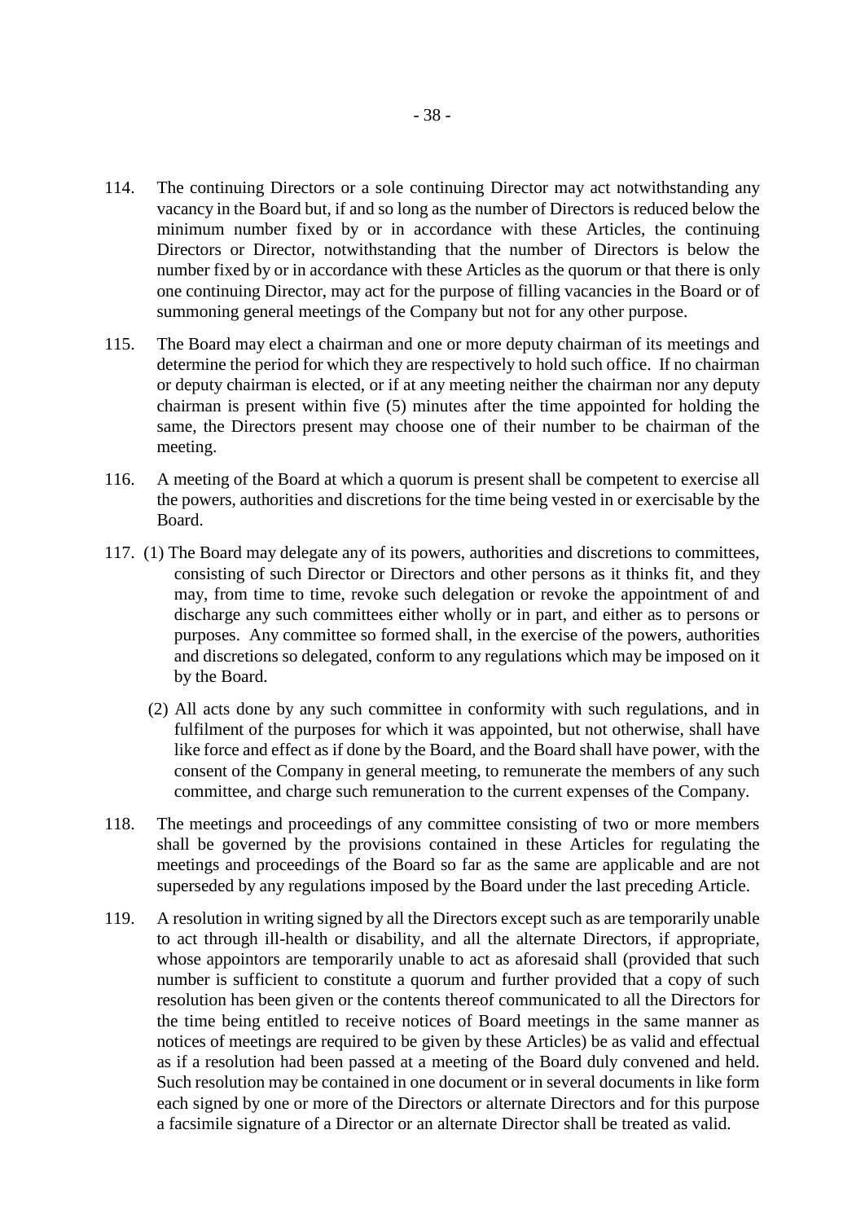114. The continuing Directors or a sole continuing Director may act notwithstanding any vacancy in the Board but, if and so long as the number of Directors is reduced below the minimum number fixed by or in accordance with these Articles, the continuing Directors or Director, notwithstanding that the number of Directors is below the number fixed by or in accordance with these Articles as the quorum or that there is only one continuing Director, may act for the purpose of filling vacancies in the Board or of summoning general meetings of the Company but not for any other purpose.

115. The Board may elect a chairman and one or more deputy chairman of its meetings and determine the period for which they are respectively to hold such office. If no chairman or deputy chairman is elected, or if at any meeting neither the chairman nor any deputy chairman is present within five (5) minutes after the time appointed for holding the same, the Directors present may choose one of their number to be chairman of the meeting.

116. A meeting of the Board at which a quorum is present shall be competent to exercise all the powers, authorities and discretions for the time being vested in or exercisable by the Board.

117. (1) The Board may delegate any of its powers, authorities and discretions to committees, consisting of such Director or Directors and other persons as it thinks fit, and they may, from time to time, revoke such delegation or revoke the appointment of and discharge any such committees either wholly or in part, and either as to persons or purposes. Any committee so formed shall, in the exercise of the powers, authorities and discretions so delegated, conform to any regulations which may be imposed on it by the Board.

(2) All acts done by any such committee in conformity with such regulations, and in fulfilment of the purposes for which it was appointed, but not otherwise, shall have like force and effect as if done by the Board, and the Board shall have power, with the consent of the Company in general meeting, to remunerate the members of any such committee, and charge such remuneration to the current expenses of the Company.

118. The meetings and proceedings of any committee consisting of two or more members shall be governed by the provisions contained in these Articles for regulating the meetings and proceedings of the Board so far as the same are applicable and are not superseded by any regulations imposed by the Board under the last preceding Article.

119. A resolution in writing signed by all the Directors except such as are temporarily unable to act through ill-health or disability, and all the alternate Directors, if appropriate, whose appointors are temporarily unable to act as aforesaid shall (provided that such number is sufficient to constitute a quorum and further provided that a copy of such resolution has been given or the contents thereof communicated to all the Directors for the time being entitled to receive notices of Board meetings in the same manner as notices of meetings are required to be given by these Articles) be as valid and effectual as if a resolution had been passed at a meeting of the Board duly convened and held. Such resolution may be contained in one document or in several documents in like form each signed by one or more of the Directors or alternate Directors and for this purpose a facsimile signature of a Director or an alternate Director shall be treated as valid.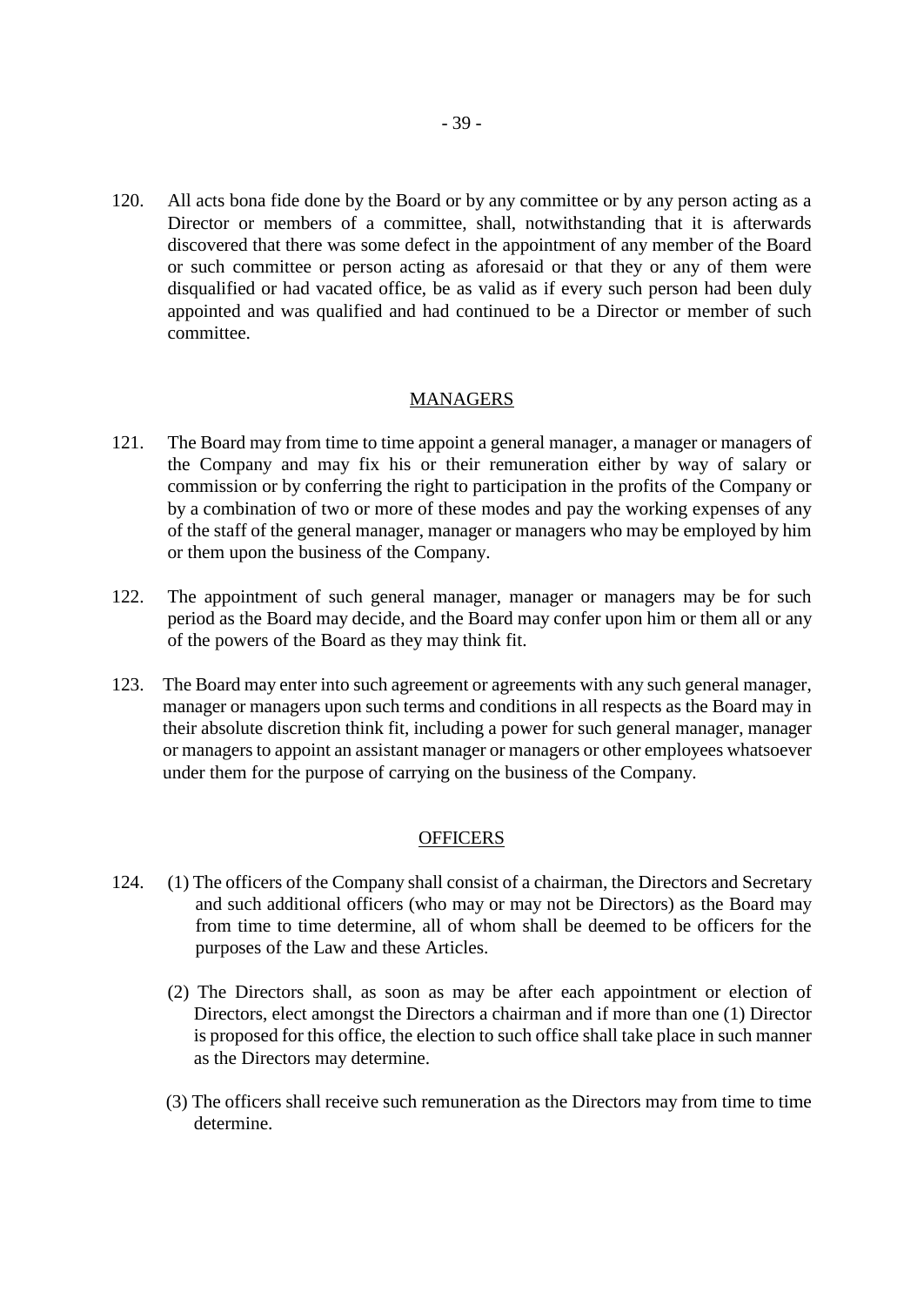120. All acts bona fide done by the Board or by any committee or by any person acting as a Director or members of a committee, shall, notwithstanding that it is afterwards discovered that there was some defect in the appointment of any member of the Board or such committee or person acting as aforesaid or that they or any of them were disqualified or had vacated office, be as valid as if every such person had been duly appointed and was qualified and had continued to be a Director or member of such committee.

## MANAGERS

121. The Board may from time to time appoint a general manager, a manager or managers of the Company and may fix his or their remuneration either by way of salary or commission or by conferring the right to participation in the profits of the Company or by a combination of two or more of these modes and pay the working expenses of any of the staff of the general manager, manager or managers who may be employed by him or them upon the business of the Company.

122. The appointment of such general manager, manager or managers may be for such period as the Board may decide, and the Board may confer upon him or them all or any of the powers of the Board as they may think fit.

123. The Board may enter into such agreement or agreements with any such general manager, manager or managers upon such terms and conditions in all respects as the Board may in their absolute discretion think fit, including a power for such general manager, manager or managers to appoint an assistant manager or managers or other employees whatsoever under them for the purpose of carrying on the business of the Company.

## OFFICERS

124. (1) The officers of the Company shall consist of a chairman, the Directors and Secretary and such additional officers (who may or may not be Directors) as the Board may from time to time determine, all of whom shall be deemed to be officers for the purposes of the Law and these Articles.

(2) The Directors shall, as soon as may be after each appointment or election of Directors, elect amongst the Directors a chairman and if more than one (1) Director is proposed for this office, the election to such office shall take place in such manner as the Directors may determine.

(3) The officers shall receive such remuneration as the Directors may from time to time determine.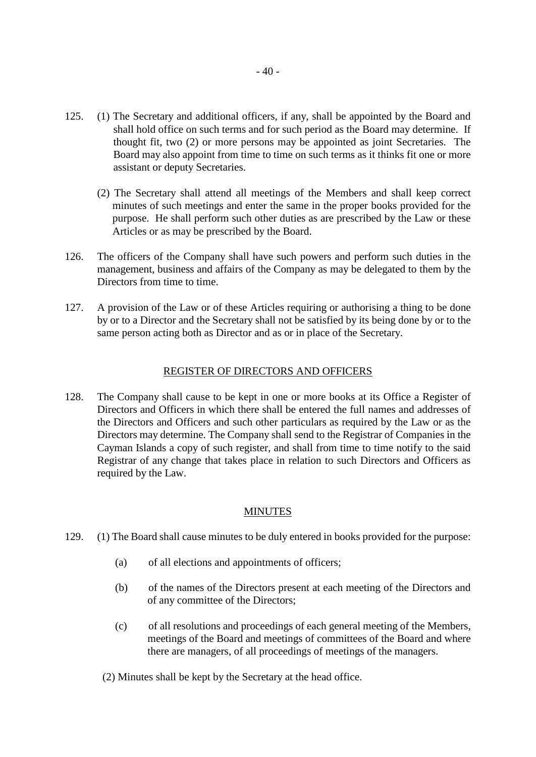125. (1) The Secretary and additional officers, if any, shall be appointed by the Board and shall hold office on such terms and for such period as the Board may determine. If thought fit, two (2) or more persons may be appointed as joint Secretaries. The Board may also appoint from time to time on such terms as it thinks fit one or more assistant or deputy Secretaries.

(2) The Secretary shall attend all meetings of the Members and shall keep correct minutes of such meetings and enter the same in the proper books provided for the purpose. He shall perform such other duties as are prescribed by the Law or these Articles or as may be prescribed by the Board.

126. The officers of the Company shall have such powers and perform such duties in the management, business and affairs of the Company as may be delegated to them by the Directors from time to time.

127. A provision of the Law or of these Articles requiring or authorising a thing to be done by or to a Director and the Secretary shall not be satisfied by its being done by or to the same person acting both as Director and as or in place of the Secretary.

## REGISTER OF DIRECTORS AND OFFICERS

128. The Company shall cause to be kept in one or more books at its Office a Register of Directors and Officers in which there shall be entered the full names and addresses of the Directors and Officers and such other particulars as required by the Law or as the Directors may determine. The Company shall send to the Registrar of Companies in the Cayman Islands a copy of such register, and shall from time to time notify to the said Registrar of any change that takes place in relation to such Directors and Officers as required by the Law.

## MINUTES

129. (1) The Board shall cause minutes to be duly entered in books provided for the purpose:

(a) of all elections and appointments of officers;

(b) of the names of the Directors present at each meeting of the Directors and of any committee of the Directors;

(c) of all resolutions and proceedings of each general meeting of the Members, meetings of the Board and meetings of committees of the Board and where there are managers, of all proceedings of meetings of the managers.

(2) Minutes shall be kept by the Secretary at the head office.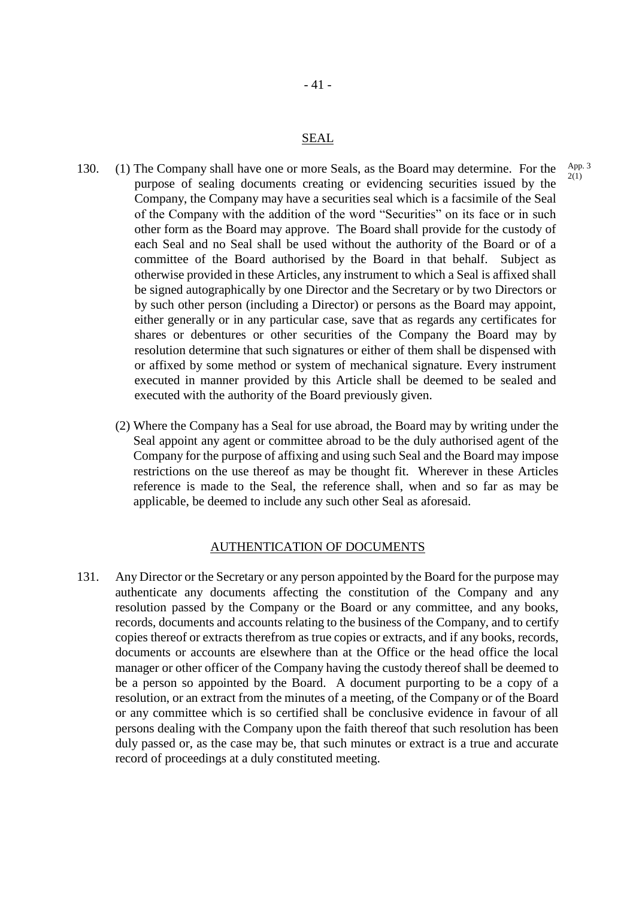## SEAL

130. (1) The Company shall have one or more Seals, as the Board may determine. For the purpose of sealing documents creating or evidencing securities issued by the Company, the Company may have a securities seal which is a facsimile of the Seal of the Company with the addition of the word "Securities" on its face or in such other form as the Board may approve. The Board shall provide for the custody of each Seal and no Seal shall be used without the authority of the Board or of a committee of the Board authorised by the Board in that behalf. Subject as otherwise provided in these Articles, any instrument to which a Seal is affixed shall be signed autographically by one Director and the Secretary or by two Directors or by such other person (including a Director) or persons as the Board may appoint, either generally or in any particular case, save that as regards any certificates for shares or debentures or other securities of the Company the Board may by resolution determine that such signatures or either of them shall be dispensed with or affixed by some method or system of mechanical signature. Every instrument executed in manner provided by this Article shall be deemed to be sealed and executed with the authority of the Board previously given.

App. 3 2(1)

(2) Where the Company has a Seal for use abroad, the Board may by writing under the Seal appoint any agent or committee abroad to be the duly authorised agent of the Company for the purpose of affixing and using such Seal and the Board may impose restrictions on the use thereof as may be thought fit. Wherever in these Articles reference is made to the Seal, the reference shall, when and so far as may be applicable, be deemed to include any such other Seal as aforesaid.

## AUTHENTICATION OF DOCUMENTS

131. Any Director or the Secretary or any person appointed by the Board for the purpose may authenticate any documents affecting the constitution of the Company and any resolution passed by the Company or the Board or any committee, and any books, records, documents and accounts relating to the business of the Company, and to certify copies thereof or extracts therefrom as true copies or extracts, and if any books, records, documents or accounts are elsewhere than at the Office or the head office the local manager or other officer of the Company having the custody thereof shall be deemed to be a person so appointed by the Board. A document purporting to be a copy of a resolution, or an extract from the minutes of a meeting, of the Company or of the Board or any committee which is so certified shall be conclusive evidence in favour of all persons dealing with the Company upon the faith thereof that such resolution has been duly passed or, as the case may be, that such minutes or extract is a true and accurate record of proceedings at a duly constituted meeting.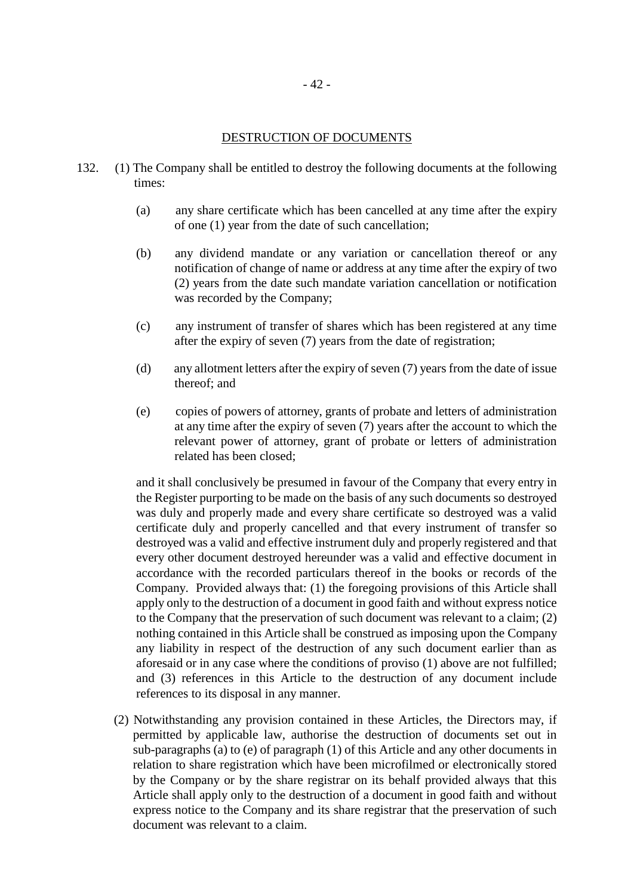## DESTRUCTION OF DOCUMENTS

132. (1) The Company shall be entitled to destroy the following documents at the following times:

(a) any share certificate which has been cancelled at any time after the expiry of one (1) year from the date of such cancellation;

(b) any dividend mandate or any variation or cancellation thereof or any notification of change of name or address at any time after the expiry of two (2) years from the date such mandate variation cancellation or notification was recorded by the Company;

(c) any instrument of transfer of shares which has been registered at any time after the expiry of seven (7) years from the date of registration;

(d) any allotment letters after the expiry of seven (7) years from the date of issue thereof; and

(e) copies of powers of attorney, grants of probate and letters of administration at any time after the expiry of seven (7) years after the account to which the relevant power of attorney, grant of probate or letters of administration related has been closed;

and it shall conclusively be presumed in favour of the Company that every entry in the Register purporting to be made on the basis of any such documents so destroyed was duly and properly made and every share certificate so destroyed was a valid certificate duly and properly cancelled and that every instrument of transfer so destroyed was a valid and effective instrument duly and properly registered and that every other document destroyed hereunder was a valid and effective document in accordance with the recorded particulars thereof in the books or records of the Company. Provided always that: (1) the foregoing provisions of this Article shall apply only to the destruction of a document in good faith and without express notice to the Company that the preservation of such document was relevant to a claim; (2) nothing contained in this Article shall be construed as imposing upon the Company any liability in respect of the destruction of any such document earlier than as aforesaid or in any case where the conditions of proviso (1) above are not fulfilled; and (3) references in this Article to the destruction of any document include references to its disposal in any manner.

(2) Notwithstanding any provision contained in these Articles, the Directors may, if permitted by applicable law, authorise the destruction of documents set out in sub-paragraphs (a) to (e) of paragraph (1) of this Article and any other documents in relation to share registration which have been microfilmed or electronically stored by the Company or by the share registrar on its behalf provided always that this Article shall apply only to the destruction of a document in good faith and without express notice to the Company and its share registrar that the preservation of such document was relevant to a claim.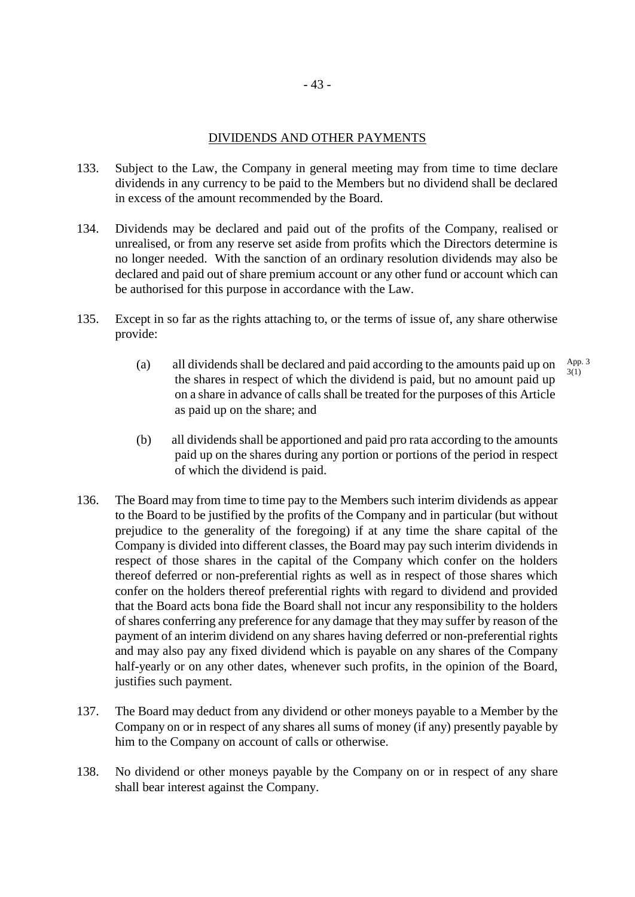## DIVIDENDS AND OTHER PAYMENTS

133. Subject to the Law, the Company in general meeting may from time to time declare dividends in any currency to be paid to the Members but no dividend shall be declared in excess of the amount recommended by the Board.

134. Dividends may be declared and paid out of the profits of the Company, realised or unrealised, or from any reserve set aside from profits which the Directors determine is no longer needed. With the sanction of an ordinary resolution dividends may also be declared and paid out of share premium account or any other fund or account which can be authorised for this purpose in accordance with the Law.

135. Except in so far as the rights attaching to, or the terms of issue of, any share otherwise provide:

   (a) all dividends shall be declared and paid according to the amounts paid up on the shares in respect of which the dividend is paid, but no amount paid up on a share in advance of calls shall be treated for the purposes of this Article as paid up on the share; and (App. 3 3(1))

   (b) all dividends shall be apportioned and paid pro rata according to the amounts paid up on the shares during any portion or portions of the period in respect of which the dividend is paid.

136. The Board may from time to time pay to the Members such interim dividends as appear to the Board to be justified by the profits of the Company and in particular (but without prejudice to the generality of the foregoing) if at any time the share capital of the Company is divided into different classes, the Board may pay such interim dividends in respect of those shares in the capital of the Company which confer on the holders thereof deferred or non-preferential rights as well as in respect of those shares which confer on the holders thereof preferential rights with regard to dividend and provided that the Board acts bona fide the Board shall not incur any responsibility to the holders of shares conferring any preference for any damage that they may suffer by reason of the payment of an interim dividend on any shares having deferred or non-preferential rights and may also pay any fixed dividend which is payable on any shares of the Company half-yearly or on any other dates, whenever such profits, in the opinion of the Board, justifies such payment.

137. The Board may deduct from any dividend or other moneys payable to a Member by the Company on or in respect of any shares all sums of money (if any) presently payable by him to the Company on account of calls or otherwise.

138. No dividend or other moneys payable by the Company on or in respect of any share shall bear interest against the Company.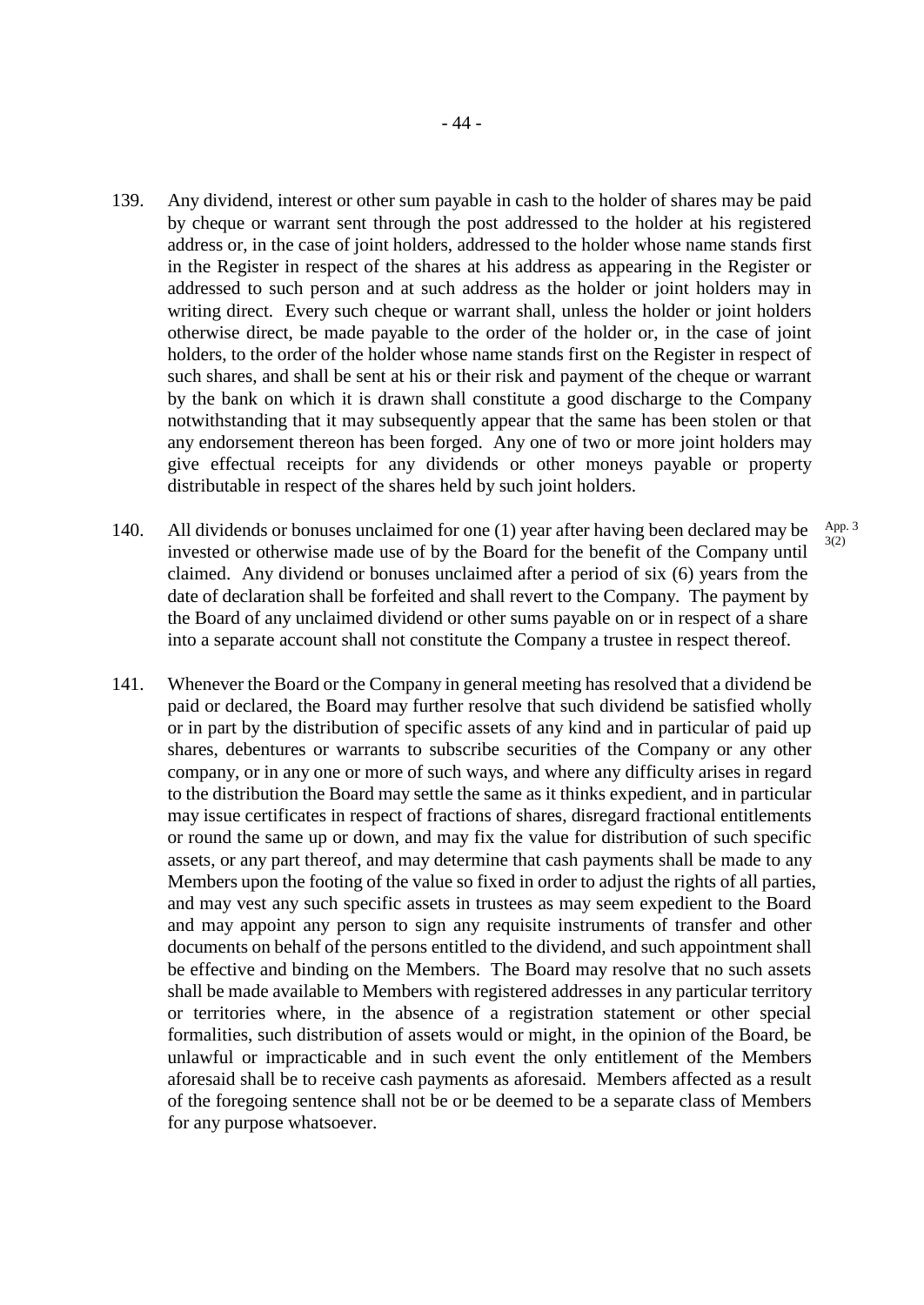139. Any dividend, interest or other sum payable in cash to the holder of shares may be paid by cheque or warrant sent through the post addressed to the holder at his registered address or, in the case of joint holders, addressed to the holder whose name stands first in the Register in respect of the shares at his address as appearing in the Register or addressed to such person and at such address as the holder or joint holders may in writing direct. Every such cheque or warrant shall, unless the holder or joint holders otherwise direct, be made payable to the order of the holder or, in the case of joint holders, to the order of the holder whose name stands first on the Register in respect of such shares, and shall be sent at his or their risk and payment of the cheque or warrant by the bank on which it is drawn shall constitute a good discharge to the Company notwithstanding that it may subsequently appear that the same has been stolen or that any endorsement thereon has been forged. Any one of two or more joint holders may give effectual receipts for any dividends or other moneys payable or property distributable in respect of the shares held by such joint holders.

140. All dividends or bonuses unclaimed for one (1) year after having been declared may be invested or otherwise made use of by the Board for the benefit of the Company until claimed. Any dividend or bonuses unclaimed after a period of six (6) years from the date of declaration shall be forfeited and shall revert to the Company. The payment by the Board of any unclaimed dividend or other sums payable on or in respect of a share into a separate account shall not constitute the Company a trustee in respect thereof.

App. 3 3(2)

141. Whenever the Board or the Company in general meeting has resolved that a dividend be paid or declared, the Board may further resolve that such dividend be satisfied wholly or in part by the distribution of specific assets of any kind and in particular of paid up shares, debentures or warrants to subscribe securities of the Company or any other company, or in any one or more of such ways, and where any difficulty arises in regard to the distribution the Board may settle the same as it thinks expedient, and in particular may issue certificates in respect of fractions of shares, disregard fractional entitlements or round the same up or down, and may fix the value for distribution of such specific assets, or any part thereof, and may determine that cash payments shall be made to any Members upon the footing of the value so fixed in order to adjust the rights of all parties, and may vest any such specific assets in trustees as may seem expedient to the Board and may appoint any person to sign any requisite instruments of transfer and other documents on behalf of the persons entitled to the dividend, and such appointment shall be effective and binding on the Members. The Board may resolve that no such assets shall be made available to Members with registered addresses in any particular territory or territories where, in the absence of a registration statement or other special formalities, such distribution of assets would or might, in the opinion of the Board, be unlawful or impracticable and in such event the only entitlement of the Members aforesaid shall be to receive cash payments as aforesaid. Members affected as a result of the foregoing sentence shall not be or be deemed to be a separate class of Members for any purpose whatsoever.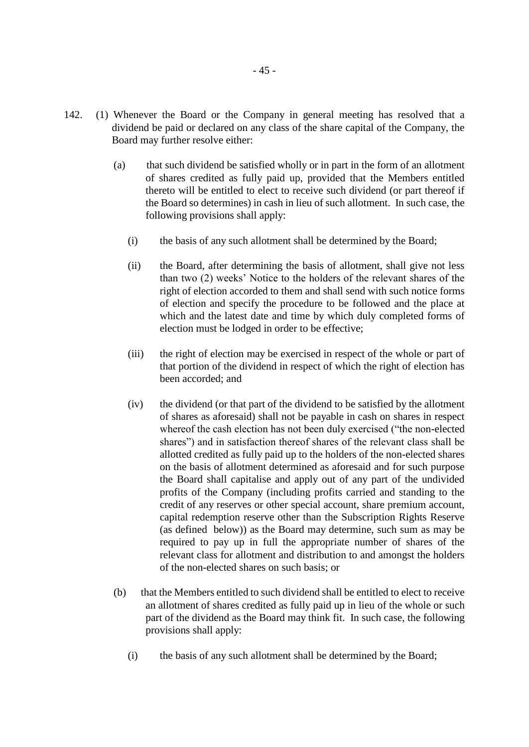142. (1) Whenever the Board or the Company in general meeting has resolved that a dividend be paid or declared on any class of the share capital of the Company, the Board may further resolve either:

   (a) that such dividend be satisfied wholly or in part in the form of an allotment of shares credited as fully paid up, provided that the Members entitled thereto will be entitled to elect to receive such dividend (or part thereof if the Board so determines) in cash in lieu of such allotment. In such case, the following provisions shall apply:

      (i) the basis of any such allotment shall be determined by the Board;

      (ii) the Board, after determining the basis of allotment, shall give not less than two (2) weeks' Notice to the holders of the relevant shares of the right of election accorded to them and shall send with such notice forms of election and specify the procedure to be followed and the place at which and the latest date and time by which duly completed forms of election must be lodged in order to be effective;

      (iii) the right of election may be exercised in respect of the whole or part of that portion of the dividend in respect of which the right of election has been accorded; and

      (iv) the dividend (or that part of the dividend to be satisfied by the allotment of shares as aforesaid) shall not be payable in cash on shares in respect whereof the cash election has not been duly exercised ("the non-elected shares") and in satisfaction thereof shares of the relevant class shall be allotted credited as fully paid up to the holders of the non-elected shares on the basis of allotment determined as aforesaid and for such purpose the Board shall capitalise and apply out of any part of the undivided profits of the Company (including profits carried and standing to the credit of any reserves or other special account, share premium account, capital redemption reserve other than the Subscription Rights Reserve (as defined below)) as the Board may determine, such sum as may be required to pay up in full the appropriate number of shares of the relevant class for allotment and distribution to and amongst the holders of the non-elected shares on such basis; or

   (b) that the Members entitled to such dividend shall be entitled to elect to receive an allotment of shares credited as fully paid up in lieu of the whole or such part of the dividend as the Board may think fit. In such case, the following provisions shall apply:

      (i) the basis of any such allotment shall be determined by the Board;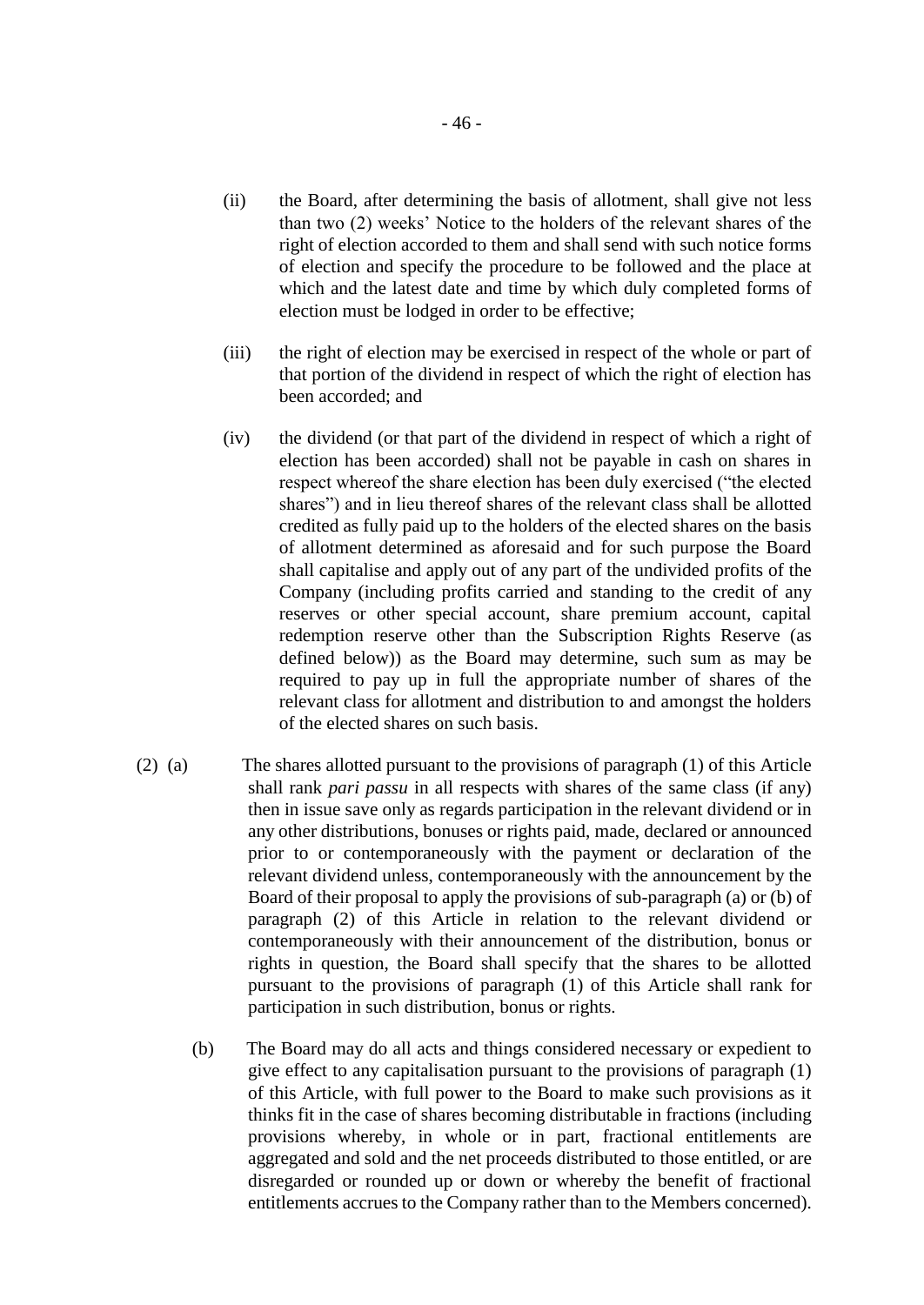(ii) the Board, after determining the basis of allotment, shall give not less than two (2) weeks' Notice to the holders of the relevant shares of the right of election accorded to them and shall send with such notice forms of election and specify the procedure to be followed and the place at which and the latest date and time by which duly completed forms of election must be lodged in order to be effective;

(iii) the right of election may be exercised in respect of the whole or part of that portion of the dividend in respect of which the right of election has been accorded; and

(iv) the dividend (or that part of the dividend in respect of which a right of election has been accorded) shall not be payable in cash on shares in respect whereof the share election has been duly exercised ("the elected shares") and in lieu thereof shares of the relevant class shall be allotted credited as fully paid up to the holders of the elected shares on the basis of allotment determined as aforesaid and for such purpose the Board shall capitalise and apply out of any part of the undivided profits of the Company (including profits carried and standing to the credit of any reserves or other special account, share premium account, capital redemption reserve other than the Subscription Rights Reserve (as defined below)) as the Board may determine, such sum as may be required to pay up in full the appropriate number of shares of the relevant class for allotment and distribution to and amongst the holders of the elected shares on such basis.

(2) (a) The shares allotted pursuant to the provisions of paragraph (1) of this Article shall rank *pari passu* in all respects with shares of the same class (if any) then in issue save only as regards participation in the relevant dividend or in any other distributions, bonuses or rights paid, made, declared or announced prior to or contemporaneously with the payment or declaration of the relevant dividend unless, contemporaneously with the announcement by the Board of their proposal to apply the provisions of sub-paragraph (a) or (b) of paragraph (2) of this Article in relation to the relevant dividend or contemporaneously with their announcement of the distribution, bonus or rights in question, the Board shall specify that the shares to be allotted pursuant to the provisions of paragraph (1) of this Article shall rank for participation in such distribution, bonus or rights.

(b) The Board may do all acts and things considered necessary or expedient to give effect to any capitalisation pursuant to the provisions of paragraph (1) of this Article, with full power to the Board to make such provisions as it thinks fit in the case of shares becoming distributable in fractions (including provisions whereby, in whole or in part, fractional entitlements are aggregated and sold and the net proceeds distributed to those entitled, or are disregarded or rounded up or down or whereby the benefit of fractional entitlements accrues to the Company rather than to the Members concerned).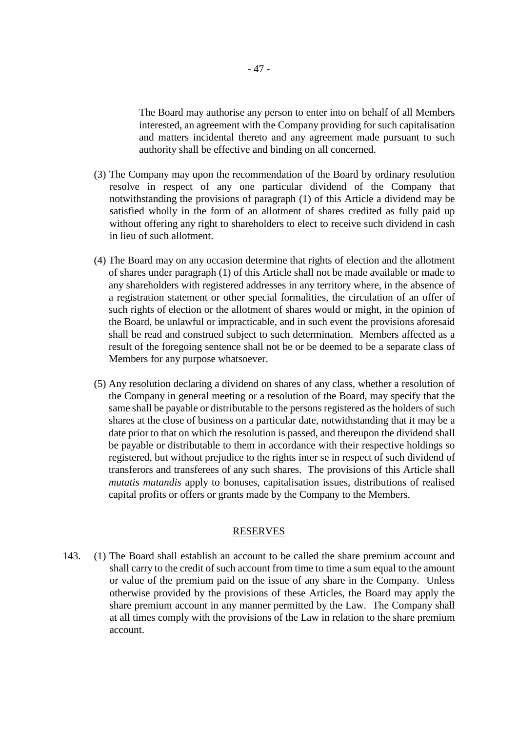The Board may authorise any person to enter into on behalf of all Members interested, an agreement with the Company providing for such capitalisation and matters incidental thereto and any agreement made pursuant to such authority shall be effective and binding on all concerned.

(3) The Company may upon the recommendation of the Board by ordinary resolution resolve in respect of any one particular dividend of the Company that notwithstanding the provisions of paragraph (1) of this Article a dividend may be satisfied wholly in the form of an allotment of shares credited as fully paid up without offering any right to shareholders to elect to receive such dividend in cash in lieu of such allotment.

(4) The Board may on any occasion determine that rights of election and the allotment of shares under paragraph (1) of this Article shall not be made available or made to any shareholders with registered addresses in any territory where, in the absence of a registration statement or other special formalities, the circulation of an offer of such rights of election or the allotment of shares would or might, in the opinion of the Board, be unlawful or impracticable, and in such event the provisions aforesaid shall be read and construed subject to such determination. Members affected as a result of the foregoing sentence shall not be or be deemed to be a separate class of Members for any purpose whatsoever.

(5) Any resolution declaring a dividend on shares of any class, whether a resolution of the Company in general meeting or a resolution of the Board, may specify that the same shall be payable or distributable to the persons registered as the holders of such shares at the close of business on a particular date, notwithstanding that it may be a date prior to that on which the resolution is passed, and thereupon the dividend shall be payable or distributable to them in accordance with their respective holdings so registered, but without prejudice to the rights inter se in respect of such dividend of transferors and transferees of any such shares. The provisions of this Article shall *mutatis mutandis* apply to bonuses, capitalisation issues, distributions of realised capital profits or offers or grants made by the Company to the Members.

## RESERVES

143. (1) The Board shall establish an account to be called the share premium account and shall carry to the credit of such account from time to time a sum equal to the amount or value of the premium paid on the issue of any share in the Company. Unless otherwise provided by the provisions of these Articles, the Board may apply the share premium account in any manner permitted by the Law. The Company shall at all times comply with the provisions of the Law in relation to the share premium account.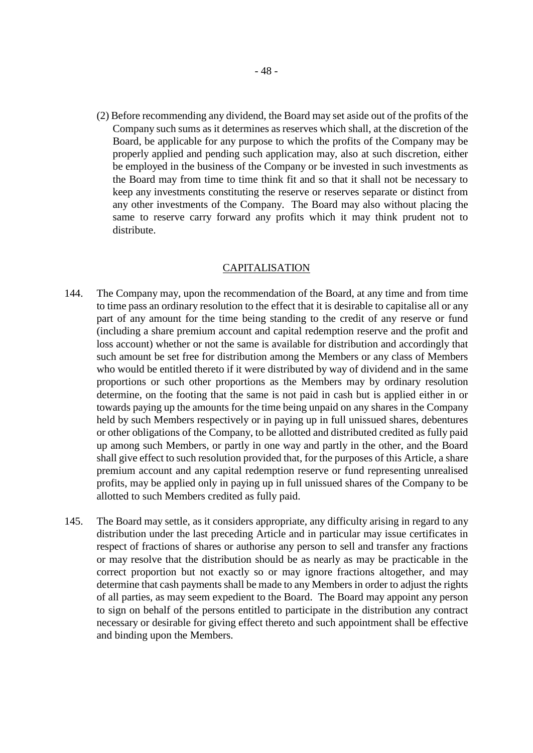(2) Before recommending any dividend, the Board may set aside out of the profits of the Company such sums as it determines as reserves which shall, at the discretion of the Board, be applicable for any purpose to which the profits of the Company may be properly applied and pending such application may, also at such discretion, either be employed in the business of the Company or be invested in such investments as the Board may from time to time think fit and so that it shall not be necessary to keep any investments constituting the reserve or reserves separate or distinct from any other investments of the Company. The Board may also without placing the same to reserve carry forward any profits which it may think prudent not to distribute.

## CAPITALISATION

144. The Company may, upon the recommendation of the Board, at any time and from time to time pass an ordinary resolution to the effect that it is desirable to capitalise all or any part of any amount for the time being standing to the credit of any reserve or fund (including a share premium account and capital redemption reserve and the profit and loss account) whether or not the same is available for distribution and accordingly that such amount be set free for distribution among the Members or any class of Members who would be entitled thereto if it were distributed by way of dividend and in the same proportions or such other proportions as the Members may by ordinary resolution determine, on the footing that the same is not paid in cash but is applied either in or towards paying up the amounts for the time being unpaid on any shares in the Company held by such Members respectively or in paying up in full unissued shares, debentures or other obligations of the Company, to be allotted and distributed credited as fully paid up among such Members, or partly in one way and partly in the other, and the Board shall give effect to such resolution provided that, for the purposes of this Article, a share premium account and any capital redemption reserve or fund representing unrealised profits, may be applied only in paying up in full unissued shares of the Company to be allotted to such Members credited as fully paid.

145. The Board may settle, as it considers appropriate, any difficulty arising in regard to any distribution under the last preceding Article and in particular may issue certificates in respect of fractions of shares or authorise any person to sell and transfer any fractions or may resolve that the distribution should be as nearly as may be practicable in the correct proportion but not exactly so or may ignore fractions altogether, and may determine that cash payments shall be made to any Members in order to adjust the rights of all parties, as may seem expedient to the Board. The Board may appoint any person to sign on behalf of the persons entitled to participate in the distribution any contract necessary or desirable for giving effect thereto and such appointment shall be effective and binding upon the Members.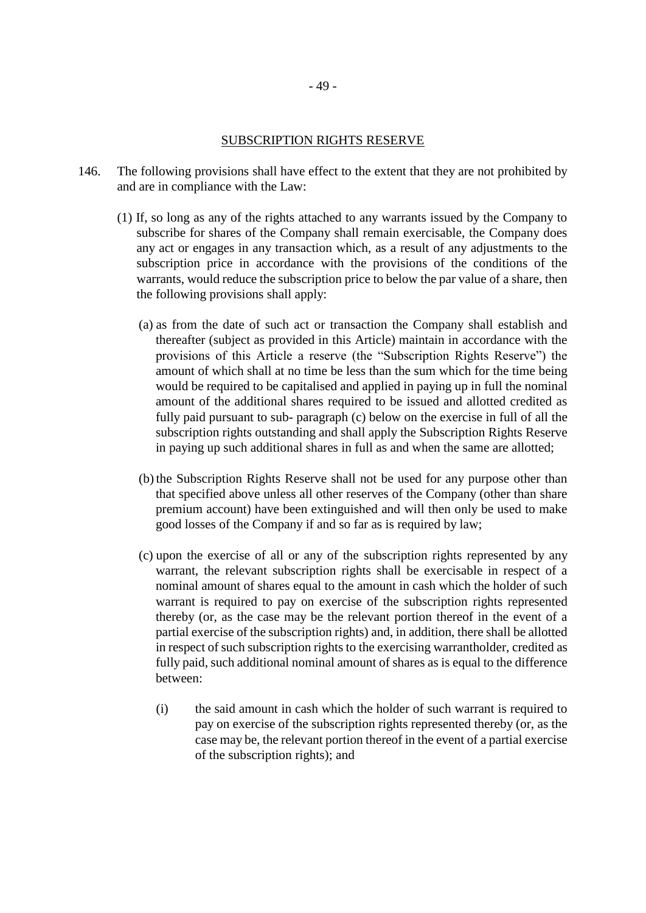## SUBSCRIPTION RIGHTS RESERVE

146. The following provisions shall have effect to the extent that they are not prohibited by and are in compliance with the Law:

    (1) If, so long as any of the rights attached to any warrants issued by the Company to subscribe for shares of the Company shall remain exercisable, the Company does any act or engages in any transaction which, as a result of any adjustments to the subscription price in accordance with the provisions of the conditions of the warrants, would reduce the subscription price to below the par value of a share, then the following provisions shall apply:

        (a) as from the date of such act or transaction the Company shall establish and thereafter (subject as provided in this Article) maintain in accordance with the provisions of this Article a reserve (the "Subscription Rights Reserve") the amount of which shall at no time be less than the sum which for the time being would be required to be capitalised and applied in paying up in full the nominal amount of the additional shares required to be issued and allotted credited as fully paid pursuant to sub- paragraph (c) below on the exercise in full of all the subscription rights outstanding and shall apply the Subscription Rights Reserve in paying up such additional shares in full as and when the same are allotted;

        (b) the Subscription Rights Reserve shall not be used for any purpose other than that specified above unless all other reserves of the Company (other than share premium account) have been extinguished and will then only be used to make good losses of the Company if and so far as is required by law;

        (c) upon the exercise of all or any of the subscription rights represented by any warrant, the relevant subscription rights shall be exercisable in respect of a nominal amount of shares equal to the amount in cash which the holder of such warrant is required to pay on exercise of the subscription rights represented thereby (or, as the case may be the relevant portion thereof in the event of a partial exercise of the subscription rights) and, in addition, there shall be allotted in respect of such subscription rights to the exercising warrantholder, credited as fully paid, such additional nominal amount of shares as is equal to the difference between:

            (i) the said amount in cash which the holder of such warrant is required to pay on exercise of the subscription rights represented thereby (or, as the case may be, the relevant portion thereof in the event of a partial exercise of the subscription rights); and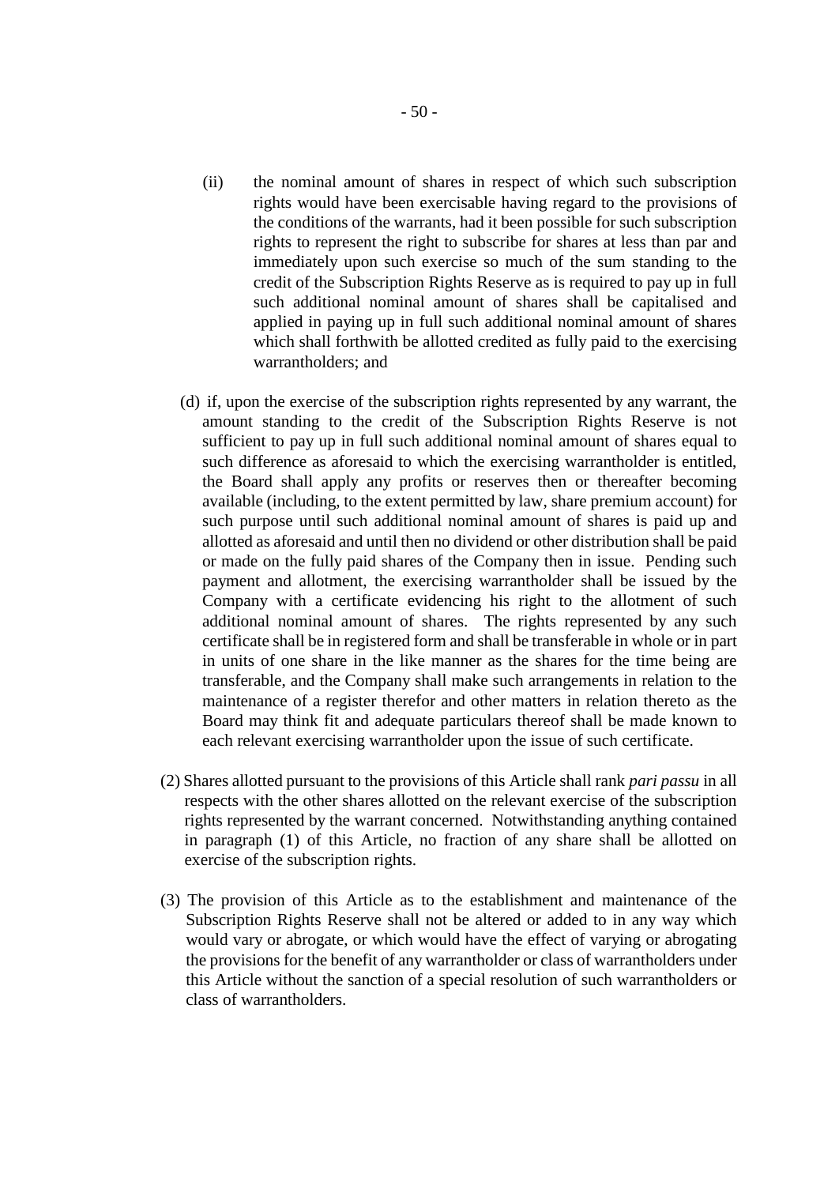(ii) the nominal amount of shares in respect of which such subscription rights would have been exercisable having regard to the provisions of the conditions of the warrants, had it been possible for such subscription rights to represent the right to subscribe for shares at less than par and immediately upon such exercise so much of the sum standing to the credit of the Subscription Rights Reserve as is required to pay up in full such additional nominal amount of shares shall be capitalised and applied in paying up in full such additional nominal amount of shares which shall forthwith be allotted credited as fully paid to the exercising warrantholders; and

(d) if, upon the exercise of the subscription rights represented by any warrant, the amount standing to the credit of the Subscription Rights Reserve is not sufficient to pay up in full such additional nominal amount of shares equal to such difference as aforesaid to which the exercising warrantholder is entitled, the Board shall apply any profits or reserves then or thereafter becoming available (including, to the extent permitted by law, share premium account) for such purpose until such additional nominal amount of shares is paid up and allotted as aforesaid and until then no dividend or other distribution shall be paid or made on the fully paid shares of the Company then in issue. Pending such payment and allotment, the exercising warrantholder shall be issued by the Company with a certificate evidencing his right to the allotment of such additional nominal amount of shares. The rights represented by any such certificate shall be in registered form and shall be transferable in whole or in part in units of one share in the like manner as the shares for the time being are transferable, and the Company shall make such arrangements in relation to the maintenance of a register therefor and other matters in relation thereto as the Board may think fit and adequate particulars thereof shall be made known to each relevant exercising warrantholder upon the issue of such certificate.

(2) Shares allotted pursuant to the provisions of this Article shall rank *pari passu* in all respects with the other shares allotted on the relevant exercise of the subscription rights represented by the warrant concerned. Notwithstanding anything contained in paragraph (1) of this Article, no fraction of any share shall be allotted on exercise of the subscription rights.

(3) The provision of this Article as to the establishment and maintenance of the Subscription Rights Reserve shall not be altered or added to in any way which would vary or abrogate, or which would have the effect of varying or abrogating the provisions for the benefit of any warrantholder or class of warrantholders under this Article without the sanction of a special resolution of such warrantholders or class of warrantholders.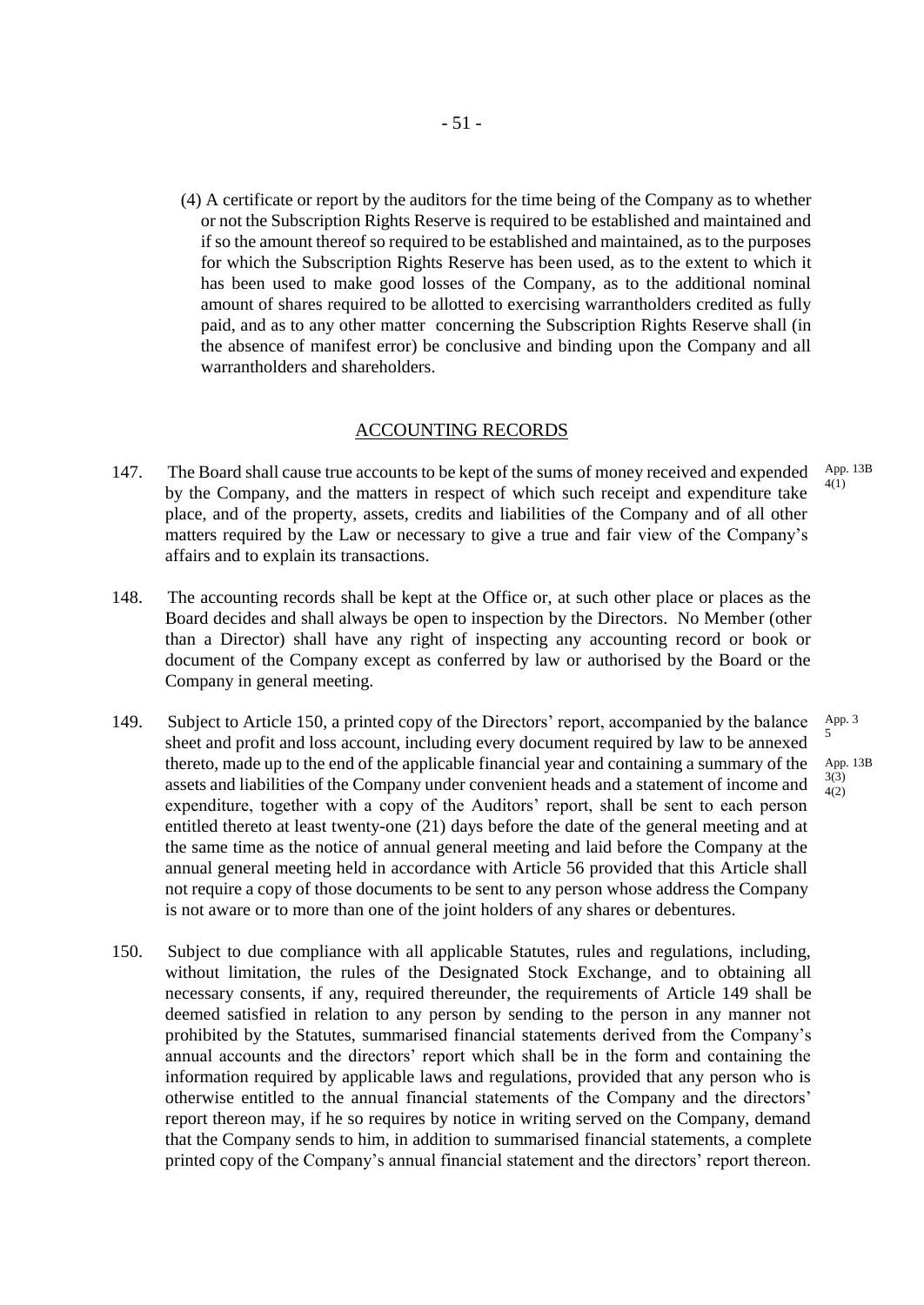(4) A certificate or report by the auditors for the time being of the Company as to whether or not the Subscription Rights Reserve is required to be established and maintained and if so the amount thereof so required to be established and maintained, as to the purposes for which the Subscription Rights Reserve has been used, as to the extent to which it has been used to make good losses of the Company, as to the additional nominal amount of shares required to be allotted to exercising warrantholders credited as fully paid, and as to any other matter concerning the Subscription Rights Reserve shall (in the absence of manifest error) be conclusive and binding upon the Company and all warrantholders and shareholders.

## ACCOUNTING RECORDS

147. The Board shall cause true accounts to be kept of the sums of money received and expended by the Company, and the matters in respect of which such receipt and expenditure take place, and of the property, assets, credits and liabilities of the Company and of all other matters required by the Law or necessary to give a true and fair view of the Company's affairs and to explain its transactions. App. 13B 4(1)

148. The accounting records shall be kept at the Office or, at such other place or places as the Board decides and shall always be open to inspection by the Directors. No Member (other than a Director) shall have any right of inspecting any accounting record or book or document of the Company except as conferred by law or authorised by the Board or the Company in general meeting.

149. Subject to Article 150, a printed copy of the Directors' report, accompanied by the balance sheet and profit and loss account, including every document required by law to be annexed thereto, made up to the end of the applicable financial year and containing a summary of the assets and liabilities of the Company under convenient heads and a statement of income and expenditure, together with a copy of the Auditors' report, shall be sent to each person entitled thereto at least twenty-one (21) days before the date of the general meeting and at the same time as the notice of annual general meeting and laid before the Company at the annual general meeting held in accordance with Article 56 provided that this Article shall not require a copy of those documents to be sent to any person whose address the Company is not aware or to more than one of the joint holders of any shares or debentures. App. 3 5; App. 13B 3(3) 4(2)

150. Subject to due compliance with all applicable Statutes, rules and regulations, including, without limitation, the rules of the Designated Stock Exchange, and to obtaining all necessary consents, if any, required thereunder, the requirements of Article 149 shall be deemed satisfied in relation to any person by sending to the person in any manner not prohibited by the Statutes, summarised financial statements derived from the Company's annual accounts and the directors' report which shall be in the form and containing the information required by applicable laws and regulations, provided that any person who is otherwise entitled to the annual financial statements of the Company and the directors' report thereon may, if he so requires by notice in writing served on the Company, demand that the Company sends to him, in addition to summarised financial statements, a complete printed copy of the Company's annual financial statement and the directors' report thereon.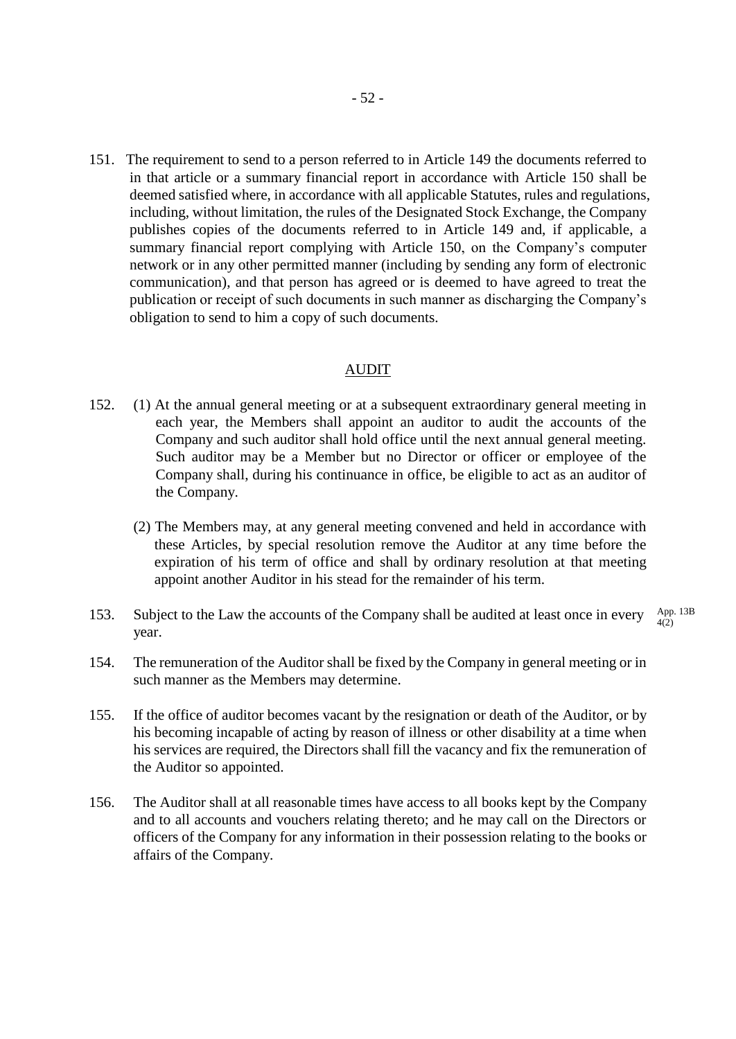151. The requirement to send to a person referred to in Article 149 the documents referred to in that article or a summary financial report in accordance with Article 150 shall be deemed satisfied where, in accordance with all applicable Statutes, rules and regulations, including, without limitation, the rules of the Designated Stock Exchange, the Company publishes copies of the documents referred to in Article 149 and, if applicable, a summary financial report complying with Article 150, on the Company's computer network or in any other permitted manner (including by sending any form of electronic communication), and that person has agreed or is deemed to have agreed to treat the publication or receipt of such documents in such manner as discharging the Company's obligation to send to him a copy of such documents.

## AUDIT

152. (1) At the annual general meeting or at a subsequent extraordinary general meeting in each year, the Members shall appoint an auditor to audit the accounts of the Company and such auditor shall hold office until the next annual general meeting. Such auditor may be a Member but no Director or officer or employee of the Company shall, during his continuance in office, be eligible to act as an auditor of the Company.

(2) The Members may, at any general meeting convened and held in accordance with these Articles, by special resolution remove the Auditor at any time before the expiration of his term of office and shall by ordinary resolution at that meeting appoint another Auditor in his stead for the remainder of his term.

153. Subject to the Law the accounts of the Company shall be audited at least once in every year.

App. 13B 4(2)

154. The remuneration of the Auditor shall be fixed by the Company in general meeting or in such manner as the Members may determine.

155. If the office of auditor becomes vacant by the resignation or death of the Auditor, or by his becoming incapable of acting by reason of illness or other disability at a time when his services are required, the Directors shall fill the vacancy and fix the remuneration of the Auditor so appointed.

156. The Auditor shall at all reasonable times have access to all books kept by the Company and to all accounts and vouchers relating thereto; and he may call on the Directors or officers of the Company for any information in their possession relating to the books or affairs of the Company.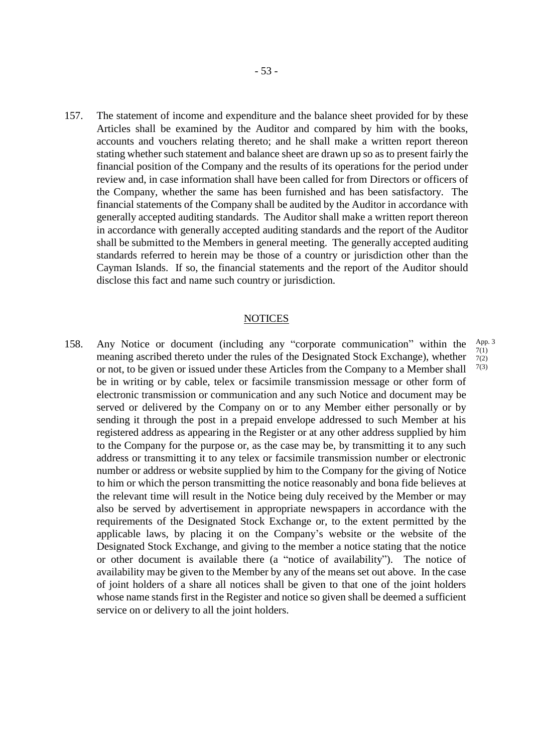157. The statement of income and expenditure and the balance sheet provided for by these Articles shall be examined by the Auditor and compared by him with the books, accounts and vouchers relating thereto; and he shall make a written report thereon stating whether such statement and balance sheet are drawn up so as to present fairly the financial position of the Company and the results of its operations for the period under review and, in case information shall have been called for from Directors or officers of the Company, whether the same has been furnished and has been satisfactory. The financial statements of the Company shall be audited by the Auditor in accordance with generally accepted auditing standards. The Auditor shall make a written report thereon in accordance with generally accepted auditing standards and the report of the Auditor shall be submitted to the Members in general meeting. The generally accepted auditing standards referred to herein may be those of a country or jurisdiction other than the Cayman Islands. If so, the financial statements and the report of the Auditor should disclose this fact and name such country or jurisdiction.

## NOTICES

158. Any Notice or document (including any "corporate communication" within the meaning ascribed thereto under the rules of the Designated Stock Exchange), whether or not, to be given or issued under these Articles from the Company to a Member shall be in writing or by cable, telex or facsimile transmission message or other form of electronic transmission or communication and any such Notice and document may be served or delivered by the Company on or to any Member either personally or by sending it through the post in a prepaid envelope addressed to such Member at his registered address as appearing in the Register or at any other address supplied by him to the Company for the purpose or, as the case may be, by transmitting it to any such address or transmitting it to any telex or facsimile transmission number or electronic number or address or website supplied by him to the Company for the giving of Notice to him or which the person transmitting the notice reasonably and bona fide believes at the relevant time will result in the Notice being duly received by the Member or may also be served by advertisement in appropriate newspapers in accordance with the requirements of the Designated Stock Exchange or, to the extent permitted by the applicable laws, by placing it on the Company's website or the website of the Designated Stock Exchange, and giving to the member a notice stating that the notice or other document is available there (a "notice of availability"). The notice of availability may be given to the Member by any of the means set out above. In the case of joint holders of a share all notices shall be given to that one of the joint holders whose name stands first in the Register and notice so given shall be deemed a sufficient service on or delivery to all the joint holders.

App. 3 7(1) 7(2) 7(3)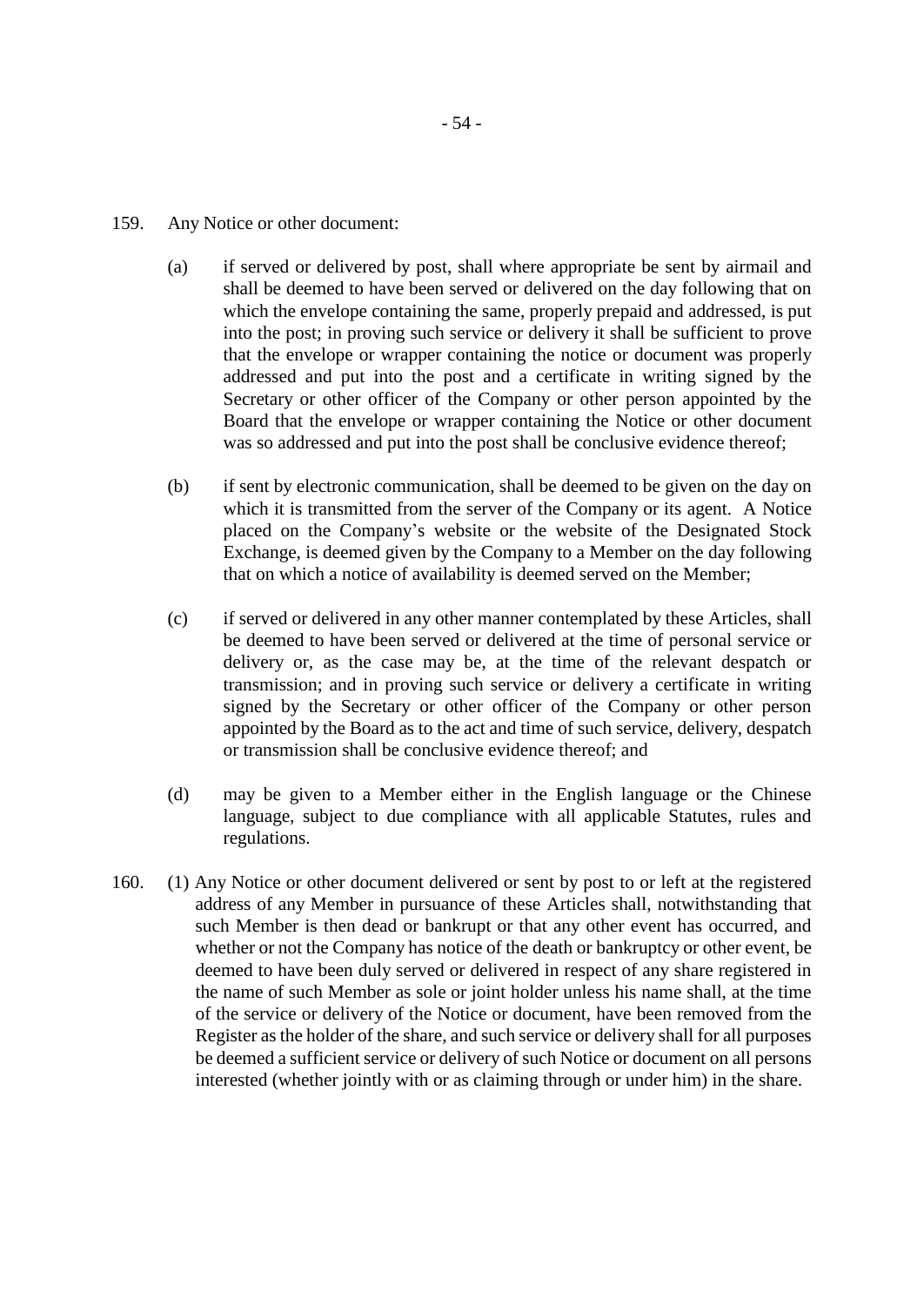159. Any Notice or other document:

(a) if served or delivered by post, shall where appropriate be sent by airmail and shall be deemed to have been served or delivered on the day following that on which the envelope containing the same, properly prepaid and addressed, is put into the post; in proving such service or delivery it shall be sufficient to prove that the envelope or wrapper containing the notice or document was properly addressed and put into the post and a certificate in writing signed by the Secretary or other officer of the Company or other person appointed by the Board that the envelope or wrapper containing the Notice or other document was so addressed and put into the post shall be conclusive evidence thereof;

(b) if sent by electronic communication, shall be deemed to be given on the day on which it is transmitted from the server of the Company or its agent. A Notice placed on the Company's website or the website of the Designated Stock Exchange, is deemed given by the Company to a Member on the day following that on which a notice of availability is deemed served on the Member;

(c) if served or delivered in any other manner contemplated by these Articles, shall be deemed to have been served or delivered at the time of personal service or delivery or, as the case may be, at the time of the relevant despatch or transmission; and in proving such service or delivery a certificate in writing signed by the Secretary or other officer of the Company or other person appointed by the Board as to the act and time of such service, delivery, despatch or transmission shall be conclusive evidence thereof; and

(d) may be given to a Member either in the English language or the Chinese language, subject to due compliance with all applicable Statutes, rules and regulations.

160. (1) Any Notice or other document delivered or sent by post to or left at the registered address of any Member in pursuance of these Articles shall, notwithstanding that such Member is then dead or bankrupt or that any other event has occurred, and whether or not the Company has notice of the death or bankruptcy or other event, be deemed to have been duly served or delivered in respect of any share registered in the name of such Member as sole or joint holder unless his name shall, at the time of the service or delivery of the Notice or document, have been removed from the Register as the holder of the share, and such service or delivery shall for all purposes be deemed a sufficient service or delivery of such Notice or document on all persons interested (whether jointly with or as claiming through or under him) in the share.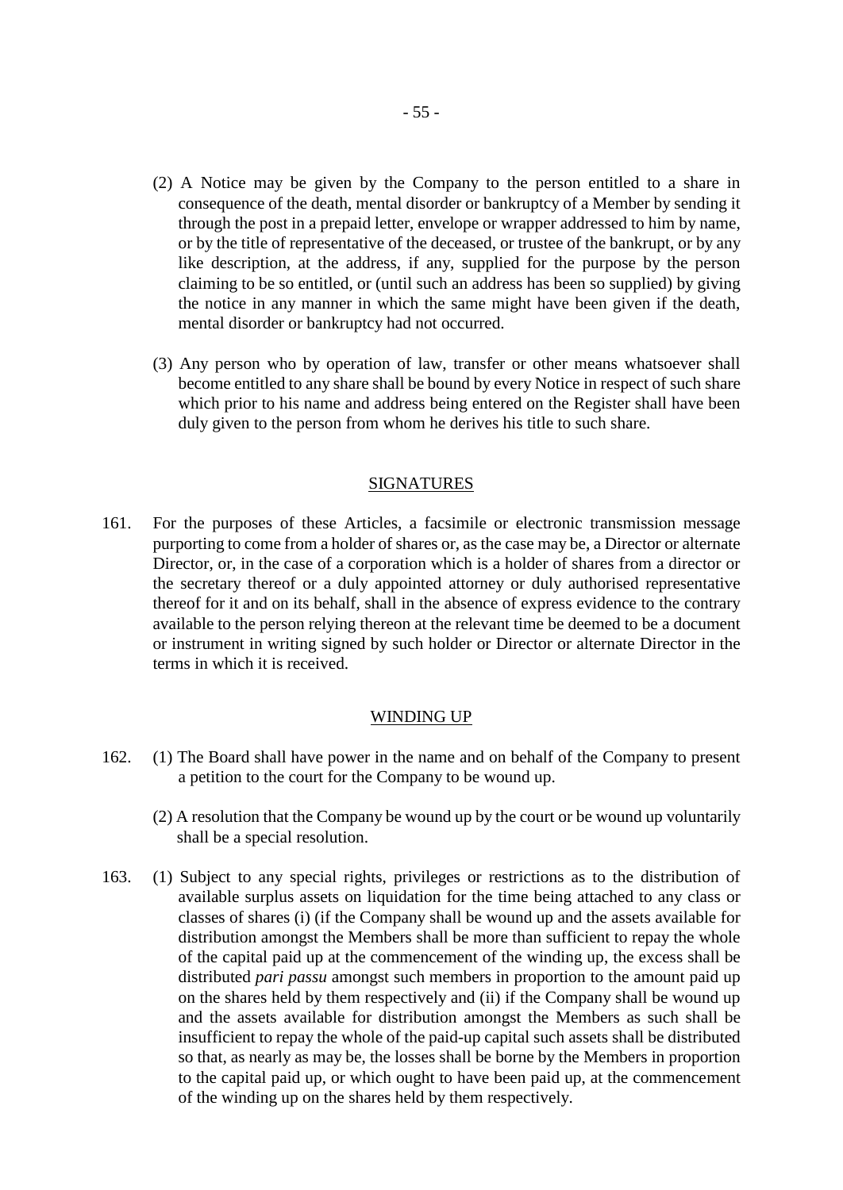(2) A Notice may be given by the Company to the person entitled to a share in consequence of the death, mental disorder or bankruptcy of a Member by sending it through the post in a prepaid letter, envelope or wrapper addressed to him by name, or by the title of representative of the deceased, or trustee of the bankrupt, or by any like description, at the address, if any, supplied for the purpose by the person claiming to be so entitled, or (until such an address has been so supplied) by giving the notice in any manner in which the same might have been given if the death, mental disorder or bankruptcy had not occurred.

(3) Any person who by operation of law, transfer or other means whatsoever shall become entitled to any share shall be bound by every Notice in respect of such share which prior to his name and address being entered on the Register shall have been duly given to the person from whom he derives his title to such share.

## SIGNATURES

161. For the purposes of these Articles, a facsimile or electronic transmission message purporting to come from a holder of shares or, as the case may be, a Director or alternate Director, or, in the case of a corporation which is a holder of shares from a director or the secretary thereof or a duly appointed attorney or duly authorised representative thereof for it and on its behalf, shall in the absence of express evidence to the contrary available to the person relying thereon at the relevant time be deemed to be a document or instrument in writing signed by such holder or Director or alternate Director in the terms in which it is received.

## WINDING UP

162. (1) The Board shall have power in the name and on behalf of the Company to present a petition to the court for the Company to be wound up.

(2) A resolution that the Company be wound up by the court or be wound up voluntarily shall be a special resolution.

163. (1) Subject to any special rights, privileges or restrictions as to the distribution of available surplus assets on liquidation for the time being attached to any class or classes of shares (i) (if the Company shall be wound up and the assets available for distribution amongst the Members shall be more than sufficient to repay the whole of the capital paid up at the commencement of the winding up, the excess shall be distributed *pari passu* amongst such members in proportion to the amount paid up on the shares held by them respectively and (ii) if the Company shall be wound up and the assets available for distribution amongst the Members as such shall be insufficient to repay the whole of the paid-up capital such assets shall be distributed so that, as nearly as may be, the losses shall be borne by the Members in proportion to the capital paid up, or which ought to have been paid up, at the commencement of the winding up on the shares held by them respectively.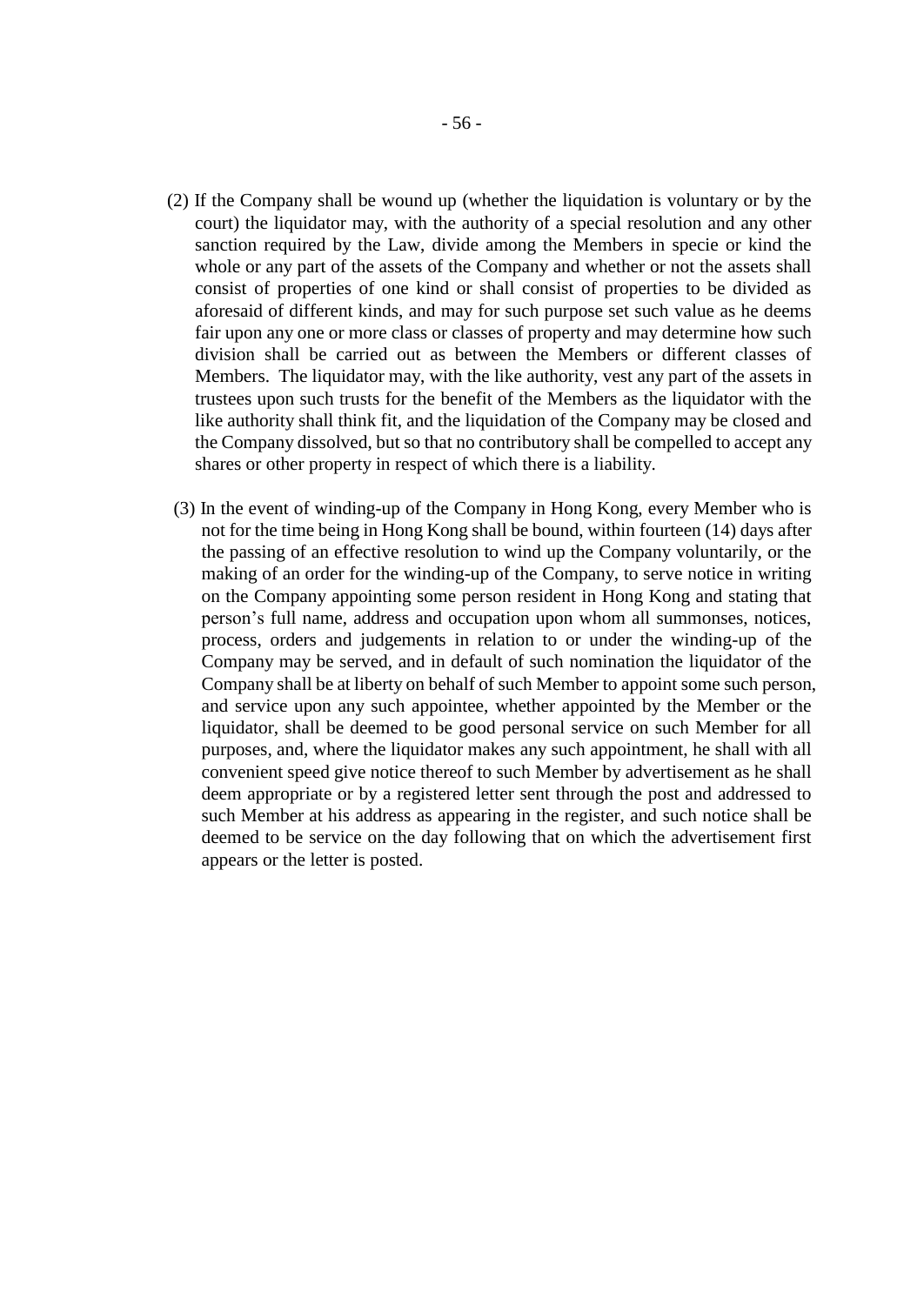(2) If the Company shall be wound up (whether the liquidation is voluntary or by the court) the liquidator may, with the authority of a special resolution and any other sanction required by the Law, divide among the Members in specie or kind the whole or any part of the assets of the Company and whether or not the assets shall consist of properties of one kind or shall consist of properties to be divided as aforesaid of different kinds, and may for such purpose set such value as he deems fair upon any one or more class or classes of property and may determine how such division shall be carried out as between the Members or different classes of Members. The liquidator may, with the like authority, vest any part of the assets in trustees upon such trusts for the benefit of the Members as the liquidator with the like authority shall think fit, and the liquidation of the Company may be closed and the Company dissolved, but so that no contributory shall be compelled to accept any shares or other property in respect of which there is a liability.

(3) In the event of winding-up of the Company in Hong Kong, every Member who is not for the time being in Hong Kong shall be bound, within fourteen (14) days after the passing of an effective resolution to wind up the Company voluntarily, or the making of an order for the winding-up of the Company, to serve notice in writing on the Company appointing some person resident in Hong Kong and stating that person's full name, address and occupation upon whom all summonses, notices, process, orders and judgements in relation to or under the winding-up of the Company may be served, and in default of such nomination the liquidator of the Company shall be at liberty on behalf of such Member to appoint some such person, and service upon any such appointee, whether appointed by the Member or the liquidator, shall be deemed to be good personal service on such Member for all purposes, and, where the liquidator makes any such appointment, he shall with all convenient speed give notice thereof to such Member by advertisement as he shall deem appropriate or by a registered letter sent through the post and addressed to such Member at his address as appearing in the register, and such notice shall be deemed to be service on the day following that on which the advertisement first appears or the letter is posted.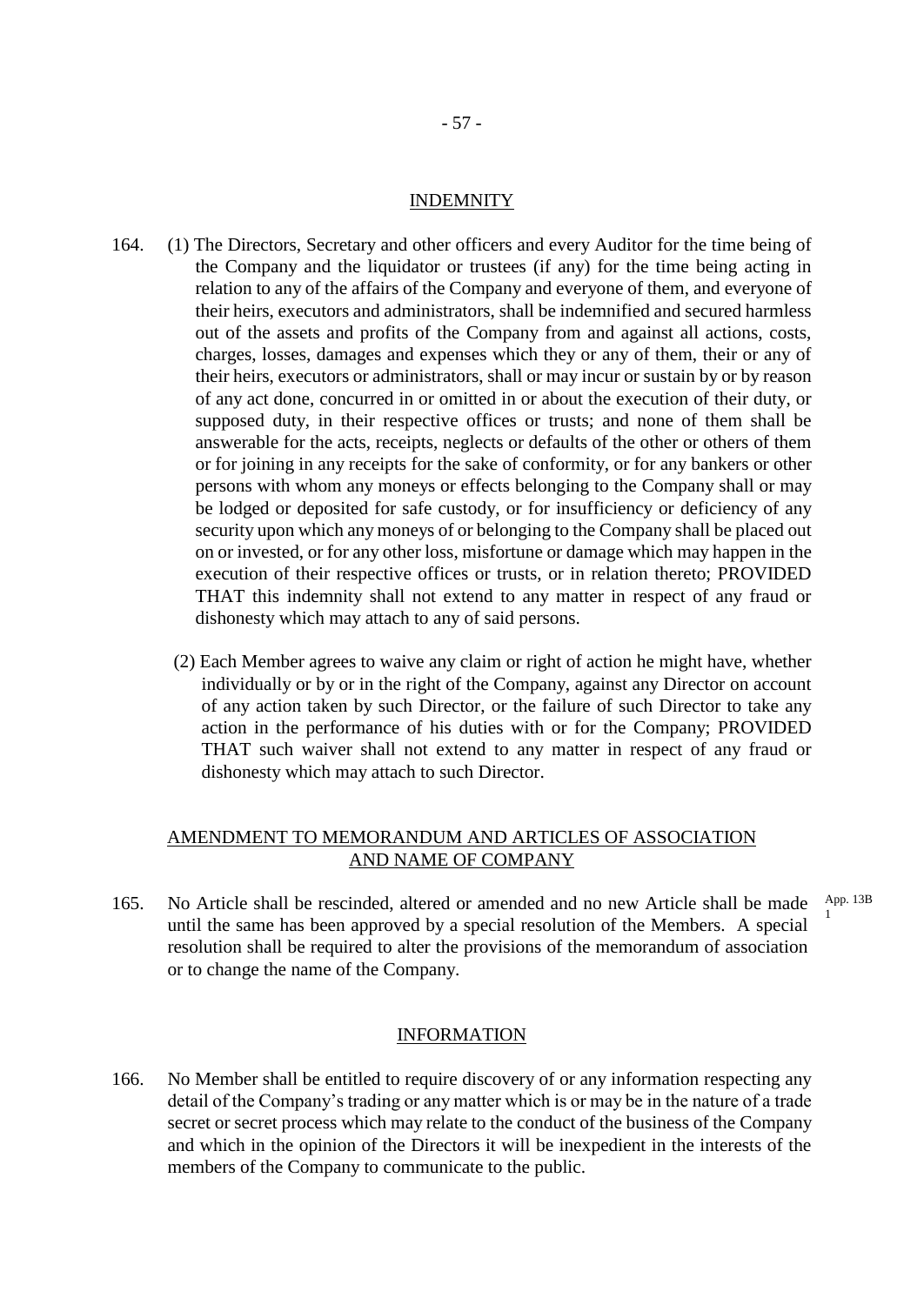## INDEMNITY

164. (1) The Directors, Secretary and other officers and every Auditor for the time being of the Company and the liquidator or trustees (if any) for the time being acting in relation to any of the affairs of the Company and everyone of them, and everyone of their heirs, executors and administrators, shall be indemnified and secured harmless out of the assets and profits of the Company from and against all actions, costs, charges, losses, damages and expenses which they or any of them, their or any of their heirs, executors or administrators, shall or may incur or sustain by or by reason of any act done, concurred in or omitted in or about the execution of their duty, or supposed duty, in their respective offices or trusts; and none of them shall be answerable for the acts, receipts, neglects or defaults of the other or others of them or for joining in any receipts for the sake of conformity, or for any bankers or other persons with whom any moneys or effects belonging to the Company shall or may be lodged or deposited for safe custody, or for insufficiency or deficiency of any security upon which any moneys of or belonging to the Company shall be placed out on or invested, or for any other loss, misfortune or damage which may happen in the execution of their respective offices or trusts, or in relation thereto; PROVIDED THAT this indemnity shall not extend to any matter in respect of any fraud or dishonesty which may attach to any of said persons.

(2) Each Member agrees to waive any claim or right of action he might have, whether individually or by or in the right of the Company, against any Director on account of any action taken by such Director, or the failure of such Director to take any action in the performance of his duties with or for the Company; PROVIDED THAT such waiver shall not extend to any matter in respect of any fraud or dishonesty which may attach to such Director.

## AMENDMENT TO MEMORANDUM AND ARTICLES OF ASSOCIATION AND NAME OF COMPANY

165. No Article shall be rescinded, altered or amended and no new Article shall be made until the same has been approved by a special resolution of the Members. A special resolution shall be required to alter the provisions of the memorandum of association or to change the name of the Company.

App. 13B 1

## INFORMATION

166. No Member shall be entitled to require discovery of or any information respecting any detail of the Company's trading or any matter which is or may be in the nature of a trade secret or secret process which may relate to the conduct of the business of the Company and which in the opinion of the Directors it will be inexpedient in the interests of the members of the Company to communicate to the public.